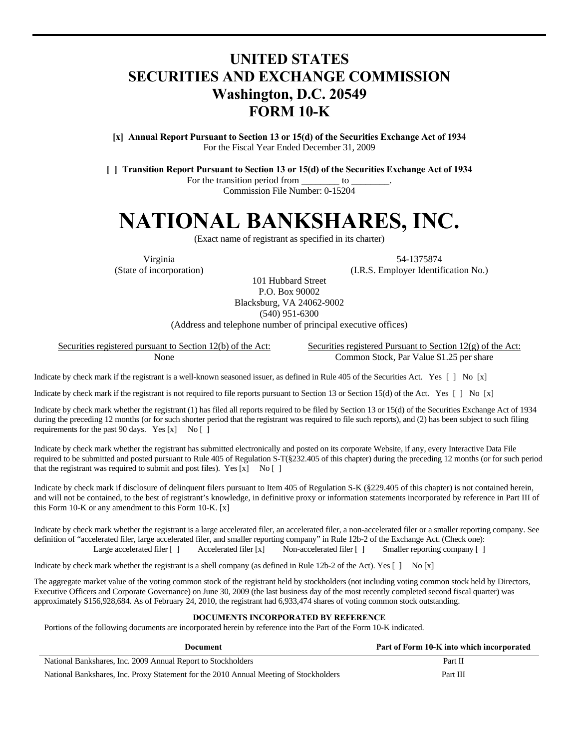# UNITED STATES
# SECURITIES AND EXCHANGE COMMISSION
## Washington, D.C. 20549
## FORM 10-K

**[x] Annual Report Pursuant to Section 13 or 15(d) of the Securities Exchange Act of 1934**
For the Fiscal Year Ended December 31, 2009

**[ ] Transition Report Pursuant to Section 13 or 15(d) of the Securities Exchange Act of 1934**
For the transition period from ________ to ________.
Commission File Number: 0-15204

# NATIONAL BANKSHARES, INC.

(Exact name of registrant as specified in its charter)

| Virginia | 54-1375874 |
|---|---|
| (State of incorporation) | (I.R.S. Employer Identification No.) |

101 Hubbard Street
P.O. Box 90002
Blacksburg, VA 24062-9002
(540) 951-6300
(Address and telephone number of principal executive offices)

| Securities registered pursuant to Section 12(b) of the Act: | Securities registered Pursuant to Section 12(g) of the Act: |
|---|---|
| None | Common Stock, Par Value $1.25 per share |

Indicate by check mark if the registrant is a well-known seasoned issuer, as defined in Rule 405 of the Securities Act. Yes [ ] No [x]

Indicate by check mark if the registrant is not required to file reports pursuant to Section 13 or Section 15(d) of the Act. Yes [ ] No [x]

Indicate by check mark whether the registrant (1) has filed all reports required to be filed by Section 13 or 15(d) of the Securities Exchange Act of 1934 during the preceding 12 months (or for such shorter period that the registrant was required to file such reports), and (2) has been subject to such filing requirements for the past 90 days. Yes [x] No [ ]

Indicate by check mark whether the registrant has submitted electronically and posted on its corporate Website, if any, every Interactive Data File required to be submitted and posted pursuant to Rule 405 of Regulation S-T(§232.405 of this chapter) during the preceding 12 months (or for such period that the registrant was required to submit and post files). Yes [x] No [ ]

Indicate by check mark if disclosure of delinquent filers pursuant to Item 405 of Regulation S-K (§229.405 of this chapter) is not contained herein, and will not be contained, to the best of registrant's knowledge, in definitive proxy or information statements incorporated by reference in Part III of this Form 10-K or any amendment to this Form 10-K. [x]

Indicate by check mark whether the registrant is a large accelerated filer, an accelerated filer, a non-accelerated filer or a smaller reporting company. See definition of "accelerated filer, large accelerated filer, and smaller reporting company" in Rule 12b-2 of the Exchange Act. (Check one):
Large accelerated filer [ ] Accelerated filer [x] Non-accelerated filer [ ] Smaller reporting company [ ]

Indicate by check mark whether the registrant is a shell company (as defined in Rule 12b-2 of the Act). Yes [ ] No [x]

The aggregate market value of the voting common stock of the registrant held by stockholders (not including voting common stock held by Directors, Executive Officers and Corporate Governance) on June 30, 2009 (the last business day of the most recently completed second fiscal quarter) was approximately $156,928,684. As of February 24, 2010, the registrant had 6,933,474 shares of voting common stock outstanding.

**DOCUMENTS INCORPORATED BY REFERENCE**

Portions of the following documents are incorporated herein by reference into the Part of the Form 10-K indicated.

| Document | Part of Form 10-K into which incorporated |
|---|---|
| National Bankshares, Inc. 2009 Annual Report to Stockholders | Part II |
| National Bankshares, Inc. Proxy Statement for the 2010 Annual Meeting of Stockholders | Part III |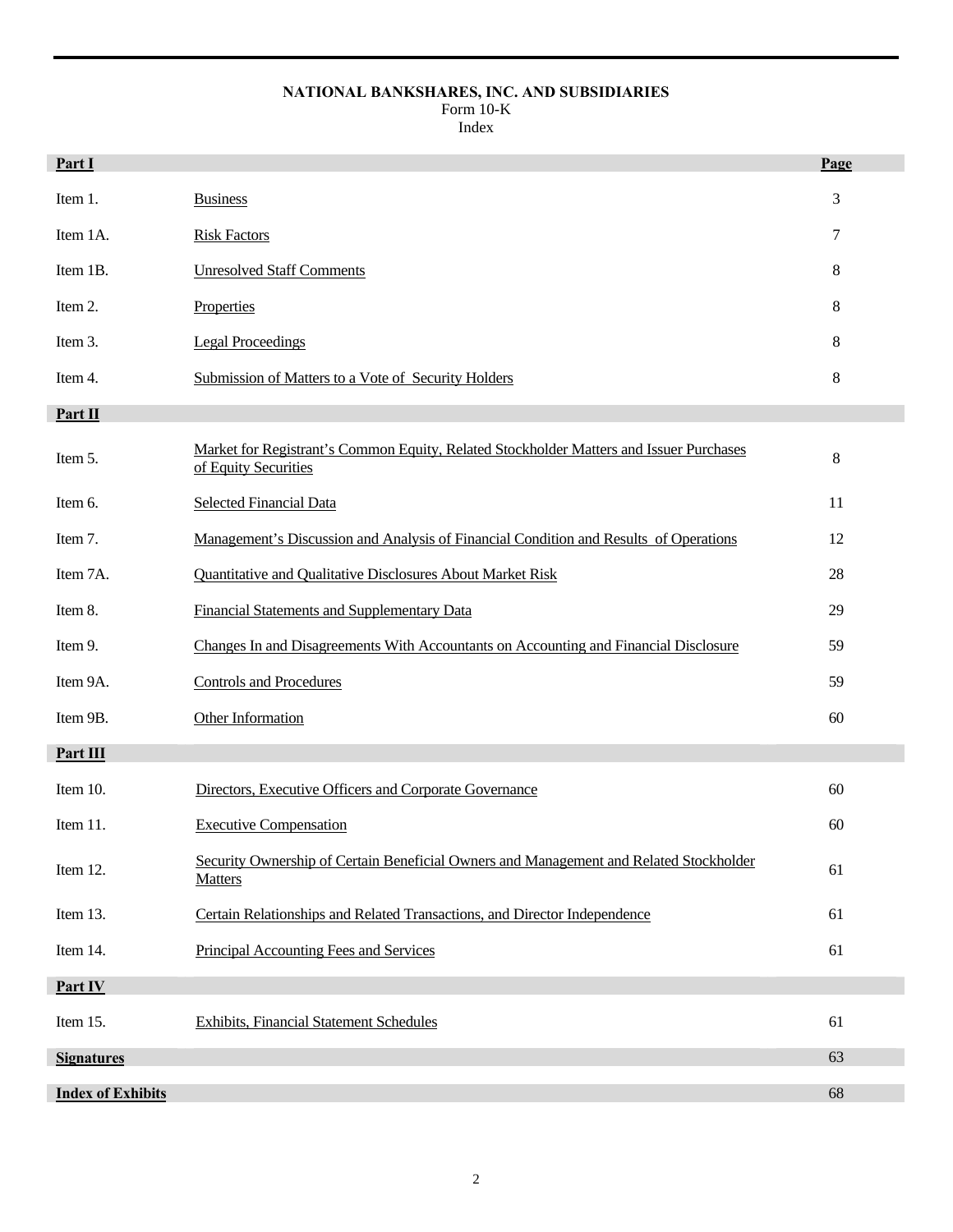**NATIONAL BANKSHARES, INC. AND SUBSIDIARIES**
Form 10-K
Index

| **Part I** | | **Page** |
|---|---|---|
| Item 1. | Business | 3 |
| Item 1A. | Risk Factors | 7 |
| Item 1B. | Unresolved Staff Comments | 8 |
| Item 2. | Properties | 8 |
| Item 3. | Legal Proceedings | 8 |
| Item 4. | Submission of Matters to a Vote of Security Holders | 8 |
| **Part II** | | |
| Item 5. | Market for Registrant's Common Equity, Related Stockholder Matters and Issuer Purchases of Equity Securities | 8 |
| Item 6. | Selected Financial Data | 11 |
| Item 7. | Management's Discussion and Analysis of Financial Condition and Results of Operations | 12 |
| Item 7A. | Quantitative and Qualitative Disclosures About Market Risk | 28 |
| Item 8. | Financial Statements and Supplementary Data | 29 |
| Item 9. | Changes In and Disagreements With Accountants on Accounting and Financial Disclosure | 59 |
| Item 9A. | Controls and Procedures | 59 |
| Item 9B. | Other Information | 60 |
| **Part III** | | |
| Item 10. | Directors, Executive Officers and Corporate Governance | 60 |
| Item 11. | Executive Compensation | 60 |
| Item 12. | Security Ownership of Certain Beneficial Owners and Management and Related Stockholder Matters | 61 |
| Item 13. | Certain Relationships and Related Transactions, and Director Independence | 61 |
| Item 14. | Principal Accounting Fees and Services | 61 |
| **Part IV** | | |
| Item 15. | Exhibits, Financial Statement Schedules | 61 |
| **Signatures** | | 63 |
| **Index of Exhibits** | | 68 |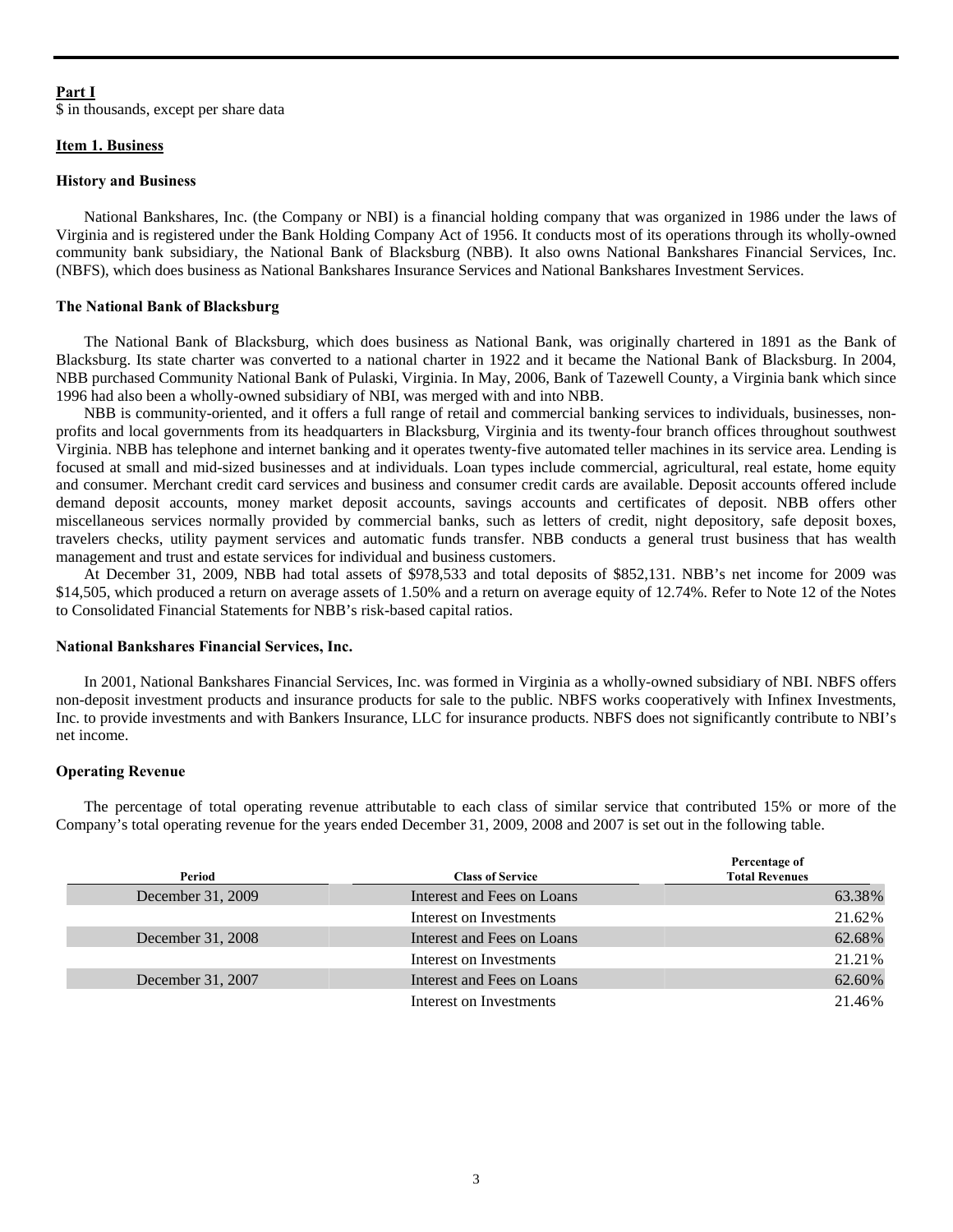**Part I**

$ in thousands, except per share data

**Item 1. Business**

**History and Business**

National Bankshares, Inc. (the Company or NBI) is a financial holding company that was organized in 1986 under the laws of Virginia and is registered under the Bank Holding Company Act of 1956. It conducts most of its operations through its wholly-owned community bank subsidiary, the National Bank of Blacksburg (NBB). It also owns National Bankshares Financial Services, Inc. (NBFS), which does business as National Bankshares Insurance Services and National Bankshares Investment Services.

**The National Bank of Blacksburg**

The National Bank of Blacksburg, which does business as National Bank, was originally chartered in 1891 as the Bank of Blacksburg. Its state charter was converted to a national charter in 1922 and it became the National Bank of Blacksburg. In 2004, NBB purchased Community National Bank of Pulaski, Virginia. In May, 2006, Bank of Tazewell County, a Virginia bank which since 1996 had also been a wholly-owned subsidiary of NBI, was merged with and into NBB.

NBB is community-oriented, and it offers a full range of retail and commercial banking services to individuals, businesses, non-profits and local governments from its headquarters in Blacksburg, Virginia and its twenty-four branch offices throughout southwest Virginia. NBB has telephone and internet banking and it operates twenty-five automated teller machines in its service area. Lending is focused at small and mid-sized businesses and at individuals. Loan types include commercial, agricultural, real estate, home equity and consumer. Merchant credit card services and business and consumer credit cards are available. Deposit accounts offered include demand deposit accounts, money market deposit accounts, savings accounts and certificates of deposit. NBB offers other miscellaneous services normally provided by commercial banks, such as letters of credit, night depository, safe deposit boxes, travelers checks, utility payment services and automatic funds transfer. NBB conducts a general trust business that has wealth management and trust and estate services for individual and business customers.

At December 31, 2009, NBB had total assets of $978,533 and total deposits of $852,131. NBB's net income for 2009 was $14,505, which produced a return on average assets of 1.50% and a return on average equity of 12.74%. Refer to Note 12 of the Notes to Consolidated Financial Statements for NBB's risk-based capital ratios.

**National Bankshares Financial Services, Inc.**

In 2001, National Bankshares Financial Services, Inc. was formed in Virginia as a wholly-owned subsidiary of NBI. NBFS offers non-deposit investment products and insurance products for sale to the public. NBFS works cooperatively with Infinex Investments, Inc. to provide investments and with Bankers Insurance, LLC for insurance products. NBFS does not significantly contribute to NBI's net income.

**Operating Revenue**

The percentage of total operating revenue attributable to each class of similar service that contributed 15% or more of the Company's total operating revenue for the years ended December 31, 2009, 2008 and 2007 is set out in the following table.

| Period | Class of Service | Percentage of Total Revenues |
|---|---|---|
| December 31, 2009 | Interest and Fees on Loans | 63.38% |
| | Interest on Investments | 21.62% |
| December 31, 2008 | Interest and Fees on Loans | 62.68% |
| | Interest on Investments | 21.21% |
| December 31, 2007 | Interest and Fees on Loans | 62.60% |
| | Interest on Investments | 21.46% |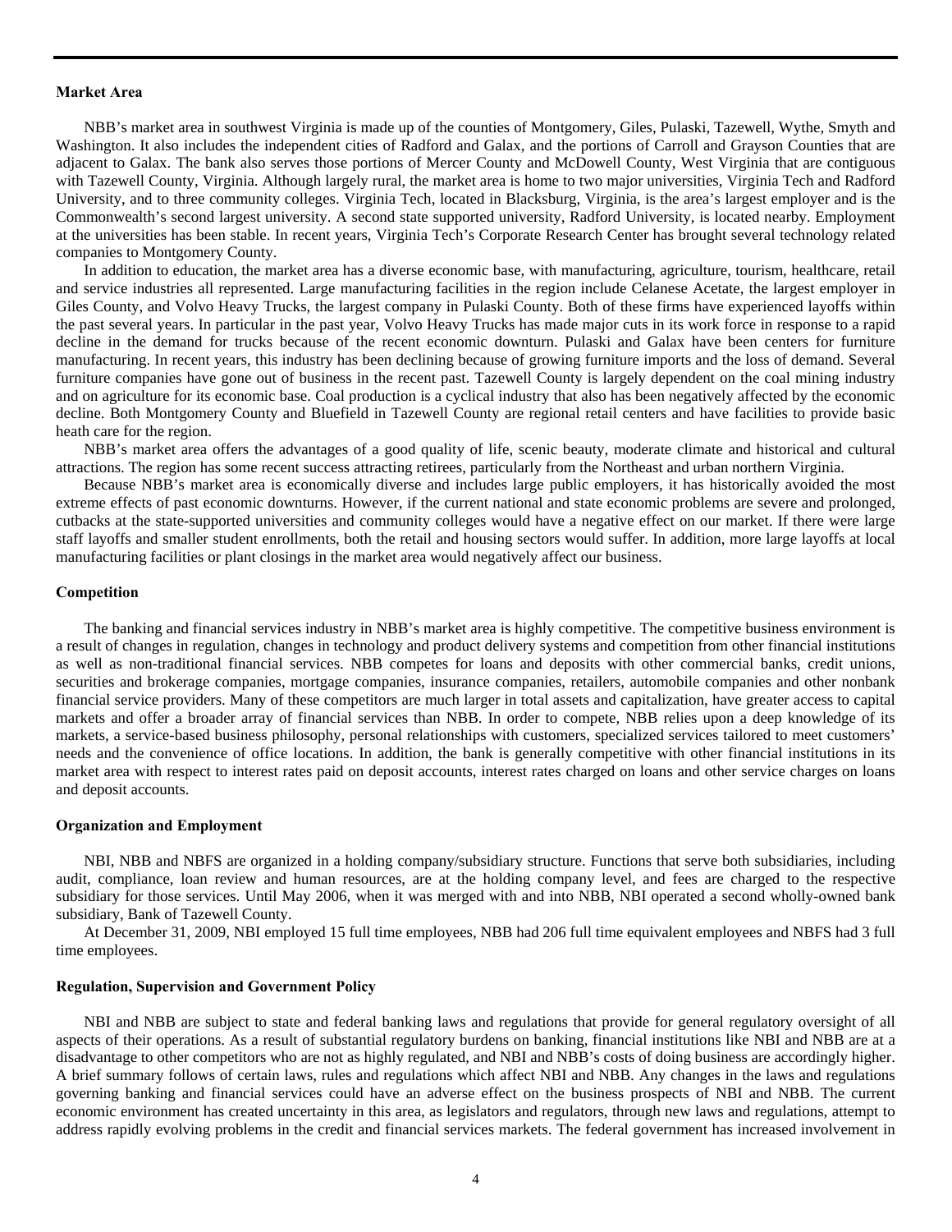**Market Area**

NBB's market area in southwest Virginia is made up of the counties of Montgomery, Giles, Pulaski, Tazewell, Wythe, Smyth and Washington. It also includes the independent cities of Radford and Galax, and the portions of Carroll and Grayson Counties that are adjacent to Galax. The bank also serves those portions of Mercer County and McDowell County, West Virginia that are contiguous with Tazewell County, Virginia. Although largely rural, the market area is home to two major universities, Virginia Tech and Radford University, and to three community colleges. Virginia Tech, located in Blacksburg, Virginia, is the area's largest employer and is the Commonwealth's second largest university. A second state supported university, Radford University, is located nearby. Employment at the universities has been stable. In recent years, Virginia Tech's Corporate Research Center has brought several technology related companies to Montgomery County.

In addition to education, the market area has a diverse economic base, with manufacturing, agriculture, tourism, healthcare, retail and service industries all represented. Large manufacturing facilities in the region include Celanese Acetate, the largest employer in Giles County, and Volvo Heavy Trucks, the largest company in Pulaski County. Both of these firms have experienced layoffs within the past several years. In particular in the past year, Volvo Heavy Trucks has made major cuts in its work force in response to a rapid decline in the demand for trucks because of the recent economic downturn. Pulaski and Galax have been centers for furniture manufacturing. In recent years, this industry has been declining because of growing furniture imports and the loss of demand. Several furniture companies have gone out of business in the recent past. Tazewell County is largely dependent on the coal mining industry and on agriculture for its economic base. Coal production is a cyclical industry that also has been negatively affected by the economic decline. Both Montgomery County and Bluefield in Tazewell County are regional retail centers and have facilities to provide basic heath care for the region.

NBB's market area offers the advantages of a good quality of life, scenic beauty, moderate climate and historical and cultural attractions. The region has some recent success attracting retirees, particularly from the Northeast and urban northern Virginia.

Because NBB's market area is economically diverse and includes large public employers, it has historically avoided the most extreme effects of past economic downturns. However, if the current national and state economic problems are severe and prolonged, cutbacks at the state-supported universities and community colleges would have a negative effect on our market. If there were large staff layoffs and smaller student enrollments, both the retail and housing sectors would suffer. In addition, more large layoffs at local manufacturing facilities or plant closings in the market area would negatively affect our business.

**Competition**

The banking and financial services industry in NBB's market area is highly competitive. The competitive business environment is a result of changes in regulation, changes in technology and product delivery systems and competition from other financial institutions as well as non-traditional financial services. NBB competes for loans and deposits with other commercial banks, credit unions, securities and brokerage companies, mortgage companies, insurance companies, retailers, automobile companies and other nonbank financial service providers. Many of these competitors are much larger in total assets and capitalization, have greater access to capital markets and offer a broader array of financial services than NBB. In order to compete, NBB relies upon a deep knowledge of its markets, a service-based business philosophy, personal relationships with customers, specialized services tailored to meet customers' needs and the convenience of office locations. In addition, the bank is generally competitive with other financial institutions in its market area with respect to interest rates paid on deposit accounts, interest rates charged on loans and other service charges on loans and deposit accounts.

**Organization and Employment**

NBI, NBB and NBFS are organized in a holding company/subsidiary structure. Functions that serve both subsidiaries, including audit, compliance, loan review and human resources, are at the holding company level, and fees are charged to the respective subsidiary for those services. Until May 2006, when it was merged with and into NBB, NBI operated a second wholly-owned bank subsidiary, Bank of Tazewell County.

At December 31, 2009, NBI employed 15 full time employees, NBB had 206 full time equivalent employees and NBFS had 3 full time employees.

**Regulation, Supervision and Government Policy**

NBI and NBB are subject to state and federal banking laws and regulations that provide for general regulatory oversight of all aspects of their operations. As a result of substantial regulatory burdens on banking, financial institutions like NBI and NBB are at a disadvantage to other competitors who are not as highly regulated, and NBI and NBB's costs of doing business are accordingly higher. A brief summary follows of certain laws, rules and regulations which affect NBI and NBB. Any changes in the laws and regulations governing banking and financial services could have an adverse effect on the business prospects of NBI and NBB. The current economic environment has created uncertainty in this area, as legislators and regulators, through new laws and regulations, attempt to address rapidly evolving problems in the credit and financial services markets. The federal government has increased involvement in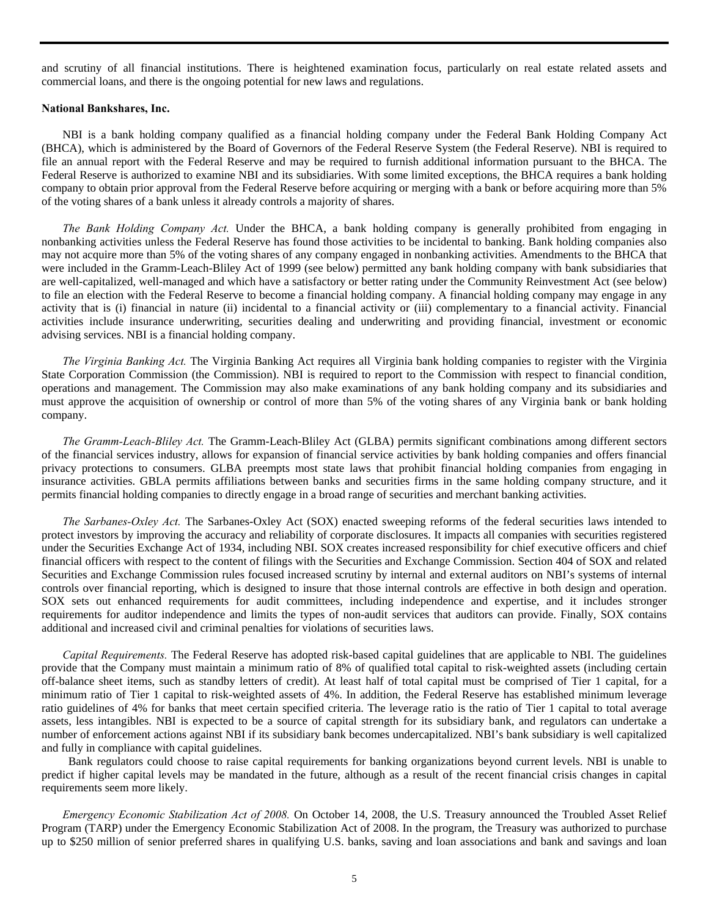and scrutiny of all financial institutions. There is heightened examination focus, particularly on real estate related assets and commercial loans, and there is the ongoing potential for new laws and regulations.

**National Bankshares, Inc.**

NBI is a bank holding company qualified as a financial holding company under the Federal Bank Holding Company Act (BHCA), which is administered by the Board of Governors of the Federal Reserve System (the Federal Reserve). NBI is required to file an annual report with the Federal Reserve and may be required to furnish additional information pursuant to the BHCA. The Federal Reserve is authorized to examine NBI and its subsidiaries. With some limited exceptions, the BHCA requires a bank holding company to obtain prior approval from the Federal Reserve before acquiring or merging with a bank or before acquiring more than 5% of the voting shares of a bank unless it already controls a majority of shares.

*The Bank Holding Company Act.* Under the BHCA, a bank holding company is generally prohibited from engaging in nonbanking activities unless the Federal Reserve has found those activities to be incidental to banking. Bank holding companies also may not acquire more than 5% of the voting shares of any company engaged in nonbanking activities. Amendments to the BHCA that were included in the Gramm-Leach-Bliley Act of 1999 (see below) permitted any bank holding company with bank subsidiaries that are well-capitalized, well-managed and which have a satisfactory or better rating under the Community Reinvestment Act (see below) to file an election with the Federal Reserve to become a financial holding company. A financial holding company may engage in any activity that is (i) financial in nature (ii) incidental to a financial activity or (iii) complementary to a financial activity. Financial activities include insurance underwriting, securities dealing and underwriting and providing financial, investment or economic advising services. NBI is a financial holding company.

*The Virginia Banking Act.* The Virginia Banking Act requires all Virginia bank holding companies to register with the Virginia State Corporation Commission (the Commission). NBI is required to report to the Commission with respect to financial condition, operations and management. The Commission may also make examinations of any bank holding company and its subsidiaries and must approve the acquisition of ownership or control of more than 5% of the voting shares of any Virginia bank or bank holding company.

*The Gramm-Leach-Bliley Act.* The Gramm-Leach-Bliley Act (GLBA) permits significant combinations among different sectors of the financial services industry, allows for expansion of financial service activities by bank holding companies and offers financial privacy protections to consumers. GLBA preempts most state laws that prohibit financial holding companies from engaging in insurance activities. GBLA permits affiliations between banks and securities firms in the same holding company structure, and it permits financial holding companies to directly engage in a broad range of securities and merchant banking activities.

*The Sarbanes-Oxley Act.* The Sarbanes-Oxley Act (SOX) enacted sweeping reforms of the federal securities laws intended to protect investors by improving the accuracy and reliability of corporate disclosures. It impacts all companies with securities registered under the Securities Exchange Act of 1934, including NBI. SOX creates increased responsibility for chief executive officers and chief financial officers with respect to the content of filings with the Securities and Exchange Commission. Section 404 of SOX and related Securities and Exchange Commission rules focused increased scrutiny by internal and external auditors on NBI's systems of internal controls over financial reporting, which is designed to insure that those internal controls are effective in both design and operation. SOX sets out enhanced requirements for audit committees, including independence and expertise, and it includes stronger requirements for auditor independence and limits the types of non-audit services that auditors can provide. Finally, SOX contains additional and increased civil and criminal penalties for violations of securities laws.

*Capital Requirements.* The Federal Reserve has adopted risk-based capital guidelines that are applicable to NBI. The guidelines provide that the Company must maintain a minimum ratio of 8% of qualified total capital to risk-weighted assets (including certain off-balance sheet items, such as standby letters of credit). At least half of total capital must be comprised of Tier 1 capital, for a minimum ratio of Tier 1 capital to risk-weighted assets of 4%. In addition, the Federal Reserve has established minimum leverage ratio guidelines of 4% for banks that meet certain specified criteria. The leverage ratio is the ratio of Tier 1 capital to total average assets, less intangibles. NBI is expected to be a source of capital strength for its subsidiary bank, and regulators can undertake a number of enforcement actions against NBI if its subsidiary bank becomes undercapitalized. NBI's bank subsidiary is well capitalized and fully in compliance with capital guidelines.

Bank regulators could choose to raise capital requirements for banking organizations beyond current levels. NBI is unable to predict if higher capital levels may be mandated in the future, although as a result of the recent financial crisis changes in capital requirements seem more likely.

*Emergency Economic Stabilization Act of 2008.* On October 14, 2008, the U.S. Treasury announced the Troubled Asset Relief Program (TARP) under the Emergency Economic Stabilization Act of 2008. In the program, the Treasury was authorized to purchase up to $250 million of senior preferred shares in qualifying U.S. banks, saving and loan associations and bank and savings and loan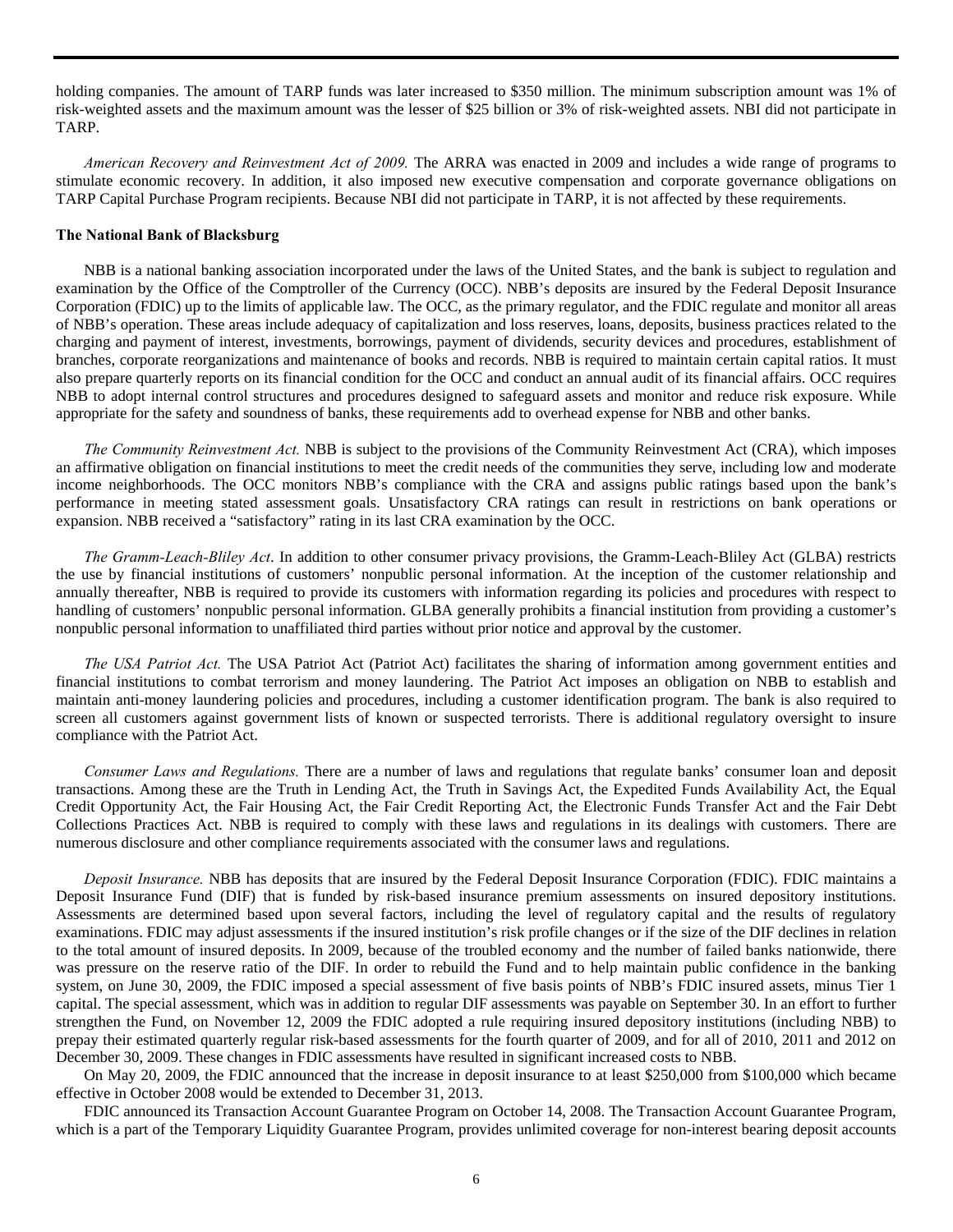holding companies. The amount of TARP funds was later increased to \$350 million. The minimum subscription amount was 1% of risk-weighted assets and the maximum amount was the lesser of \$25 billion or 3% of risk-weighted assets. NBI did not participate in TARP.

*American Recovery and Reinvestment Act of 2009.* The ARRA was enacted in 2009 and includes a wide range of programs to stimulate economic recovery. In addition, it also imposed new executive compensation and corporate governance obligations on TARP Capital Purchase Program recipients. Because NBI did not participate in TARP, it is not affected by these requirements.

**The National Bank of Blacksburg**

NBB is a national banking association incorporated under the laws of the United States, and the bank is subject to regulation and examination by the Office of the Comptroller of the Currency (OCC). NBB's deposits are insured by the Federal Deposit Insurance Corporation (FDIC) up to the limits of applicable law. The OCC, as the primary regulator, and the FDIC regulate and monitor all areas of NBB's operation. These areas include adequacy of capitalization and loss reserves, loans, deposits, business practices related to the charging and payment of interest, investments, borrowings, payment of dividends, security devices and procedures, establishment of branches, corporate reorganizations and maintenance of books and records. NBB is required to maintain certain capital ratios. It must also prepare quarterly reports on its financial condition for the OCC and conduct an annual audit of its financial affairs. OCC requires NBB to adopt internal control structures and procedures designed to safeguard assets and monitor and reduce risk exposure. While appropriate for the safety and soundness of banks, these requirements add to overhead expense for NBB and other banks.

*The Community Reinvestment Act.* NBB is subject to the provisions of the Community Reinvestment Act (CRA), which imposes an affirmative obligation on financial institutions to meet the credit needs of the communities they serve, including low and moderate income neighborhoods. The OCC monitors NBB's compliance with the CRA and assigns public ratings based upon the bank's performance in meeting stated assessment goals. Unsatisfactory CRA ratings can result in restrictions on bank operations or expansion. NBB received a "satisfactory" rating in its last CRA examination by the OCC.

*The Gramm-Leach-Bliley Act*. In addition to other consumer privacy provisions, the Gramm-Leach-Bliley Act (GLBA) restricts the use by financial institutions of customers' nonpublic personal information. At the inception of the customer relationship and annually thereafter, NBB is required to provide its customers with information regarding its policies and procedures with respect to handling of customers' nonpublic personal information. GLBA generally prohibits a financial institution from providing a customer's nonpublic personal information to unaffiliated third parties without prior notice and approval by the customer.

*The USA Patriot Act.* The USA Patriot Act (Patriot Act) facilitates the sharing of information among government entities and financial institutions to combat terrorism and money laundering. The Patriot Act imposes an obligation on NBB to establish and maintain anti-money laundering policies and procedures, including a customer identification program. The bank is also required to screen all customers against government lists of known or suspected terrorists. There is additional regulatory oversight to insure compliance with the Patriot Act.

*Consumer Laws and Regulations.* There are a number of laws and regulations that regulate banks' consumer loan and deposit transactions. Among these are the Truth in Lending Act, the Truth in Savings Act, the Expedited Funds Availability Act, the Equal Credit Opportunity Act, the Fair Housing Act, the Fair Credit Reporting Act, the Electronic Funds Transfer Act and the Fair Debt Collections Practices Act. NBB is required to comply with these laws and regulations in its dealings with customers. There are numerous disclosure and other compliance requirements associated with the consumer laws and regulations.

*Deposit Insurance.* NBB has deposits that are insured by the Federal Deposit Insurance Corporation (FDIC). FDIC maintains a Deposit Insurance Fund (DIF) that is funded by risk-based insurance premium assessments on insured depository institutions. Assessments are determined based upon several factors, including the level of regulatory capital and the results of regulatory examinations. FDIC may adjust assessments if the insured institution's risk profile changes or if the size of the DIF declines in relation to the total amount of insured deposits. In 2009, because of the troubled economy and the number of failed banks nationwide, there was pressure on the reserve ratio of the DIF. In order to rebuild the Fund and to help maintain public confidence in the banking system, on June 30, 2009, the FDIC imposed a special assessment of five basis points of NBB's FDIC insured assets, minus Tier 1 capital. The special assessment, which was in addition to regular DIF assessments was payable on September 30. In an effort to further strengthen the Fund, on November 12, 2009 the FDIC adopted a rule requiring insured depository institutions (including NBB) to prepay their estimated quarterly regular risk-based assessments for the fourth quarter of 2009, and for all of 2010, 2011 and 2012 on December 30, 2009. These changes in FDIC assessments have resulted in significant increased costs to NBB.

On May 20, 2009, the FDIC announced that the increase in deposit insurance to at least \$250,000 from \$100,000 which became effective in October 2008 would be extended to December 31, 2013.

FDIC announced its Transaction Account Guarantee Program on October 14, 2008. The Transaction Account Guarantee Program, which is a part of the Temporary Liquidity Guarantee Program, provides unlimited coverage for non-interest bearing deposit accounts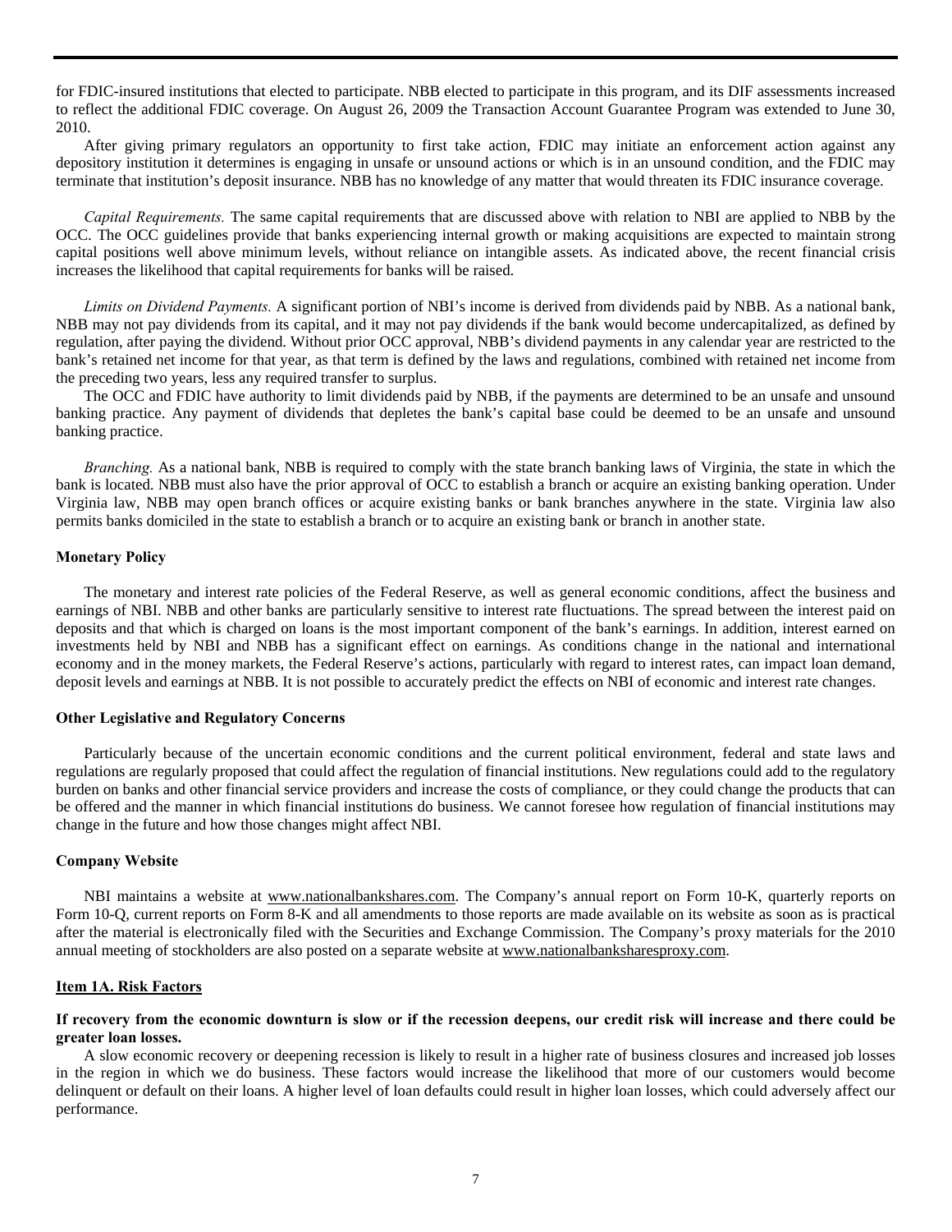for FDIC-insured institutions that elected to participate. NBB elected to participate in this program, and its DIF assessments increased to reflect the additional FDIC coverage. On August 26, 2009 the Transaction Account Guarantee Program was extended to June 30, 2010.

After giving primary regulators an opportunity to first take action, FDIC may initiate an enforcement action against any depository institution it determines is engaging in unsafe or unsound actions or which is in an unsound condition, and the FDIC may terminate that institution's deposit insurance. NBB has no knowledge of any matter that would threaten its FDIC insurance coverage.

*Capital Requirements.* The same capital requirements that are discussed above with relation to NBI are applied to NBB by the OCC. The OCC guidelines provide that banks experiencing internal growth or making acquisitions are expected to maintain strong capital positions well above minimum levels, without reliance on intangible assets. As indicated above, the recent financial crisis increases the likelihood that capital requirements for banks will be raised.

*Limits on Dividend Payments.* A significant portion of NBI's income is derived from dividends paid by NBB. As a national bank, NBB may not pay dividends from its capital, and it may not pay dividends if the bank would become undercapitalized, as defined by regulation, after paying the dividend. Without prior OCC approval, NBB's dividend payments in any calendar year are restricted to the bank's retained net income for that year, as that term is defined by the laws and regulations, combined with retained net income from the preceding two years, less any required transfer to surplus.

The OCC and FDIC have authority to limit dividends paid by NBB, if the payments are determined to be an unsafe and unsound banking practice. Any payment of dividends that depletes the bank's capital base could be deemed to be an unsafe and unsound banking practice.

*Branching.* As a national bank, NBB is required to comply with the state branch banking laws of Virginia, the state in which the bank is located. NBB must also have the prior approval of OCC to establish a branch or acquire an existing banking operation. Under Virginia law, NBB may open branch offices or acquire existing banks or bank branches anywhere in the state. Virginia law also permits banks domiciled in the state to establish a branch or to acquire an existing bank or branch in another state.

**Monetary Policy**

The monetary and interest rate policies of the Federal Reserve, as well as general economic conditions, affect the business and earnings of NBI. NBB and other banks are particularly sensitive to interest rate fluctuations. The spread between the interest paid on deposits and that which is charged on loans is the most important component of the bank's earnings. In addition, interest earned on investments held by NBI and NBB has a significant effect on earnings. As conditions change in the national and international economy and in the money markets, the Federal Reserve's actions, particularly with regard to interest rates, can impact loan demand, deposit levels and earnings at NBB. It is not possible to accurately predict the effects on NBI of economic and interest rate changes.

**Other Legislative and Regulatory Concerns**

Particularly because of the uncertain economic conditions and the current political environment, federal and state laws and regulations are regularly proposed that could affect the regulation of financial institutions. New regulations could add to the regulatory burden on banks and other financial service providers and increase the costs of compliance, or they could change the products that can be offered and the manner in which financial institutions do business. We cannot foresee how regulation of financial institutions may change in the future and how those changes might affect NBI.

**Company Website**

NBI maintains a website at www.nationalbankshares.com. The Company's annual report on Form 10-K, quarterly reports on Form 10-Q, current reports on Form 8-K and all amendments to those reports are made available on its website as soon as is practical after the material is electronically filed with the Securities and Exchange Commission. The Company's proxy materials for the 2010 annual meeting of stockholders are also posted on a separate website at www.nationalbanksharesproxy.com.

## Item 1A. Risk Factors

**If recovery from the economic downturn is slow or if the recession deepens, our credit risk will increase and there could be greater loan losses.**

A slow economic recovery or deepening recession is likely to result in a higher rate of business closures and increased job losses in the region in which we do business. These factors would increase the likelihood that more of our customers would become delinquent or default on their loans. A higher level of loan defaults could result in higher loan losses, which could adversely affect our performance.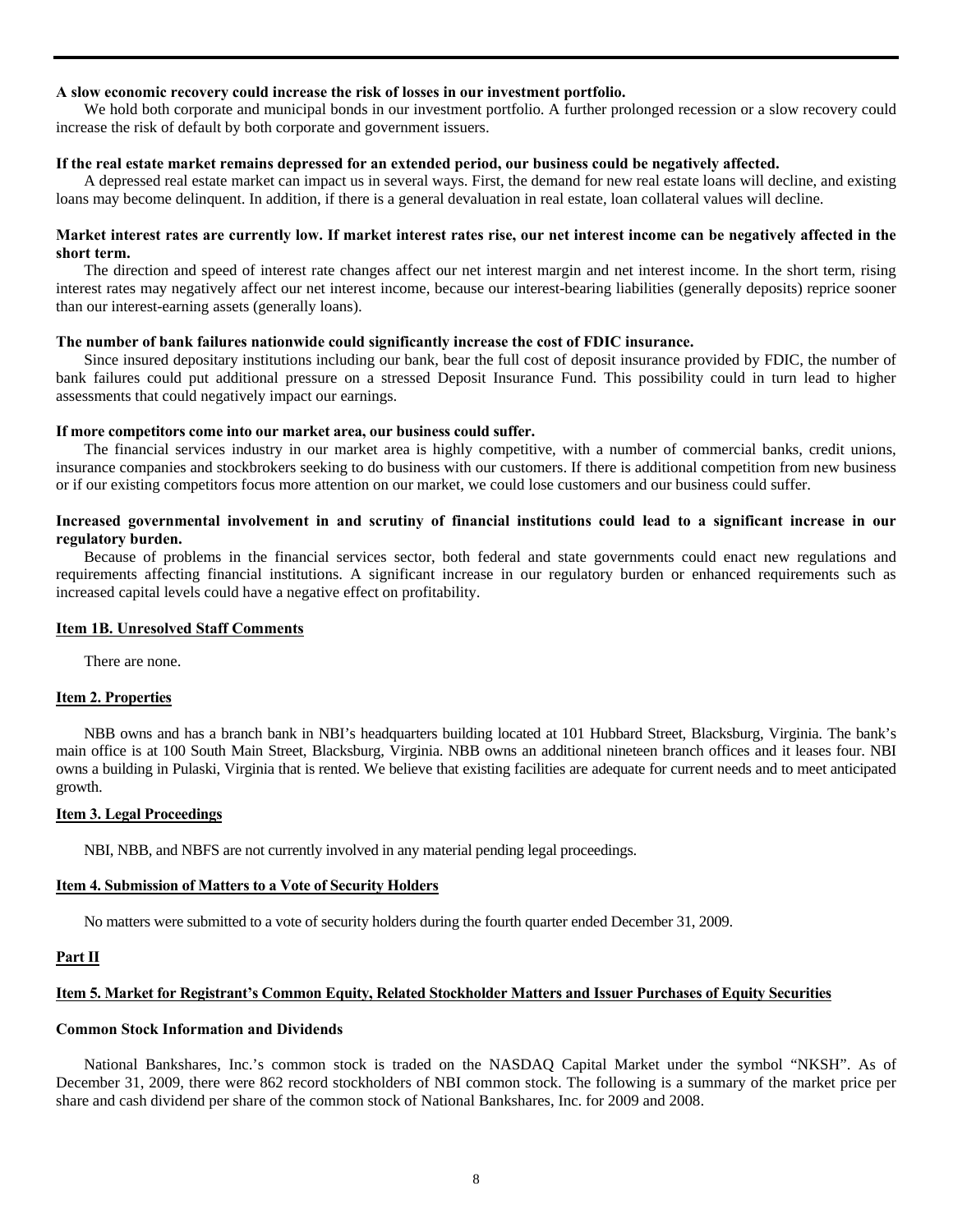**A slow economic recovery could increase the risk of losses in our investment portfolio.**

We hold both corporate and municipal bonds in our investment portfolio. A further prolonged recession or a slow recovery could increase the risk of default by both corporate and government issuers.

**If the real estate market remains depressed for an extended period, our business could be negatively affected.**

A depressed real estate market can impact us in several ways. First, the demand for new real estate loans will decline, and existing loans may become delinquent. In addition, if there is a general devaluation in real estate, loan collateral values will decline.

**Market interest rates are currently low. If market interest rates rise, our net interest income can be negatively affected in the short term.**

The direction and speed of interest rate changes affect our net interest margin and net interest income. In the short term, rising interest rates may negatively affect our net interest income, because our interest-bearing liabilities (generally deposits) reprice sooner than our interest-earning assets (generally loans).

**The number of bank failures nationwide could significantly increase the cost of FDIC insurance.**

Since insured depositary institutions including our bank, bear the full cost of deposit insurance provided by FDIC, the number of bank failures could put additional pressure on a stressed Deposit Insurance Fund. This possibility could in turn lead to higher assessments that could negatively impact our earnings.

**If more competitors come into our market area, our business could suffer.**

The financial services industry in our market area is highly competitive, with a number of commercial banks, credit unions, insurance companies and stockbrokers seeking to do business with our customers. If there is additional competition from new business or if our existing competitors focus more attention on our market, we could lose customers and our business could suffer.

**Increased governmental involvement in and scrutiny of financial institutions could lead to a significant increase in our regulatory burden.**

Because of problems in the financial services sector, both federal and state governments could enact new regulations and requirements affecting financial institutions. A significant increase in our regulatory burden or enhanced requirements such as increased capital levels could have a negative effect on profitability.

## Item 1B. Unresolved Staff Comments

There are none.

## Item 2. Properties

NBB owns and has a branch bank in NBI's headquarters building located at 101 Hubbard Street, Blacksburg, Virginia. The bank's main office is at 100 South Main Street, Blacksburg, Virginia. NBB owns an additional nineteen branch offices and it leases four. NBI owns a building in Pulaski, Virginia that is rented. We believe that existing facilities are adequate for current needs and to meet anticipated growth.

## Item 3. Legal Proceedings

NBI, NBB, and NBFS are not currently involved in any material pending legal proceedings.

## Item 4. Submission of Matters to a Vote of Security Holders

No matters were submitted to a vote of security holders during the fourth quarter ended December 31, 2009.

# Part II

## Item 5. Market for Registrant's Common Equity, Related Stockholder Matters and Issuer Purchases of Equity Securities

### Common Stock Information and Dividends

National Bankshares, Inc.'s common stock is traded on the NASDAQ Capital Market under the symbol "NKSH". As of December 31, 2009, there were 862 record stockholders of NBI common stock. The following is a summary of the market price per share and cash dividend per share of the common stock of National Bankshares, Inc. for 2009 and 2008.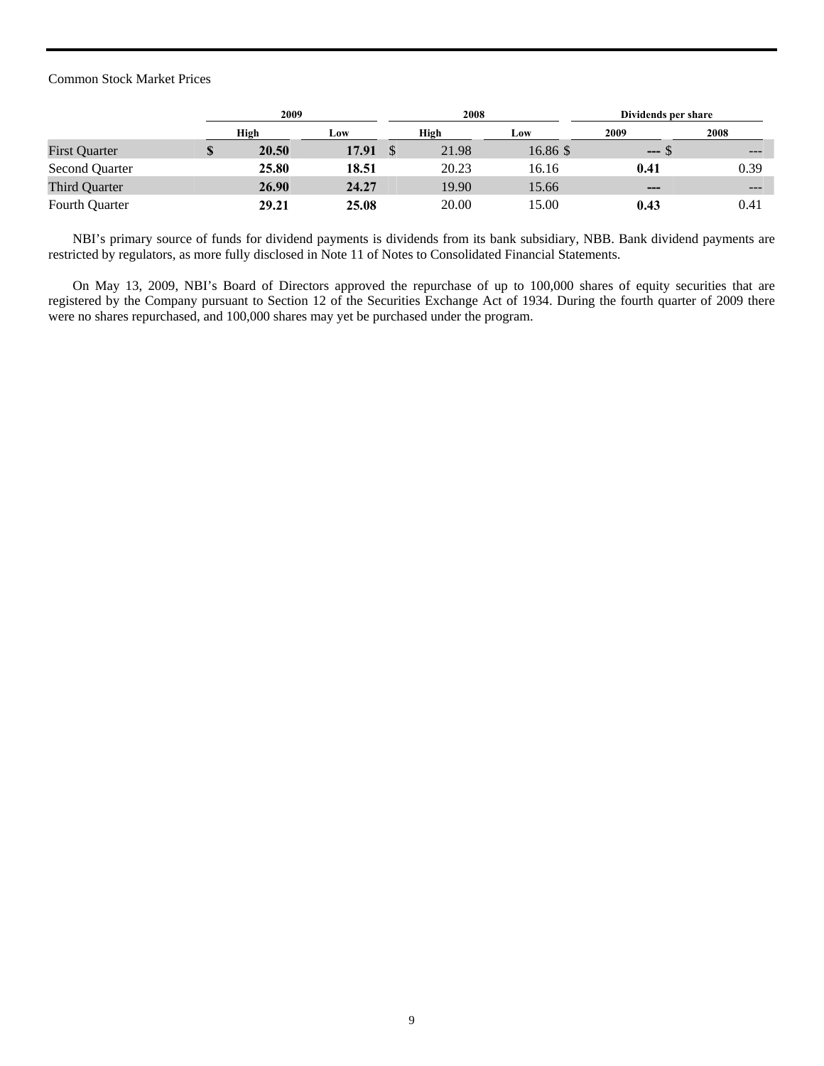Common Stock Market Prices

| | 2009 | | 2008 | | Dividends per share | |
|---|---|---|---|---|---|---|
| | High | Low | High | Low | 2009 | 2008 |
| First Quarter | **$ 20.50** | **17.91** | $ 21.98 | 16.86 | **---** | $ --- |
| Second Quarter | **25.80** | **18.51** | 20.23 | 16.16 | **0.41** | 0.39 |
| Third Quarter | **26.90** | **24.27** | 19.90 | 15.66 | **---** | --- |
| Fourth Quarter | **29.21** | **25.08** | 20.00 | 15.00 | **0.43** | 0.41 |

NBI's primary source of funds for dividend payments is dividends from its bank subsidiary, NBB. Bank dividend payments are restricted by regulators, as more fully disclosed in Note 11 of Notes to Consolidated Financial Statements.

On May 13, 2009, NBI's Board of Directors approved the repurchase of up to 100,000 shares of equity securities that are registered by the Company pursuant to Section 12 of the Securities Exchange Act of 1934. During the fourth quarter of 2009 there were no shares repurchased, and 100,000 shares may yet be purchased under the program.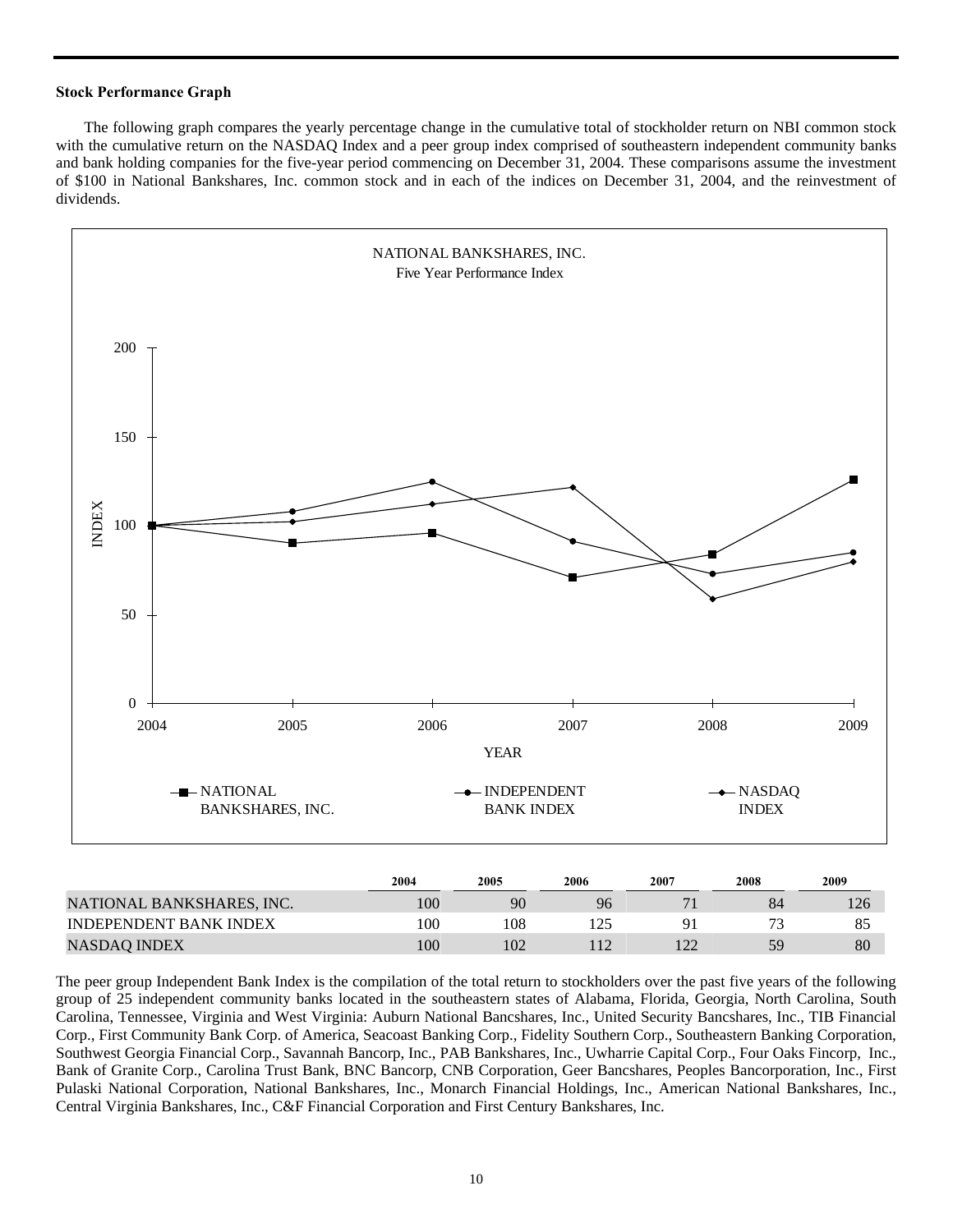**Stock Performance Graph**

The following graph compares the yearly percentage change in the cumulative total of stockholder return on NBI common stock with the cumulative return on the NASDAQ Index and a peer group index comprised of southeastern independent community banks and bank holding companies for the five-year period commencing on December 31, 2004. These comparisons assume the investment of $100 in National Bankshares, Inc. common stock and in each of the indices on December 31, 2004, and the reinvestment of dividends.

| | 2004 | 2005 | 2006 | 2007 | 2008 | 2009 |
|---|---|---|---|---|---|---|
| NATIONAL BANKSHARES, INC. | 100 | 90 | 96 | 71 | 84 | 126 |
| INDEPENDENT BANK INDEX | 100 | 108 | 125 | 91 | 73 | 85 |
| NASDAQ INDEX | 100 | 102 | 112 | 122 | 59 | 80 |

The peer group Independent Bank Index is the compilation of the total return to stockholders over the past five years of the following group of 25 independent community banks located in the southeastern states of Alabama, Florida, Georgia, North Carolina, South Carolina, Tennessee, Virginia and West Virginia: Auburn National Bancshares, Inc., United Security Bancshares, Inc., TIB Financial Corp., First Community Bank Corp. of America, Seacoast Banking Corp., Fidelity Southern Corp., Southeastern Banking Corporation, Southwest Georgia Financial Corp., Savannah Bancorp, Inc., PAB Bankshares, Inc., Uwharrie Capital Corp., Four Oaks Fincorp, Inc., Bank of Granite Corp., Carolina Trust Bank, BNC Bancorp, CNB Corporation, Geer Bancshares, Peoples Bancorporation, Inc., First Pulaski National Corporation, National Bankshares, Inc., Monarch Financial Holdings, Inc., American National Bankshares, Inc., Central Virginia Bankshares, Inc., C&F Financial Corporation and First Century Bankshares, Inc.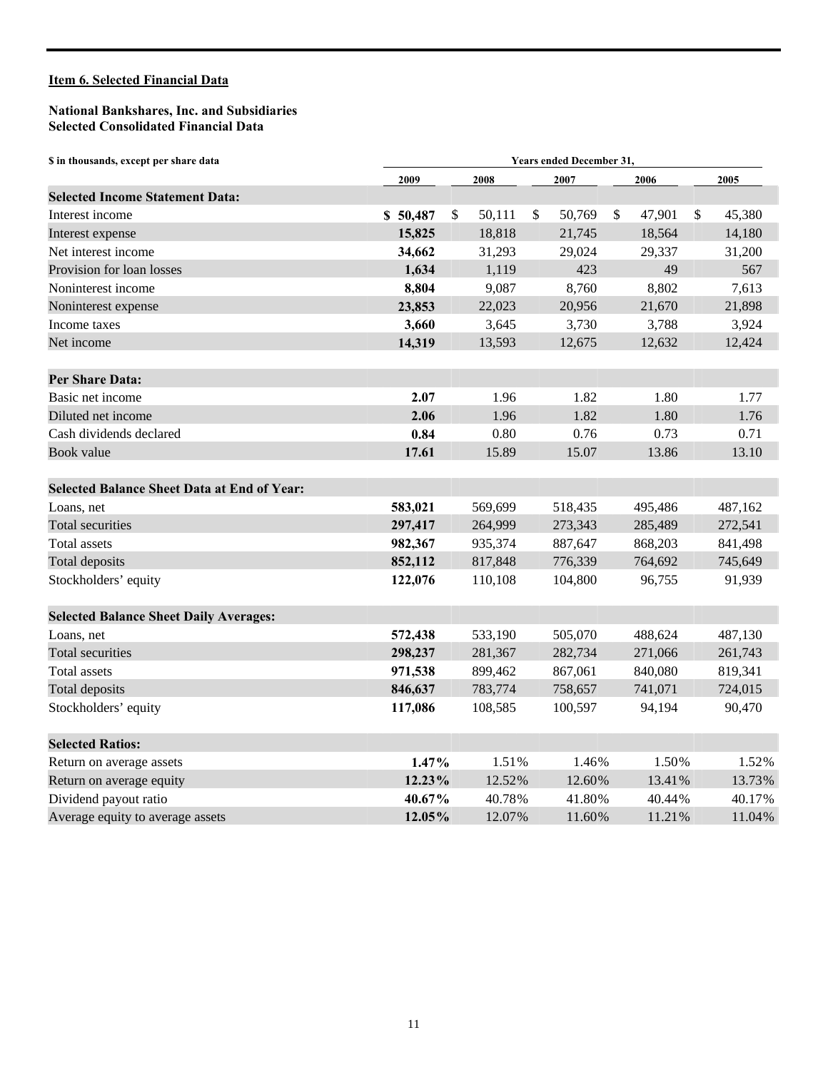## Item 6. Selected Financial Data

**National Bankshares, Inc. and Subsidiaries**
**Selected Consolidated Financial Data**

| $ in thousands, except per share data | Years ended December 31, | | | | |
|---|---|---|---|---|---|
| | **2009** | 2008 | 2007 | 2006 | 2005 |
| **Selected Income Statement Data:** | | | | | |
| Interest income | **$ 50,487** | $ 50,111 | $ 50,769 | $ 47,901 | $ 45,380 |
| Interest expense | **15,825** | 18,818 | 21,745 | 18,564 | 14,180 |
| Net interest income | **34,662** | 31,293 | 29,024 | 29,337 | 31,200 |
| Provision for loan losses | **1,634** | 1,119 | 423 | 49 | 567 |
| Noninterest income | **8,804** | 9,087 | 8,760 | 8,802 | 7,613 |
| Noninterest expense | **23,853** | 22,023 | 20,956 | 21,670 | 21,898 |
| Income taxes | **3,660** | 3,645 | 3,730 | 3,788 | 3,924 |
| Net income | **14,319** | 13,593 | 12,675 | 12,632 | 12,424 |
| **Per Share Data:** | | | | | |
| Basic net income | **2.07** | 1.96 | 1.82 | 1.80 | 1.77 |
| Diluted net income | **2.06** | 1.96 | 1.82 | 1.80 | 1.76 |
| Cash dividends declared | **0.84** | 0.80 | 0.76 | 0.73 | 0.71 |
| Book value | **17.61** | 15.89 | 15.07 | 13.86 | 13.10 |
| **Selected Balance Sheet Data at End of Year:** | | | | | |
| Loans, net | **583,021** | 569,699 | 518,435 | 495,486 | 487,162 |
| Total securities | **297,417** | 264,999 | 273,343 | 285,489 | 272,541 |
| Total assets | **982,367** | 935,374 | 887,647 | 868,203 | 841,498 |
| Total deposits | **852,112** | 817,848 | 776,339 | 764,692 | 745,649 |
| Stockholders' equity | **122,076** | 110,108 | 104,800 | 96,755 | 91,939 |
| **Selected Balance Sheet Daily Averages:** | | | | | |
| Loans, net | **572,438** | 533,190 | 505,070 | 488,624 | 487,130 |
| Total securities | **298,237** | 281,367 | 282,734 | 271,066 | 261,743 |
| Total assets | **971,538** | 899,462 | 867,061 | 840,080 | 819,341 |
| Total deposits | **846,637** | 783,774 | 758,657 | 741,071 | 724,015 |
| Stockholders' equity | **117,086** | 108,585 | 100,597 | 94,194 | 90,470 |
| **Selected Ratios:** | | | | | |
| Return on average assets | **1.47%** | 1.51% | 1.46% | 1.50% | 1.52% |
| Return on average equity | **12.23%** | 12.52% | 12.60% | 13.41% | 13.73% |
| Dividend payout ratio | **40.67%** | 40.78% | 41.80% | 40.44% | 40.17% |
| Average equity to average assets | **12.05%** | 12.07% | 11.60% | 11.21% | 11.04% |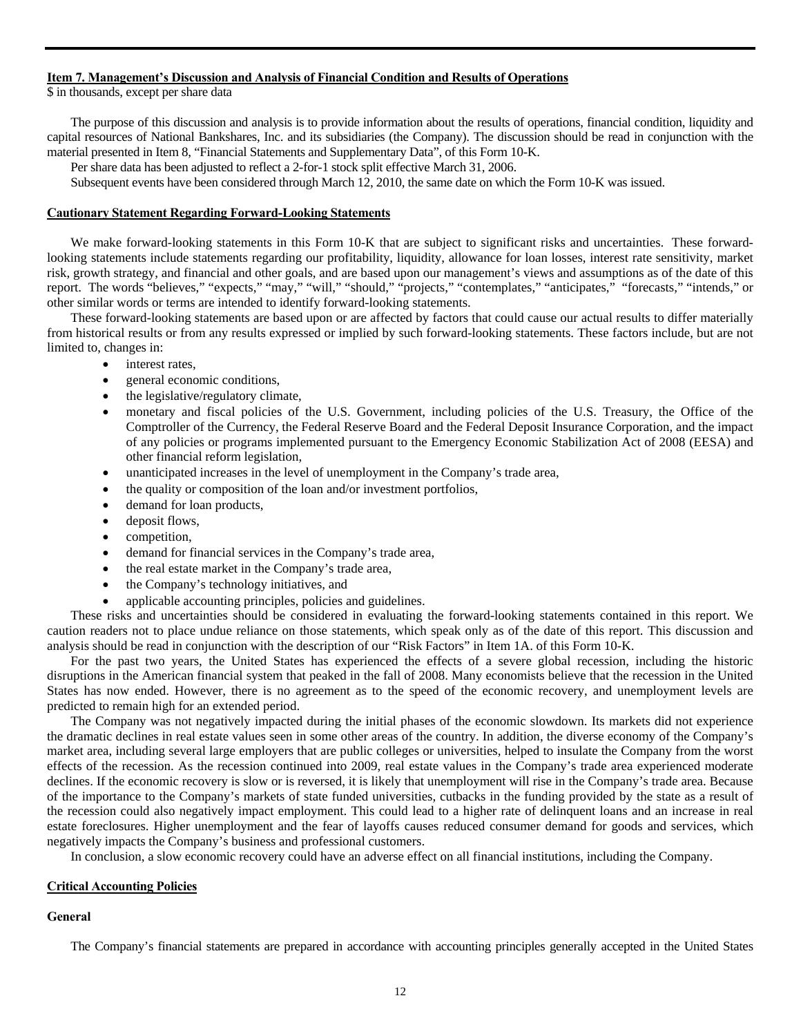## Item 7. Management's Discussion and Analysis of Financial Condition and Results of Operations

$ in thousands, except per share data

The purpose of this discussion and analysis is to provide information about the results of operations, financial condition, liquidity and capital resources of National Bankshares, Inc. and its subsidiaries (the Company). The discussion should be read in conjunction with the material presented in Item 8, "Financial Statements and Supplementary Data", of this Form 10-K.

Per share data has been adjusted to reflect a 2-for-1 stock split effective March 31, 2006.

Subsequent events have been considered through March 12, 2010, the same date on which the Form 10-K was issued.

## Cautionary Statement Regarding Forward-Looking Statements

We make forward-looking statements in this Form 10-K that are subject to significant risks and uncertainties. These forward-looking statements include statements regarding our profitability, liquidity, allowance for loan losses, interest rate sensitivity, market risk, growth strategy, and financial and other goals, and are based upon our management's views and assumptions as of the date of this report. The words "believes," "expects," "may," "will," "should," "projects," "contemplates," "anticipates," "forecasts," "intends," or other similar words or terms are intended to identify forward-looking statements.

These forward-looking statements are based upon or are affected by factors that could cause our actual results to differ materially from historical results or from any results expressed or implied by such forward-looking statements. These factors include, but are not limited to, changes in:

- interest rates,
- general economic conditions,
- the legislative/regulatory climate,
- monetary and fiscal policies of the U.S. Government, including policies of the U.S. Treasury, the Office of the Comptroller of the Currency, the Federal Reserve Board and the Federal Deposit Insurance Corporation, and the impact of any policies or programs implemented pursuant to the Emergency Economic Stabilization Act of 2008 (EESA) and other financial reform legislation,
- unanticipated increases in the level of unemployment in the Company's trade area,
- the quality or composition of the loan and/or investment portfolios,
- demand for loan products,
- deposit flows,
- competition,
- demand for financial services in the Company's trade area,
- the real estate market in the Company's trade area,
- the Company's technology initiatives, and
- applicable accounting principles, policies and guidelines.

These risks and uncertainties should be considered in evaluating the forward-looking statements contained in this report. We caution readers not to place undue reliance on those statements, which speak only as of the date of this report. This discussion and analysis should be read in conjunction with the description of our "Risk Factors" in Item 1A. of this Form 10-K.

For the past two years, the United States has experienced the effects of a severe global recession, including the historic disruptions in the American financial system that peaked in the fall of 2008. Many economists believe that the recession in the United States has now ended. However, there is no agreement as to the speed of the economic recovery, and unemployment levels are predicted to remain high for an extended period.

The Company was not negatively impacted during the initial phases of the economic slowdown. Its markets did not experience the dramatic declines in real estate values seen in some other areas of the country. In addition, the diverse economy of the Company's market area, including several large employers that are public colleges or universities, helped to insulate the Company from the worst effects of the recession. As the recession continued into 2009, real estate values in the Company's trade area experienced moderate declines. If the economic recovery is slow or is reversed, it is likely that unemployment will rise in the Company's trade area. Because of the importance to the Company's markets of state funded universities, cutbacks in the funding provided by the state as a result of the recession could also negatively impact employment. This could lead to a higher rate of delinquent loans and an increase in real estate foreclosures. Higher unemployment and the fear of layoffs causes reduced consumer demand for goods and services, which negatively impacts the Company's business and professional customers.

In conclusion, a slow economic recovery could have an adverse effect on all financial institutions, including the Company.

## Critical Accounting Policies

### General

The Company's financial statements are prepared in accordance with accounting principles generally accepted in the United States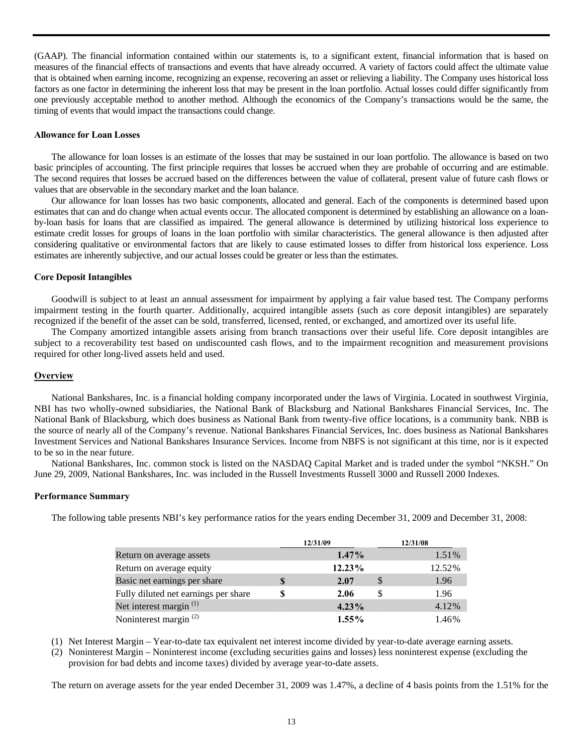(GAAP). The financial information contained within our statements is, to a significant extent, financial information that is based on measures of the financial effects of transactions and events that have already occurred. A variety of factors could affect the ultimate value that is obtained when earning income, recognizing an expense, recovering an asset or relieving a liability. The Company uses historical loss factors as one factor in determining the inherent loss that may be present in the loan portfolio. Actual losses could differ significantly from one previously acceptable method to another method. Although the economics of the Company's transactions would be the same, the timing of events that would impact the transactions could change.

**Allowance for Loan Losses**

The allowance for loan losses is an estimate of the losses that may be sustained in our loan portfolio. The allowance is based on two basic principles of accounting. The first principle requires that losses be accrued when they are probable of occurring and are estimable. The second requires that losses be accrued based on the differences between the value of collateral, present value of future cash flows or values that are observable in the secondary market and the loan balance.

Our allowance for loan losses has two basic components, allocated and general. Each of the components is determined based upon estimates that can and do change when actual events occur. The allocated component is determined by establishing an allowance on a loan-by-loan basis for loans that are classified as impaired. The general allowance is determined by utilizing historical loss experience to estimate credit losses for groups of loans in the loan portfolio with similar characteristics. The general allowance is then adjusted after considering qualitative or environmental factors that are likely to cause estimated losses to differ from historical loss experience. Loss estimates are inherently subjective, and our actual losses could be greater or less than the estimates.

**Core Deposit Intangibles**

Goodwill is subject to at least an annual assessment for impairment by applying a fair value based test. The Company performs impairment testing in the fourth quarter. Additionally, acquired intangible assets (such as core deposit intangibles) are separately recognized if the benefit of the asset can be sold, transferred, licensed, rented, or exchanged, and amortized over its useful life.

The Company amortized intangible assets arising from branch transactions over their useful life. Core deposit intangibles are subject to a recoverability test based on undiscounted cash flows, and to the impairment recognition and measurement provisions required for other long-lived assets held and used.

## Overview

National Bankshares, Inc. is a financial holding company incorporated under the laws of Virginia. Located in southwest Virginia, NBI has two wholly-owned subsidiaries, the National Bank of Blacksburg and National Bankshares Financial Services, Inc. The National Bank of Blacksburg, which does business as National Bank from twenty-five office locations, is a community bank. NBB is the source of nearly all of the Company's revenue. National Bankshares Financial Services, Inc. does business as National Bankshares Investment Services and National Bankshares Insurance Services. Income from NBFS is not significant at this time, nor is it expected to be so in the near future.

National Bankshares, Inc. common stock is listed on the NASDAQ Capital Market and is traded under the symbol "NKSH." On June 29, 2009, National Bankshares, Inc. was included in the Russell Investments Russell 3000 and Russell 2000 Indexes.

**Performance Summary**

The following table presents NBI's key performance ratios for the years ending December 31, 2009 and December 31, 2008:

| | 12/31/09 | 12/31/08 |
|---|---|---|
| Return on average assets | **1.47%** | 1.51% |
| Return on average equity | **12.23%** | 12.52% |
| Basic net earnings per share | **$ 2.07** | $ 1.96 |
| Fully diluted net earnings per share | **$ 2.06** | $ 1.96 |
| Net interest margin (1) | **4.23%** | 4.12% |
| Noninterest margin (2) | **1.55%** | 1.46% |

(1) Net Interest Margin – Year-to-date tax equivalent net interest income divided by year-to-date average earning assets.
(2) Noninterest Margin – Noninterest income (excluding securities gains and losses) less noninterest expense (excluding the provision for bad debts and income taxes) divided by average year-to-date assets.

The return on average assets for the year ended December 31, 2009 was 1.47%, a decline of 4 basis points from the 1.51% for the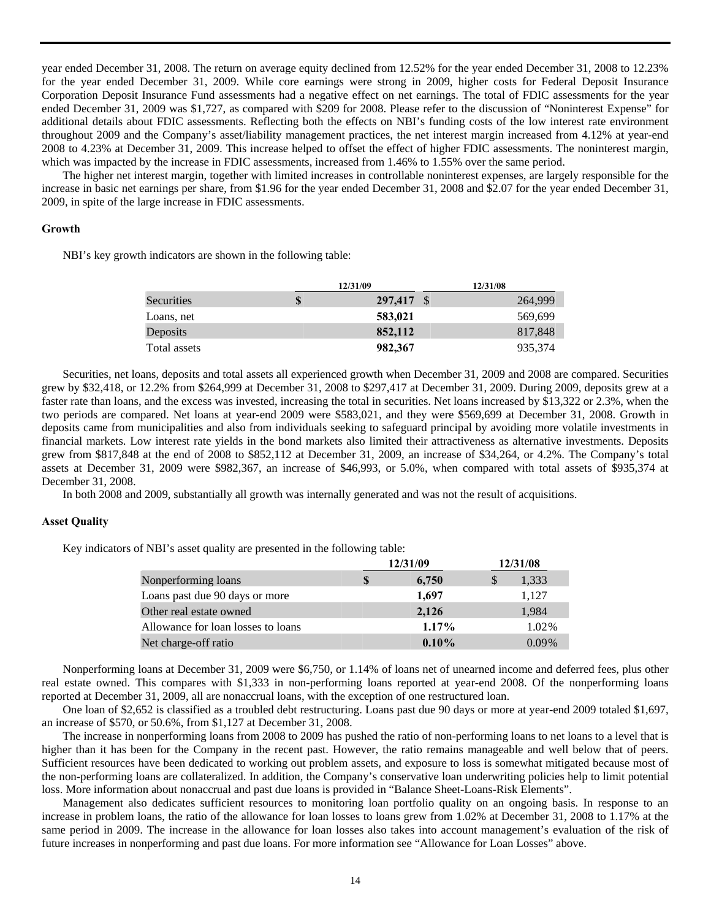year ended December 31, 2008. The return on average equity declined from 12.52% for the year ended December 31, 2008 to 12.23% for the year ended December 31, 2009. While core earnings were strong in 2009, higher costs for Federal Deposit Insurance Corporation Deposit Insurance Fund assessments had a negative effect on net earnings. The total of FDIC assessments for the year ended December 31, 2009 was $1,727, as compared with $209 for 2008. Please refer to the discussion of "Noninterest Expense" for additional details about FDIC assessments. Reflecting both the effects on NBI's funding costs of the low interest rate environment throughout 2009 and the Company's asset/liability management practices, the net interest margin increased from 4.12% at year-end 2008 to 4.23% at December 31, 2009. This increase helped to offset the effect of higher FDIC assessments. The noninterest margin, which was impacted by the increase in FDIC assessments, increased from 1.46% to 1.55% over the same period.

The higher net interest margin, together with limited increases in controllable noninterest expenses, are largely responsible for the increase in basic net earnings per share, from $1.96 for the year ended December 31, 2008 and $2.07 for the year ended December 31, 2009, in spite of the large increase in FDIC assessments.

### Growth

NBI's key growth indicators are shown in the following table:

| | 12/31/09 | 12/31/08 |
|---|---|---|
| Securities | **$ 297,417** | $ 264,999 |
| Loans, net | **583,021** | 569,699 |
| Deposits | **852,112** | 817,848 |
| Total assets | **982,367** | 935,374 |

Securities, net loans, deposits and total assets all experienced growth when December 31, 2009 and 2008 are compared. Securities grew by $32,418, or 12.2% from $264,999 at December 31, 2008 to $297,417 at December 31, 2009. During 2009, deposits grew at a faster rate than loans, and the excess was invested, increasing the total in securities. Net loans increased by $13,322 or 2.3%, when the two periods are compared. Net loans at year-end 2009 were $583,021, and they were $569,699 at December 31, 2008. Growth in deposits came from municipalities and also from individuals seeking to safeguard principal by avoiding more volatile investments in financial markets. Low interest rate yields in the bond markets also limited their attractiveness as alternative investments. Deposits grew from $817,848 at the end of 2008 to $852,112 at December 31, 2009, an increase of $34,264, or 4.2%. The Company's total assets at December 31, 2009 were $982,367, an increase of $46,993, or 5.0%, when compared with total assets of $935,374 at December 31, 2008.

In both 2008 and 2009, substantially all growth was internally generated and was not the result of acquisitions.

### Asset Quality

Key indicators of NBI's asset quality are presented in the following table:

| | 12/31/09 | 12/31/08 |
|---|---|---|
| Nonperforming loans | **$ 6,750** | $ 1,333 |
| Loans past due 90 days or more | **1,697** | 1,127 |
| Other real estate owned | **2,126** | 1,984 |
| Allowance for loan losses to loans | **1.17%** | 1.02% |
| Net charge-off ratio | **0.10%** | 0.09% |

Nonperforming loans at December 31, 2009 were $6,750, or 1.14% of loans net of unearned income and deferred fees, plus other real estate owned. This compares with $1,333 in non-performing loans reported at year-end 2008. Of the nonperforming loans reported at December 31, 2009, all are nonaccrual loans, with the exception of one restructured loan.

One loan of $2,652 is classified as a troubled debt restructuring. Loans past due 90 days or more at year-end 2009 totaled $1,697, an increase of $570, or 50.6%, from $1,127 at December 31, 2008.

The increase in nonperforming loans from 2008 to 2009 has pushed the ratio of non-performing loans to net loans to a level that is higher than it has been for the Company in the recent past. However, the ratio remains manageable and well below that of peers. Sufficient resources have been dedicated to working out problem assets, and exposure to loss is somewhat mitigated because most of the non-performing loans are collateralized. In addition, the Company's conservative loan underwriting policies help to limit potential loss. More information about nonaccrual and past due loans is provided in "Balance Sheet-Loans-Risk Elements".

Management also dedicates sufficient resources to monitoring loan portfolio quality on an ongoing basis. In response to an increase in problem loans, the ratio of the allowance for loan losses to loans grew from 1.02% at December 31, 2008 to 1.17% at the same period in 2009. The increase in the allowance for loan losses also takes into account management's evaluation of the risk of future increases in nonperforming and past due loans. For more information see "Allowance for Loan Losses" above.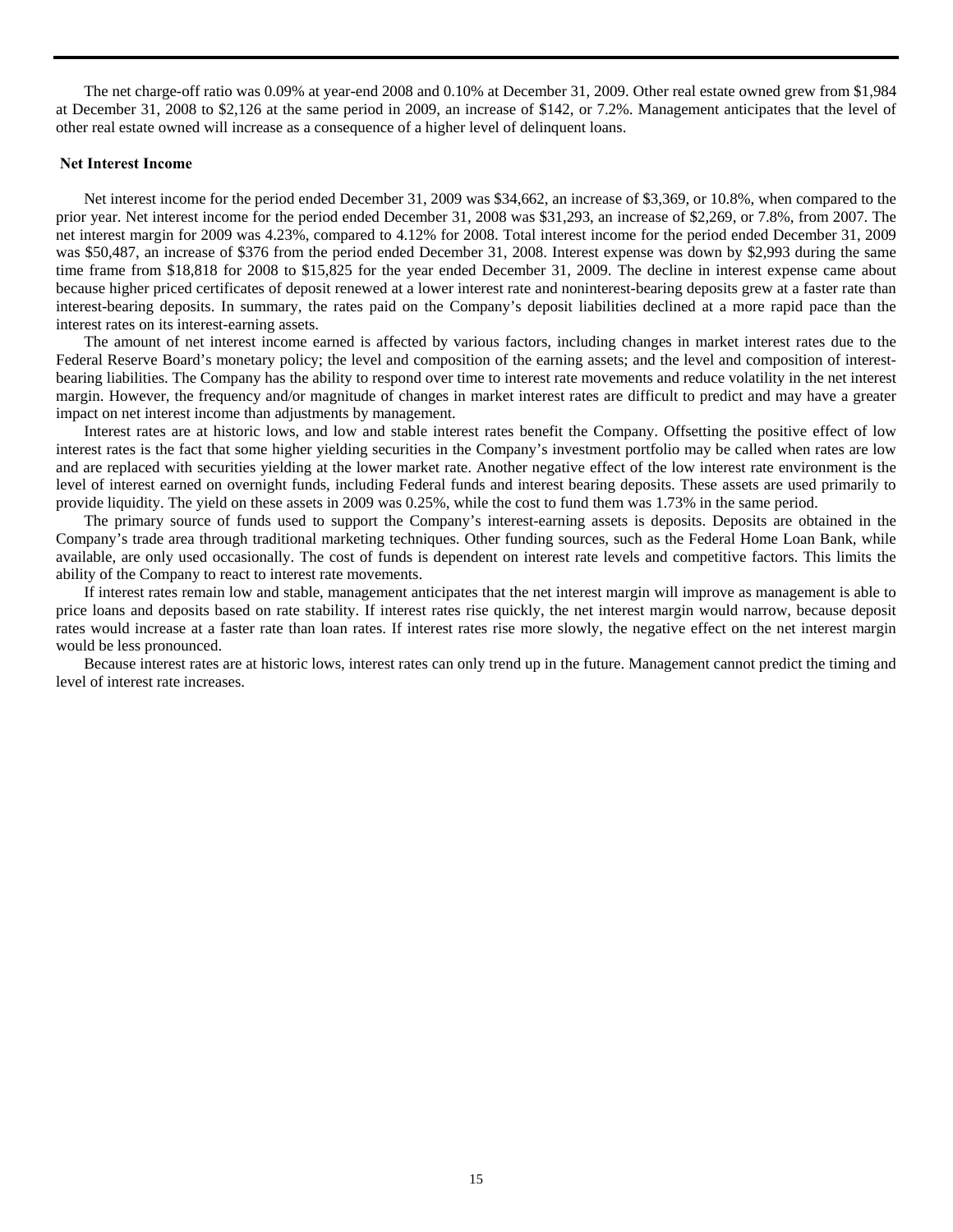The net charge-off ratio was 0.09% at year-end 2008 and 0.10% at December 31, 2009. Other real estate owned grew from $1,984 at December 31, 2008 to $2,126 at the same period in 2009, an increase of $142, or 7.2%. Management anticipates that the level of other real estate owned will increase as a consequence of a higher level of delinquent loans.

## Net Interest Income

Net interest income for the period ended December 31, 2009 was $34,662, an increase of $3,369, or 10.8%, when compared to the prior year. Net interest income for the period ended December 31, 2008 was $31,293, an increase of $2,269, or 7.8%, from 2007. The net interest margin for 2009 was 4.23%, compared to 4.12% for 2008. Total interest income for the period ended December 31, 2009 was $50,487, an increase of $376 from the period ended December 31, 2008. Interest expense was down by $2,993 during the same time frame from $18,818 for 2008 to $15,825 for the year ended December 31, 2009. The decline in interest expense came about because higher priced certificates of deposit renewed at a lower interest rate and noninterest-bearing deposits grew at a faster rate than interest-bearing deposits. In summary, the rates paid on the Company's deposit liabilities declined at a more rapid pace than the interest rates on its interest-earning assets.

The amount of net interest income earned is affected by various factors, including changes in market interest rates due to the Federal Reserve Board's monetary policy; the level and composition of the earning assets; and the level and composition of interest-bearing liabilities. The Company has the ability to respond over time to interest rate movements and reduce volatility in the net interest margin. However, the frequency and/or magnitude of changes in market interest rates are difficult to predict and may have a greater impact on net interest income than adjustments by management.

Interest rates are at historic lows, and low and stable interest rates benefit the Company. Offsetting the positive effect of low interest rates is the fact that some higher yielding securities in the Company's investment portfolio may be called when rates are low and are replaced with securities yielding at the lower market rate. Another negative effect of the low interest rate environment is the level of interest earned on overnight funds, including Federal funds and interest bearing deposits. These assets are used primarily to provide liquidity. The yield on these assets in 2009 was 0.25%, while the cost to fund them was 1.73% in the same period.

The primary source of funds used to support the Company's interest-earning assets is deposits. Deposits are obtained in the Company's trade area through traditional marketing techniques. Other funding sources, such as the Federal Home Loan Bank, while available, are only used occasionally. The cost of funds is dependent on interest rate levels and competitive factors. This limits the ability of the Company to react to interest rate movements.

If interest rates remain low and stable, management anticipates that the net interest margin will improve as management is able to price loans and deposits based on rate stability. If interest rates rise quickly, the net interest margin would narrow, because deposit rates would increase at a faster rate than loan rates. If interest rates rise more slowly, the negative effect on the net interest margin would be less pronounced.

Because interest rates are at historic lows, interest rates can only trend up in the future. Management cannot predict the timing and level of interest rate increases.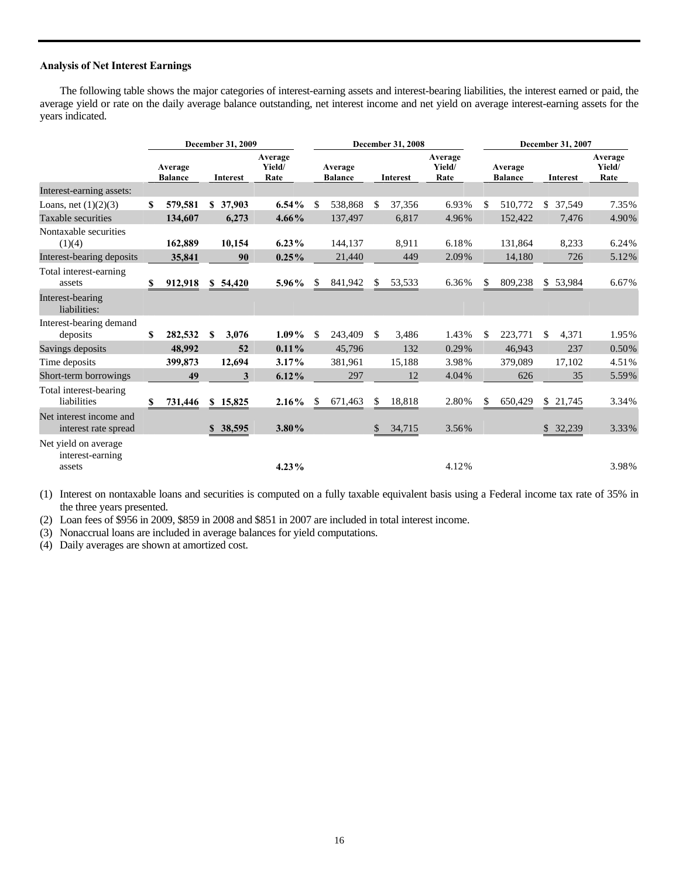### Analysis of Net Interest Earnings

The following table shows the major categories of interest-earning assets and interest-bearing liabilities, the interest earned or paid, the average yield or rate on the daily average balance outstanding, net interest income and net yield on average interest-earning assets for the years indicated.

| | December 31, 2009 | | | December 31, 2008 | | | December 31, 2007 | | |
|---|---|---|---|---|---|---|---|---|---|
| | Average Balance | Interest | Average Yield/ Rate | Average Balance | Interest | Average Yield/ Rate | Average Balance | Interest | Average Yield/ Rate |
| Interest-earning assets: | | | | | | | | | |
| Loans, net (1)(2)(3) | $ 579,581 | $ 37,903 | 6.54% | $ 538,868 | $ 37,356 | 6.93% | $ 510,772 | $ 37,549 | 7.35% |
| Taxable securities | 134,607 | 6,273 | 4.66% | 137,497 | 6,817 | 4.96% | 152,422 | 7,476 | 4.90% |
| Nontaxable securities (1)(4) | 162,889 | 10,154 | 6.23% | 144,137 | 8,911 | 6.18% | 131,864 | 8,233 | 6.24% |
| Interest-bearing deposits | 35,841 | 90 | 0.25% | 21,440 | 449 | 2.09% | 14,180 | 726 | 5.12% |
| Total interest-earning assets | $ 912,918 | $ 54,420 | 5.96% | $ 841,942 | $ 53,533 | 6.36% | $ 809,238 | $ 53,984 | 6.67% |
| Interest-bearing liabilities: | | | | | | | | | |
| Interest-bearing demand deposits | $ 282,532 | $ 3,076 | 1.09% | $ 243,409 | $ 3,486 | 1.43% | $ 223,771 | $ 4,371 | 1.95% |
| Savings deposits | 48,992 | 52 | 0.11% | 45,796 | 132 | 0.29% | 46,943 | 237 | 0.50% |
| Time deposits | 399,873 | 12,694 | 3.17% | 381,961 | 15,188 | 3.98% | 379,089 | 17,102 | 4.51% |
| Short-term borrowings | 49 | 3 | 6.12% | 297 | 12 | 4.04% | 626 | 35 | 5.59% |
| Total interest-bearing liabilities | $ 731,446 | $ 15,825 | 2.16% | $ 671,463 | $ 18,818 | 2.80% | $ 650,429 | $ 21,745 | 3.34% |
| Net interest income and interest rate spread | | $ 38,595 | 3.80% | | $ 34,715 | 3.56% | | $ 32,239 | 3.33% |
| Net yield on average interest-earning assets | | | 4.23% | | | 4.12% | | | 3.98% |

(1) Interest on nontaxable loans and securities is computed on a fully taxable equivalent basis using a Federal income tax rate of 35% in the three years presented.

(2) Loan fees of $956 in 2009, $859 in 2008 and $851 in 2007 are included in total interest income.

(3) Nonaccrual loans are included in average balances for yield computations.

(4) Daily averages are shown at amortized cost.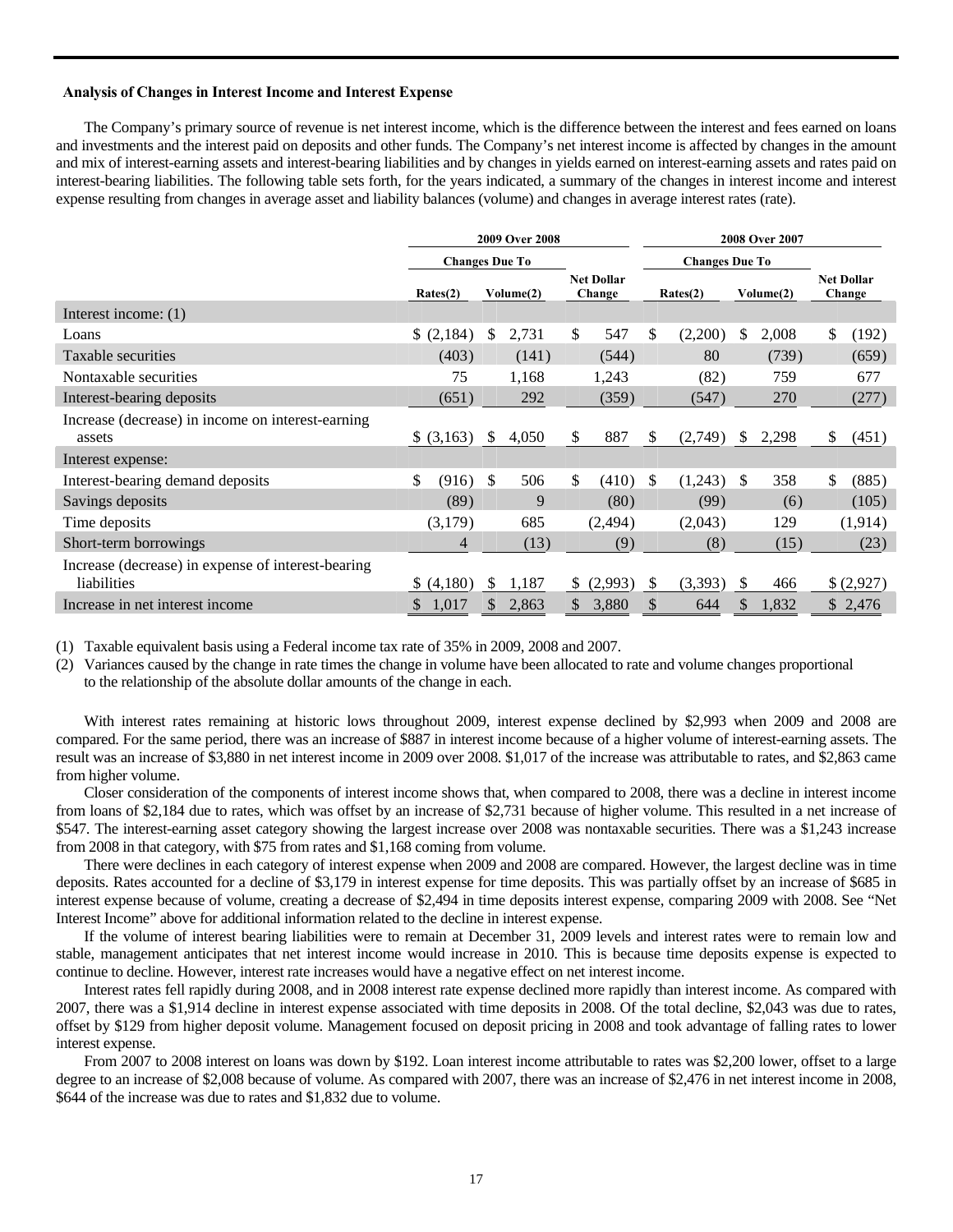**Analysis of Changes in Interest Income and Interest Expense**

The Company's primary source of revenue is net interest income, which is the difference between the interest and fees earned on loans and investments and the interest paid on deposits and other funds. The Company's net interest income is affected by changes in the amount and mix of interest-earning assets and interest-bearing liabilities and by changes in yields earned on interest-earning assets and rates paid on interest-bearing liabilities. The following table sets forth, for the years indicated, a summary of the changes in interest income and interest expense resulting from changes in average asset and liability balances (volume) and changes in average interest rates (rate).

| | 2009 Over 2008 | | | 2008 Over 2007 | | |
|---|---|---|---|---|---|---|
| | Changes Due To | | | Changes Due To | | |
| | Rates(2) | Volume(2) | Net Dollar Change | Rates(2) | Volume(2) | Net Dollar Change |
| Interest income: (1) | | | | | | |
| Loans | $ (2,184) | $ 2,731 | $ 547 | $ (2,200) | $ 2,008 | $ (192) |
| Taxable securities | (403) | (141) | (544) | 80 | (739) | (659) |
| Nontaxable securities | 75 | 1,168 | 1,243 | (82) | 759 | 677 |
| Interest-bearing deposits | (651) | 292 | (359) | (547) | 270 | (277) |
| Increase (decrease) in income on interest-earning assets | $ (3,163) | $ 4,050 | $ 887 | $ (2,749) | $ 2,298 | $ (451) |
| Interest expense: | | | | | | |
| Interest-bearing demand deposits | $ (916) | $ 506 | $ (410) | $ (1,243) | $ 358 | $ (885) |
| Savings deposits | (89) | 9 | (80) | (99) | (6) | (105) |
| Time deposits | (3,179) | 685 | (2,494) | (2,043) | 129 | (1,914) |
| Short-term borrowings | 4 | (13) | (9) | (8) | (15) | (23) |
| Increase (decrease) in expense of interest-bearing liabilities | $ (4,180) | $ 1,187 | $ (2,993) | $ (3,393) | $ 466 | $ (2,927) |
| Increase in net interest income | $ 1,017 | $ 2,863 | $ 3,880 | $ 644 | $ 1,832 | $ 2,476 |

(1) Taxable equivalent basis using a Federal income tax rate of 35% in 2009, 2008 and 2007.

(2) Variances caused by the change in rate times the change in volume have been allocated to rate and volume changes proportional to the relationship of the absolute dollar amounts of the change in each.

With interest rates remaining at historic lows throughout 2009, interest expense declined by $2,993 when 2009 and 2008 are compared. For the same period, there was an increase of $887 in interest income because of a higher volume of interest-earning assets. The result was an increase of $3,880 in net interest income in 2009 over 2008. $1,017 of the increase was attributable to rates, and $2,863 came from higher volume.

Closer consideration of the components of interest income shows that, when compared to 2008, there was a decline in interest income from loans of $2,184 due to rates, which was offset by an increase of $2,731 because of higher volume. This resulted in a net increase of $547. The interest-earning asset category showing the largest increase over 2008 was nontaxable securities. There was a $1,243 increase from 2008 in that category, with $75 from rates and $1,168 coming from volume.

There were declines in each category of interest expense when 2009 and 2008 are compared. However, the largest decline was in time deposits. Rates accounted for a decline of $3,179 in interest expense for time deposits. This was partially offset by an increase of $685 in interest expense because of volume, creating a decrease of $2,494 in time deposits interest expense, comparing 2009 with 2008. See "Net Interest Income" above for additional information related to the decline in interest expense.

If the volume of interest bearing liabilities were to remain at December 31, 2009 levels and interest rates were to remain low and stable, management anticipates that net interest income would increase in 2010. This is because time deposits expense is expected to continue to decline. However, interest rate increases would have a negative effect on net interest income.

Interest rates fell rapidly during 2008, and in 2008 interest rate expense declined more rapidly than interest income. As compared with 2007, there was a $1,914 decline in interest expense associated with time deposits in 2008. Of the total decline, $2,043 was due to rates, offset by $129 from higher deposit volume. Management focused on deposit pricing in 2008 and took advantage of falling rates to lower interest expense.

From 2007 to 2008 interest on loans was down by $192. Loan interest income attributable to rates was $2,200 lower, offset to a large degree to an increase of $2,008 because of volume. As compared with 2007, there was an increase of $2,476 in net interest income in 2008, $644 of the increase was due to rates and $1,832 due to volume.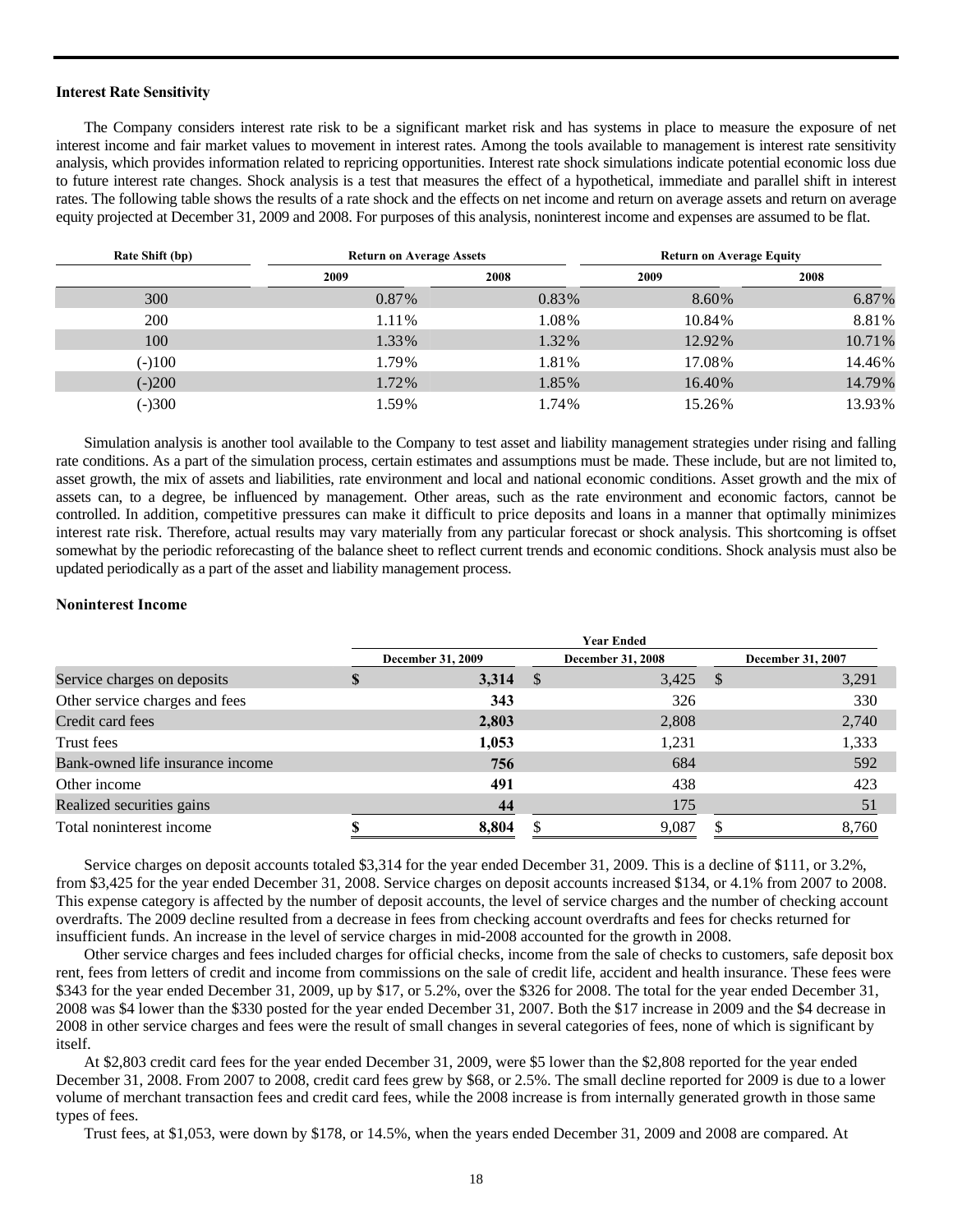### Interest Rate Sensitivity

The Company considers interest rate risk to be a significant market risk and has systems in place to measure the exposure of net interest income and fair market values to movement in interest rates. Among the tools available to management is interest rate sensitivity analysis, which provides information related to repricing opportunities. Interest rate shock simulations indicate potential economic loss due to future interest rate changes. Shock analysis is a test that measures the effect of a hypothetical, immediate and parallel shift in interest rates. The following table shows the results of a rate shock and the effects on net income and return on average assets and return on average equity projected at December 31, 2009 and 2008. For purposes of this analysis, noninterest income and expenses are assumed to be flat.

| Rate Shift (bp) | Return on Average Assets | | Return on Average Equity | |
|---|---|---|---|---|
| | 2009 | 2008 | 2009 | 2008 |
| 300 | 0.87% | 0.83% | 8.60% | 6.87% |
| 200 | 1.11% | 1.08% | 10.84% | 8.81% |
| 100 | 1.33% | 1.32% | 12.92% | 10.71% |
| (-)100 | 1.79% | 1.81% | 17.08% | 14.46% |
| (-)200 | 1.72% | 1.85% | 16.40% | 14.79% |
| (-)300 | 1.59% | 1.74% | 15.26% | 13.93% |

Simulation analysis is another tool available to the Company to test asset and liability management strategies under rising and falling rate conditions. As a part of the simulation process, certain estimates and assumptions must be made. These include, but are not limited to, asset growth, the mix of assets and liabilities, rate environment and local and national economic conditions. Asset growth and the mix of assets can, to a degree, be influenced by management. Other areas, such as the rate environment and economic factors, cannot be controlled. In addition, competitive pressures can make it difficult to price deposits and loans in a manner that optimally minimizes interest rate risk. Therefore, actual results may vary materially from any particular forecast or shock analysis. This shortcoming is offset somewhat by the periodic reforecasting of the balance sheet to reflect current trends and economic conditions. Shock analysis must also be updated periodically as a part of the asset and liability management process.

### Noninterest Income

| | Year Ended | | |
|---|---|---|---|
| | December 31, 2009 | December 31, 2008 | December 31, 2007 |
| Service charges on deposits | **$ 3,314** | $ 3,425 | $ 3,291 |
| Other service charges and fees | **343** | 326 | 330 |
| Credit card fees | **2,803** | 2,808 | 2,740 |
| Trust fees | **1,053** | 1,231 | 1,333 |
| Bank-owned life insurance income | **756** | 684 | 592 |
| Other income | **491** | 438 | 423 |
| Realized securities gains | **44** | 175 | 51 |
| Total noninterest income | **$ 8,804** | $ 9,087 | $ 8,760 |

Service charges on deposit accounts totaled $3,314 for the year ended December 31, 2009. This is a decline of $111, or 3.2%, from $3,425 for the year ended December 31, 2008. Service charges on deposit accounts increased $134, or 4.1% from 2007 to 2008. This expense category is affected by the number of deposit accounts, the level of service charges and the number of checking account overdrafts. The 2009 decline resulted from a decrease in fees from checking account overdrafts and fees for checks returned for insufficient funds. An increase in the level of service charges in mid-2008 accounted for the growth in 2008.

Other service charges and fees included charges for official checks, income from the sale of checks to customers, safe deposit box rent, fees from letters of credit and income from commissions on the sale of credit life, accident and health insurance. These fees were $343 for the year ended December 31, 2009, up by $17, or 5.2%, over the $326 for 2008. The total for the year ended December 31, 2008 was $4 lower than the $330 posted for the year ended December 31, 2007. Both the $17 increase in 2009 and the $4 decrease in 2008 in other service charges and fees were the result of small changes in several categories of fees, none of which is significant by itself.

At $2,803 credit card fees for the year ended December 31, 2009, were $5 lower than the $2,808 reported for the year ended December 31, 2008. From 2007 to 2008, credit card fees grew by $68, or 2.5%. The small decline reported for 2009 is due to a lower volume of merchant transaction fees and credit card fees, while the 2008 increase is from internally generated growth in those same types of fees.

Trust fees, at $1,053, were down by $178, or 14.5%, when the years ended December 31, 2009 and 2008 are compared. At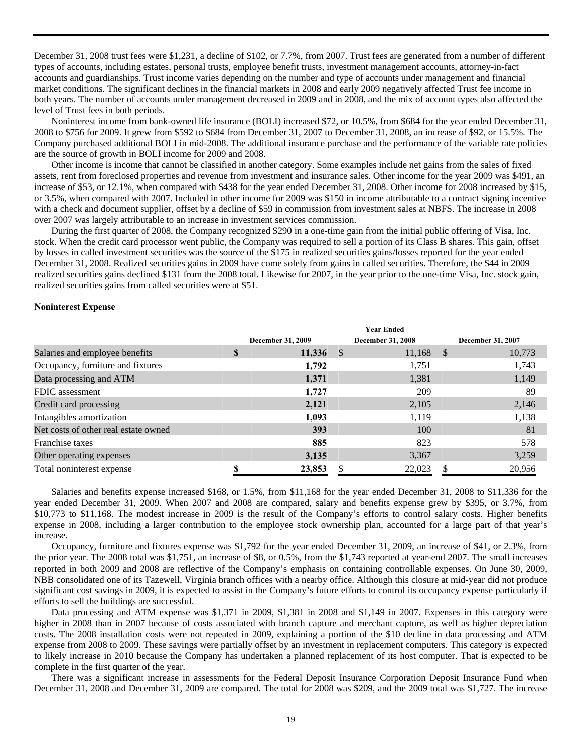December 31, 2008 trust fees were $1,231, a decline of $102, or 7.7%, from 2007. Trust fees are generated from a number of different types of accounts, including estates, personal trusts, employee benefit trusts, investment management accounts, attorney-in-fact accounts and guardianships. Trust income varies depending on the number and type of accounts under management and financial market conditions. The significant declines in the financial markets in 2008 and early 2009 negatively affected Trust fee income in both years. The number of accounts under management decreased in 2009 and in 2008, and the mix of account types also affected the level of Trust fees in both periods.

Noninterest income from bank-owned life insurance (BOLI) increased $72, or 10.5%, from $684 for the year ended December 31, 2008 to $756 for 2009. It grew from $592 to $684 from December 31, 2007 to December 31, 2008, an increase of $92, or 15.5%. The Company purchased additional BOLI in mid-2008. The additional insurance purchase and the performance of the variable rate policies are the source of growth in BOLI income for 2009 and 2008.

Other income is income that cannot be classified in another category. Some examples include net gains from the sales of fixed assets, rent from foreclosed properties and revenue from investment and insurance sales. Other income for the year 2009 was $491, an increase of $53, or 12.1%, when compared with $438 for the year ended December 31, 2008. Other income for 2008 increased by $15, or 3.5%, when compared with 2007. Included in other income for 2009 was $150 in income attributable to a contract signing incentive with a check and document supplier, offset by a decline of $59 in commission from investment sales at NBFS. The increase in 2008 over 2007 was largely attributable to an increase in investment services commission.

During the first quarter of 2008, the Company recognized $290 in a one-time gain from the initial public offering of Visa, Inc. stock. When the credit card processor went public, the Company was required to sell a portion of its Class B shares. This gain, offset by losses in called investment securities was the source of the $175 in realized securities gains/losses reported for the year ended December 31, 2008. Realized securities gains in 2009 have come solely from gains in called securities. Therefore, the $44 in 2009 realized securities gains declined $131 from the 2008 total. Likewise for 2007, in the year prior to the one-time Visa, Inc. stock gain, realized securities gains from called securities were at $51.

**Noninterest Expense**

| | Year Ended | | |
|---|---|---|---|
| | December 31, 2009 | December 31, 2008 | December 31, 2007 |
| Salaries and employee benefits | **$ 11,336** | $ 11,168 | $ 10,773 |
| Occupancy, furniture and fixtures | **1,792** | 1,751 | 1,743 |
| Data processing and ATM | **1,371** | 1,381 | 1,149 |
| FDIC assessment | **1,727** | 209 | 89 |
| Credit card processing | **2,121** | 2,105 | 2,146 |
| Intangibles amortization | **1,093** | 1,119 | 1,138 |
| Net costs of other real estate owned | **393** | 100 | 81 |
| Franchise taxes | **885** | 823 | 578 |
| Other operating expenses | **3,135** | 3,367 | 3,259 |
| Total noninterest expense | **$ 23,853** | $ 22,023 | $ 20,956 |

Salaries and benefits expense increased $168, or 1.5%, from $11,168 for the year ended December 31, 2008 to $11,336 for the year ended December 31, 2009. When 2007 and 2008 are compared, salary and benefits expense grew by $395, or 3.7%, from $10,773 to $11,168. The modest increase in 2009 is the result of the Company's efforts to control salary costs. Higher benefits expense in 2008, including a larger contribution to the employee stock ownership plan, accounted for a large part of that year's increase.

Occupancy, furniture and fixtures expense was $1,792 for the year ended December 31, 2009, an increase of $41, or 2.3%, from the prior year. The 2008 total was $1,751, an increase of $8, or 0.5%, from the $1,743 reported at year-end 2007. The small increases reported in both 2009 and 2008 are reflective of the Company's emphasis on containing controllable expenses. On June 30, 2009, NBB consolidated one of its Tazewell, Virginia branch offices with a nearby office. Although this closure at mid-year did not produce significant cost savings in 2009, it is expected to assist in the Company's future efforts to control its occupancy expense particularly if efforts to sell the buildings are successful.

Data processing and ATM expense was $1,371 in 2009, $1,381 in 2008 and $1,149 in 2007. Expenses in this category were higher in 2008 than in 2007 because of costs associated with branch capture and merchant capture, as well as higher depreciation costs. The 2008 installation costs were not repeated in 2009, explaining a portion of the $10 decline in data processing and ATM expense from 2008 to 2009. These savings were partially offset by an investment in replacement computers. This category is expected to likely increase in 2010 because the Company has undertaken a planned replacement of its host computer. That is expected to be complete in the first quarter of the year.

There was a significant increase in assessments for the Federal Deposit Insurance Corporation Deposit Insurance Fund when December 31, 2008 and December 31, 2009 are compared. The total for 2008 was $209, and the 2009 total was $1,727. The increase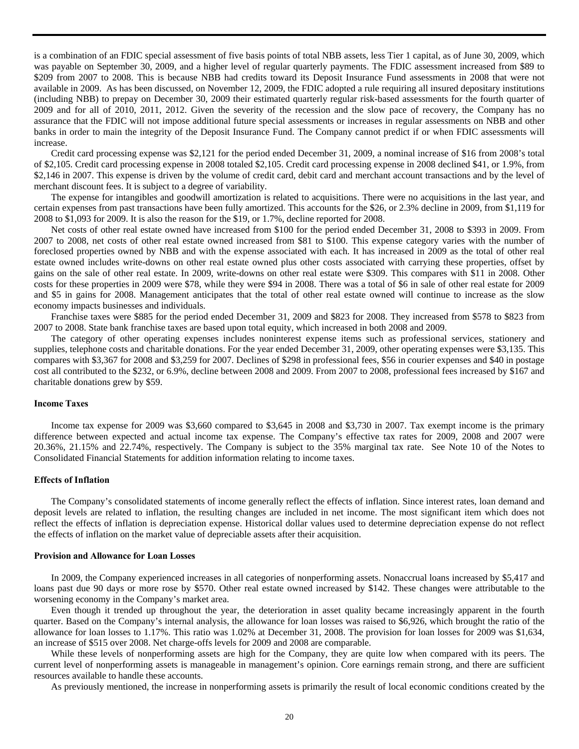is a combination of an FDIC special assessment of five basis points of total NBB assets, less Tier 1 capital, as of June 30, 2009, which was payable on September 30, 2009, and a higher level of regular quarterly payments. The FDIC assessment increased from $89 to $209 from 2007 to 2008. This is because NBB had credits toward its Deposit Insurance Fund assessments in 2008 that were not available in 2009. As has been discussed, on November 12, 2009, the FDIC adopted a rule requiring all insured depositary institutions (including NBB) to prepay on December 30, 2009 their estimated quarterly regular risk-based assessments for the fourth quarter of 2009 and for all of 2010, 2011, 2012. Given the severity of the recession and the slow pace of recovery, the Company has no assurance that the FDIC will not impose additional future special assessments or increases in regular assessments on NBB and other banks in order to main the integrity of the Deposit Insurance Fund. The Company cannot predict if or when FDIC assessments will increase.

Credit card processing expense was $2,121 for the period ended December 31, 2009, a nominal increase of $16 from 2008's total of $2,105. Credit card processing expense in 2008 totaled $2,105. Credit card processing expense in 2008 declined $41, or 1.9%, from $2,146 in 2007. This expense is driven by the volume of credit card, debit card and merchant account transactions and by the level of merchant discount fees. It is subject to a degree of variability.

The expense for intangibles and goodwill amortization is related to acquisitions. There were no acquisitions in the last year, and certain expenses from past transactions have been fully amortized. This accounts for the $26, or 2.3% decline in 2009, from $1,119 for 2008 to $1,093 for 2009. It is also the reason for the $19, or 1.7%, decline reported for 2008.

Net costs of other real estate owned have increased from $100 for the period ended December 31, 2008 to $393 in 2009. From 2007 to 2008, net costs of other real estate owned increased from $81 to $100. This expense category varies with the number of foreclosed properties owned by NBB and with the expense associated with each. It has increased in 2009 as the total of other real estate owned includes write-downs on other real estate owned plus other costs associated with carrying these properties, offset by gains on the sale of other real estate. In 2009, write-downs on other real estate were $309. This compares with $11 in 2008. Other costs for these properties in 2009 were $78, while they were $94 in 2008. There was a total of $6 in sale of other real estate for 2009 and $5 in gains for 2008. Management anticipates that the total of other real estate owned will continue to increase as the slow economy impacts businesses and individuals.

Franchise taxes were $885 for the period ended December 31, 2009 and $823 for 2008. They increased from $578 to $823 from 2007 to 2008. State bank franchise taxes are based upon total equity, which increased in both 2008 and 2009.

The category of other operating expenses includes noninterest expense items such as professional services, stationery and supplies, telephone costs and charitable donations. For the year ended December 31, 2009, other operating expenses were $3,135. This compares with $3,367 for 2008 and $3,259 for 2007. Declines of $298 in professional fees, $56 in courier expenses and $40 in postage cost all contributed to the $232, or 6.9%, decline between 2008 and 2009. From 2007 to 2008, professional fees increased by $167 and charitable donations grew by $59.

**Income Taxes**

Income tax expense for 2009 was $3,660 compared to $3,645 in 2008 and $3,730 in 2007. Tax exempt income is the primary difference between expected and actual income tax expense. The Company's effective tax rates for 2009, 2008 and 2007 were 20.36%, 21.15% and 22.74%, respectively. The Company is subject to the 35% marginal tax rate. See Note 10 of the Notes to Consolidated Financial Statements for addition information relating to income taxes.

**Effects of Inflation**

The Company's consolidated statements of income generally reflect the effects of inflation. Since interest rates, loan demand and deposit levels are related to inflation, the resulting changes are included in net income. The most significant item which does not reflect the effects of inflation is depreciation expense. Historical dollar values used to determine depreciation expense do not reflect the effects of inflation on the market value of depreciable assets after their acquisition.

**Provision and Allowance for Loan Losses**

In 2009, the Company experienced increases in all categories of nonperforming assets. Nonaccrual loans increased by $5,417 and loans past due 90 days or more rose by $570. Other real estate owned increased by $142. These changes were attributable to the worsening economy in the Company's market area.

Even though it trended up throughout the year, the deterioration in asset quality became increasingly apparent in the fourth quarter. Based on the Company's internal analysis, the allowance for loan losses was raised to $6,926, which brought the ratio of the allowance for loan losses to 1.17%. This ratio was 1.02% at December 31, 2008. The provision for loan losses for 2009 was $1,634, an increase of $515 over 2008. Net charge-offs levels for 2009 and 2008 are comparable.

While these levels of nonperforming assets are high for the Company, they are quite low when compared with its peers. The current level of nonperforming assets is manageable in management's opinion. Core earnings remain strong, and there are sufficient resources available to handle these accounts.

As previously mentioned, the increase in nonperforming assets is primarily the result of local economic conditions created by the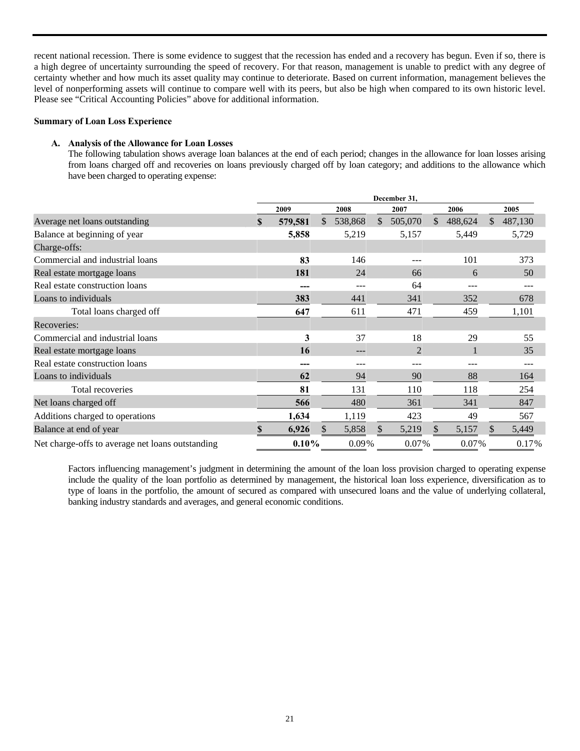recent national recession. There is some evidence to suggest that the recession has ended and a recovery has begun. Even if so, there is a high degree of uncertainty surrounding the speed of recovery. For that reason, management is unable to predict with any degree of certainty whether and how much its asset quality may continue to deteriorate. Based on current information, management believes the level of nonperforming assets will continue to compare well with its peers, but also be high when compared to its own historic level. Please see "Critical Accounting Policies" above for additional information.

**Summary of Loan Loss Experience**

**A. Analysis of the Allowance for Loan Losses**

The following tabulation shows average loan balances at the end of each period; changes in the allowance for loan losses arising from loans charged off and recoveries on loans previously charged off by loan category; and additions to the allowance which have been charged to operating expense:

| | December 31, | | | | |
|---|---|---|---|---|---|
| | **2009** | 2008 | 2007 | 2006 | 2005 |
| Average net loans outstanding | **$ 579,581** | $ 538,868 | $ 505,070 | $ 488,624 | $ 487,130 |
| Balance at beginning of year | **5,858** | 5,219 | 5,157 | 5,449 | 5,729 |
| Charge-offs: | | | | | |
| Commercial and industrial loans | **83** | 146 | --- | 101 | 373 |
| Real estate mortgage loans | **181** | 24 | 66 | 6 | 50 |
| Real estate construction loans | **---** | --- | 64 | --- | --- |
| Loans to individuals | **383** | 441 | 341 | 352 | 678 |
| Total loans charged off | **647** | 611 | 471 | 459 | 1,101 |
| Recoveries: | | | | | |
| Commercial and industrial loans | **3** | 37 | 18 | 29 | 55 |
| Real estate mortgage loans | **16** | --- | 2 | 1 | 35 |
| Real estate construction loans | **---** | --- | --- | --- | --- |
| Loans to individuals | **62** | 94 | 90 | 88 | 164 |
| Total recoveries | **81** | 131 | 110 | 118 | 254 |
| Net loans charged off | **566** | 480 | 361 | 341 | 847 |
| Additions charged to operations | **1,634** | 1,119 | 423 | 49 | 567 |
| Balance at end of year | **$ 6,926** | $ 5,858 | $ 5,219 | $ 5,157 | $ 5,449 |
| Net charge-offs to average net loans outstanding | **0.10%** | 0.09% | 0.07% | 0.07% | 0.17% |

Factors influencing management's judgment in determining the amount of the loan loss provision charged to operating expense include the quality of the loan portfolio as determined by management, the historical loan loss experience, diversification as to type of loans in the portfolio, the amount of secured as compared with unsecured loans and the value of underlying collateral, banking industry standards and averages, and general economic conditions.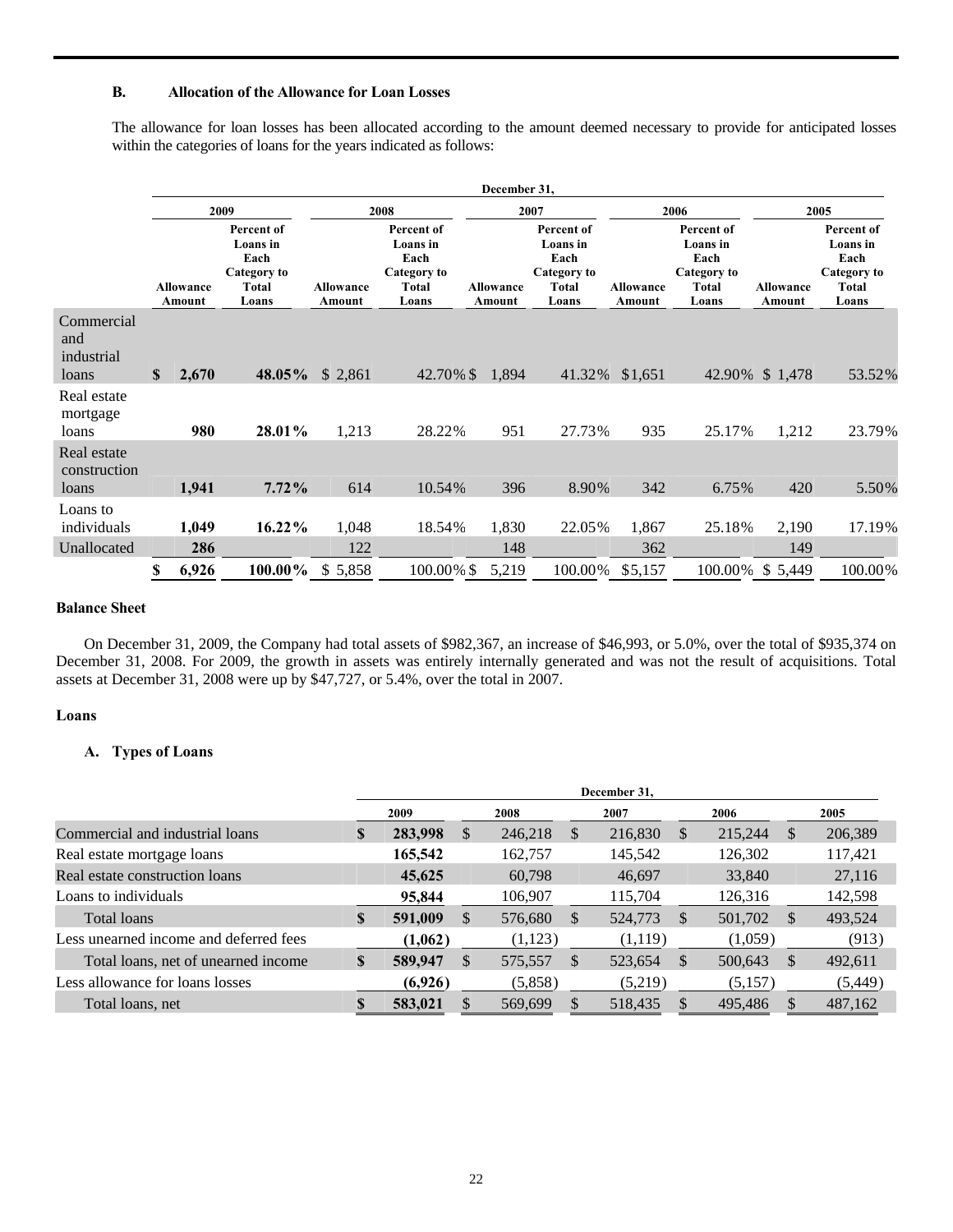### B. Allocation of the Allowance for Loan Losses

The allowance for loan losses has been allocated according to the amount deemed necessary to provide for anticipated losses within the categories of loans for the years indicated as follows:

| | December 31, | | | | | | | | | |
|---|---|---|---|---|---|---|---|---|---|---|
| | 2009 | | 2008 | | 2007 | | 2006 | | 2005 | |
| | Allowance Amount | Percent of Loans in Each Category to Total Loans | Allowance Amount | Percent of Loans in Each Category to Total Loans | Allowance Amount | Percent of Loans in Each Category to Total Loans | Allowance Amount | Percent of Loans in Each Category to Total Loans | Allowance Amount | Percent of Loans in Each Category to Total Loans |
| Commercial and industrial loans | **$ 2,670** | **48.05%** | $ 2,861 | 42.70% | $ 1,894 | 41.32% | $1,651 | 42.90% | $ 1,478 | 53.52% |
| Real estate mortgage loans | **980** | **28.01%** | 1,213 | 28.22% | 951 | 27.73% | 935 | 25.17% | 1,212 | 23.79% |
| Real estate construction loans | **1,941** | **7.72%** | 614 | 10.54% | 396 | 8.90% | 342 | 6.75% | 420 | 5.50% |
| Loans to individuals | **1,049** | **16.22%** | 1,048 | 18.54% | 1,830 | 22.05% | 1,867 | 25.18% | 2,190 | 17.19% |
| Unallocated | **286** | | 122 | | 148 | | 362 | | 149 | |
| | **$ 6,926** | **100.00%** | $ 5,858 | 100.00% | $ 5,219 | 100.00% | $5,157 | 100.00% | $ 5,449 | 100.00% |

## Balance Sheet

On December 31, 2009, the Company had total assets of $982,367, an increase of $46,993, or 5.0%, over the total of $935,374 on December 31, 2008. For 2009, the growth in assets was entirely internally generated and was not the result of acquisitions. Total assets at December 31, 2008 were up by $47,727, or 5.4%, over the total in 2007.

## Loans

### A. Types of Loans

| | December 31, | | | | |
|---|---|---|---|---|---|
| | 2009 | 2008 | 2007 | 2006 | 2005 |
| Commercial and industrial loans | **$ 283,998** | $ 246,218 | $ 216,830 | $ 215,244 | $ 206,389 |
| Real estate mortgage loans | **165,542** | 162,757 | 145,542 | 126,302 | 117,421 |
| Real estate construction loans | **45,625** | 60,798 | 46,697 | 33,840 | 27,116 |
| Loans to individuals | **95,844** | 106,907 | 115,704 | 126,316 | 142,598 |
| Total loans | **$ 591,009** | $ 576,680 | $ 524,773 | $ 501,702 | $ 493,524 |
| Less unearned income and deferred fees | **(1,062)** | (1,123) | (1,119) | (1,059) | (913) |
| Total loans, net of unearned income | **$ 589,947** | $ 575,557 | $ 523,654 | $ 500,643 | $ 492,611 |
| Less allowance for loans losses | **(6,926)** | (5,858) | (5,219) | (5,157) | (5,449) |
| Total loans, net | **$ 583,021** | $ 569,699 | $ 518,435 | $ 495,486 | $ 487,162 |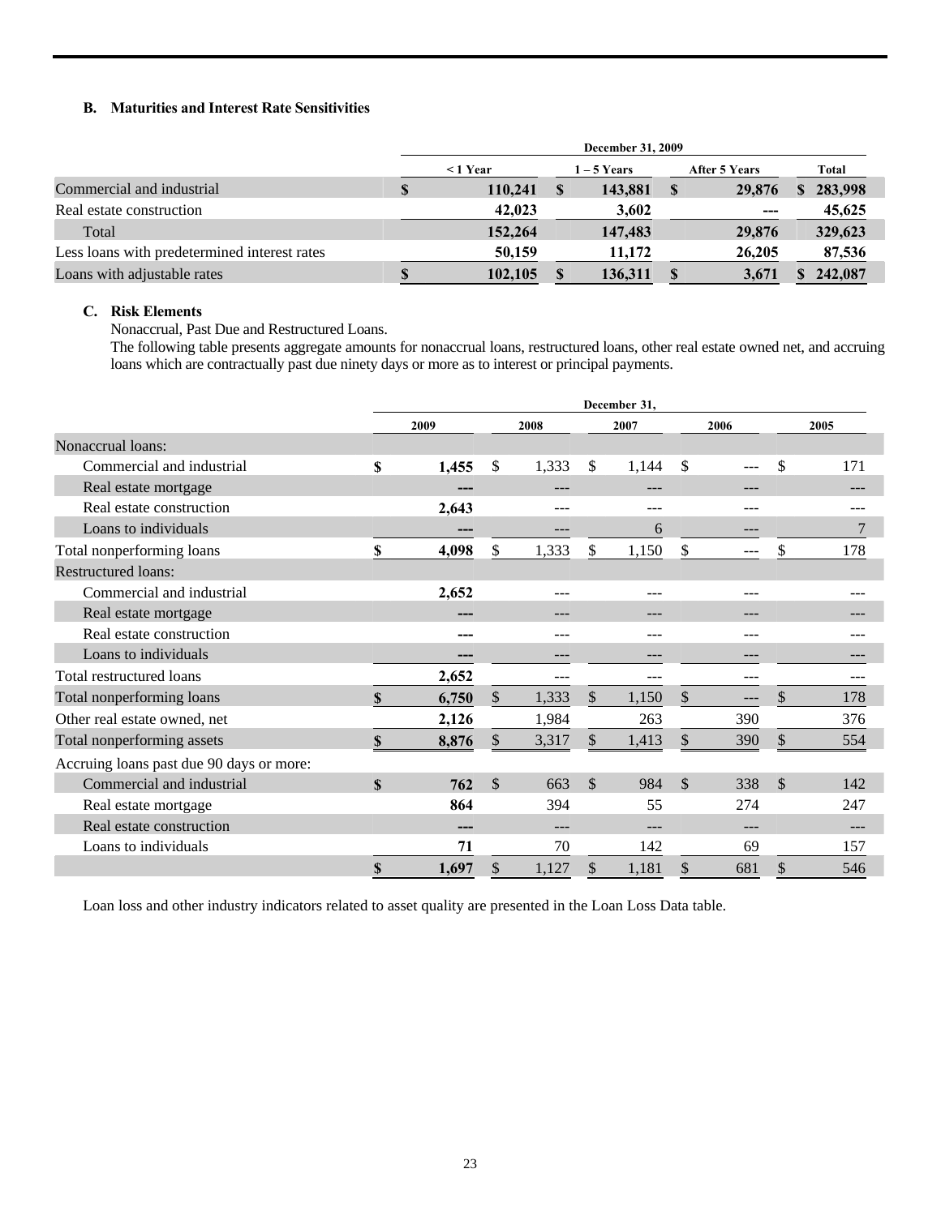### B. Maturities and Interest Rate Sensitivities

| | December 31, 2009 | | | |
|---|---|---|---|---|
| | < 1 Year | 1 – 5 Years | After 5 Years | Total |
| Commercial and industrial | $ 110,241 | $ 143,881 | $ 29,876 | $ 283,998 |
| Real estate construction | 42,023 | 3,602 | --- | 45,625 |
| Total | 152,264 | 147,483 | 29,876 | 329,623 |
| Less loans with predetermined interest rates | 50,159 | 11,172 | 26,205 | 87,536 |
| Loans with adjustable rates | $ 102,105 | $ 136,311 | $ 3,671 | $ 242,087 |

### C. Risk Elements

Nonaccrual, Past Due and Restructured Loans.

The following table presents aggregate amounts for nonaccrual loans, restructured loans, other real estate owned net, and accruing loans which are contractually past due ninety days or more as to interest or principal payments.

| | December 31, | | | | |
|---|---|---|---|---|---|
| | 2009 | 2008 | 2007 | 2006 | 2005 |
| Nonaccrual loans: | | | | | |
| Commercial and industrial | $ 1,455 | $ 1,333 | $ 1,144 | $ --- | $ 171 |
| Real estate mortgage | --- | --- | --- | --- | --- |
| Real estate construction | 2,643 | --- | --- | --- | --- |
| Loans to individuals | --- | --- | 6 | --- | 7 |
| Total nonperforming loans | $ 4,098 | $ 1,333 | $ 1,150 | $ --- | $ 178 |
| Restructured loans: | | | | | |
| Commercial and industrial | 2,652 | --- | --- | --- | --- |
| Real estate mortgage | --- | --- | --- | --- | --- |
| Real estate construction | --- | --- | --- | --- | --- |
| Loans to individuals | --- | --- | --- | --- | --- |
| Total restructured loans | 2,652 | --- | --- | --- | --- |
| Total nonperforming loans | $ 6,750 | $ 1,333 | $ 1,150 | $ --- | $ 178 |
| Other real estate owned, net | 2,126 | 1,984 | 263 | 390 | 376 |
| Total nonperforming assets | $ 8,876 | $ 3,317 | $ 1,413 | $ 390 | $ 554 |
| Accruing loans past due 90 days or more: | | | | | |
| Commercial and industrial | $ 762 | $ 663 | $ 984 | $ 338 | $ 142 |
| Real estate mortgage | 864 | 394 | 55 | 274 | 247 |
| Real estate construction | --- | --- | --- | --- | --- |
| Loans to individuals | 71 | 70 | 142 | 69 | 157 |
| | $ 1,697 | $ 1,127 | $ 1,181 | $ 681 | $ 546 |

Loan loss and other industry indicators related to asset quality are presented in the Loan Loss Data table.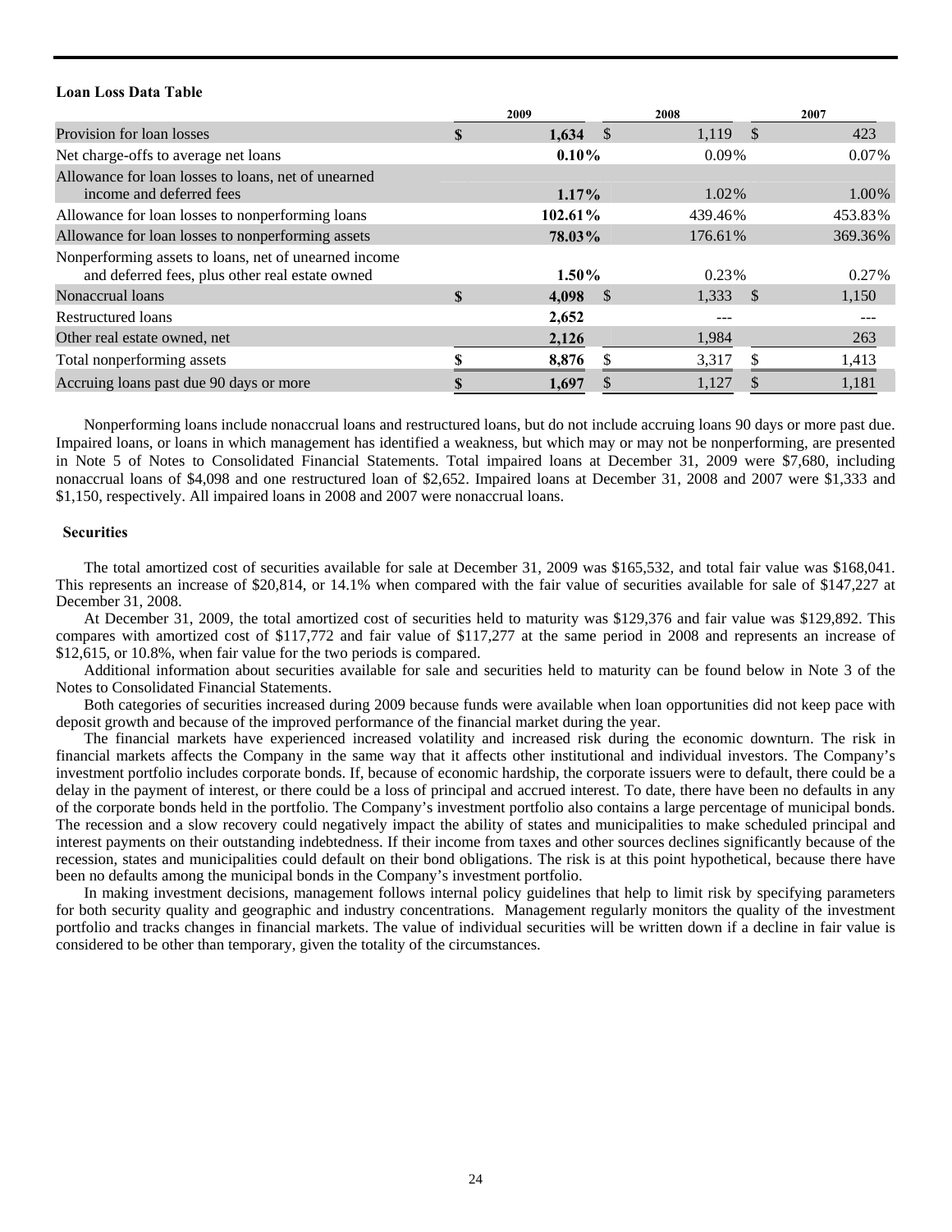### Loan Loss Data Table

| | 2009 | 2008 | 2007 |
|---|---|---|---|
| Provision for loan losses | **$ 1,634** | $ 1,119 | $ 423 |
| Net charge-offs to average net loans | **0.10%** | 0.09% | 0.07% |
| Allowance for loan losses to loans, net of unearned income and deferred fees | **1.17%** | 1.02% | 1.00% |
| Allowance for loan losses to nonperforming loans | **102.61%** | 439.46% | 453.83% |
| Allowance for loan losses to nonperforming assets | **78.03%** | 176.61% | 369.36% |
| Nonperforming assets to loans, net of unearned income and deferred fees, plus other real estate owned | **1.50%** | 0.23% | 0.27% |
| Nonaccrual loans | **$ 4,098** | $ 1,333 | $ 1,150 |
| Restructured loans | **2,652** | --- | --- |
| Other real estate owned, net | **2,126** | 1,984 | 263 |
| Total nonperforming assets | **$ 8,876** | $ 3,317 | $ 1,413 |
| Accruing loans past due 90 days or more | **$ 1,697** | $ 1,127 | $ 1,181 |

Nonperforming loans include nonaccrual loans and restructured loans, but do not include accruing loans 90 days or more past due. Impaired loans, or loans in which management has identified a weakness, but which may or may not be nonperforming, are presented in Note 5 of Notes to Consolidated Financial Statements. Total impaired loans at December 31, 2009 were $7,680, including nonaccrual loans of $4,098 and one restructured loan of $2,652. Impaired loans at December 31, 2008 and 2007 were $1,333 and $1,150, respectively. All impaired loans in 2008 and 2007 were nonaccrual loans.

### Securities

The total amortized cost of securities available for sale at December 31, 2009 was $165,532, and total fair value was $168,041. This represents an increase of $20,814, or 14.1% when compared with the fair value of securities available for sale of $147,227 at December 31, 2008.

At December 31, 2009, the total amortized cost of securities held to maturity was $129,376 and fair value was $129,892. This compares with amortized cost of $117,772 and fair value of $117,277 at the same period in 2008 and represents an increase of $12,615, or 10.8%, when fair value for the two periods is compared.

Additional information about securities available for sale and securities held to maturity can be found below in Note 3 of the Notes to Consolidated Financial Statements.

Both categories of securities increased during 2009 because funds were available when loan opportunities did not keep pace with deposit growth and because of the improved performance of the financial market during the year.

The financial markets have experienced increased volatility and increased risk during the economic downturn. The risk in financial markets affects the Company in the same way that it affects other institutional and individual investors. The Company's investment portfolio includes corporate bonds. If, because of economic hardship, the corporate issuers were to default, there could be a delay in the payment of interest, or there could be a loss of principal and accrued interest. To date, there have been no defaults in any of the corporate bonds held in the portfolio. The Company's investment portfolio also contains a large percentage of municipal bonds. The recession and a slow recovery could negatively impact the ability of states and municipalities to make scheduled principal and interest payments on their outstanding indebtedness. If their income from taxes and other sources declines significantly because of the recession, states and municipalities could default on their bond obligations. The risk is at this point hypothetical, because there have been no defaults among the municipal bonds in the Company's investment portfolio.

In making investment decisions, management follows internal policy guidelines that help to limit risk by specifying parameters for both security quality and geographic and industry concentrations. Management regularly monitors the quality of the investment portfolio and tracks changes in financial markets. The value of individual securities will be written down if a decline in fair value is considered to be other than temporary, given the totality of the circumstances.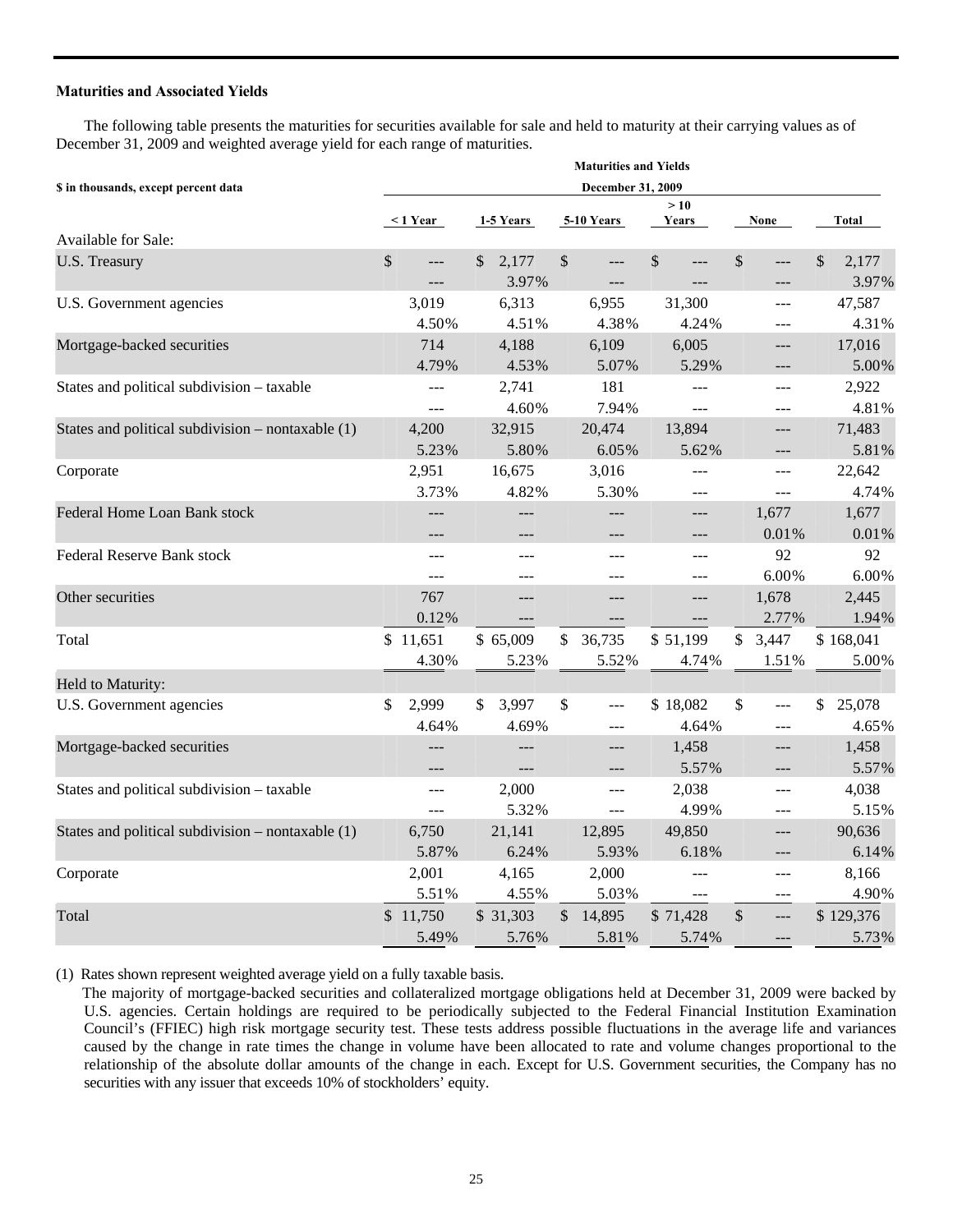**Maturities and Associated Yields**

The following table presents the maturities for securities available for sale and held to maturity at their carrying values as of December 31, 2009 and weighted average yield for each range of maturities.

| $ in thousands, except percent data | Maturities and Yields December 31, 2009 | | | | | |
|---|---|---|---|---|---|---|
| | < 1 Year | 1-5 Years | 5-10 Years | > 10 Years | None | Total |
| Available for Sale: | | | | | | |
| U.S. Treasury | $ --- | $ 2,177 | $ --- | $ --- | $ --- | $ 2,177 |
| | --- | 3.97% | --- | --- | --- | 3.97% |
| U.S. Government agencies | 3,019 | 6,313 | 6,955 | 31,300 | --- | 47,587 |
| | 4.50% | 4.51% | 4.38% | 4.24% | --- | 4.31% |
| Mortgage-backed securities | 714 | 4,188 | 6,109 | 6,005 | --- | 17,016 |
| | 4.79% | 4.53% | 5.07% | 5.29% | --- | 5.00% |
| States and political subdivision – taxable | --- | 2,741 | 181 | --- | --- | 2,922 |
| | --- | 4.60% | 7.94% | --- | --- | 4.81% |
| States and political subdivision – nontaxable (1) | 4,200 | 32,915 | 20,474 | 13,894 | --- | 71,483 |
| | 5.23% | 5.80% | 6.05% | 5.62% | --- | 5.81% |
| Corporate | 2,951 | 16,675 | 3,016 | --- | --- | 22,642 |
| | 3.73% | 4.82% | 5.30% | --- | --- | 4.74% |
| Federal Home Loan Bank stock | --- | --- | --- | --- | 1,677 | 1,677 |
| | --- | --- | --- | --- | 0.01% | 0.01% |
| Federal Reserve Bank stock | --- | --- | --- | --- | 92 | 92 |
| | --- | --- | --- | --- | 6.00% | 6.00% |
| Other securities | 767 | --- | --- | --- | 1,678 | 2,445 |
| | 0.12% | --- | --- | --- | 2.77% | 1.94% |
| Total | $ 11,651 | $ 65,009 | $ 36,735 | $ 51,199 | $ 3,447 | $ 168,041 |
| | 4.30% | 5.23% | 5.52% | 4.74% | 1.51% | 5.00% |
| Held to Maturity: | | | | | | |
| U.S. Government agencies | $ 2,999 | $ 3,997 | $ --- | $ 18,082 | $ --- | $ 25,078 |
| | 4.64% | 4.69% | --- | 4.64% | --- | 4.65% |
| Mortgage-backed securities | --- | --- | --- | 1,458 | --- | 1,458 |
| | --- | --- | --- | 5.57% | --- | 5.57% |
| States and political subdivision – taxable | --- | 2,000 | --- | 2,038 | --- | 4,038 |
| | --- | 5.32% | --- | 4.99% | --- | 5.15% |
| States and political subdivision – nontaxable (1) | 6,750 | 21,141 | 12,895 | 49,850 | --- | 90,636 |
| | 5.87% | 6.24% | 5.93% | 6.18% | --- | 6.14% |
| Corporate | 2,001 | 4,165 | 2,000 | --- | --- | 8,166 |
| | 5.51% | 4.55% | 5.03% | --- | --- | 4.90% |
| Total | $ 11,750 | $ 31,303 | $ 14,895 | $ 71,428 | $ --- | $ 129,376 |
| | 5.49% | 5.76% | 5.81% | 5.74% | --- | 5.73% |

(1) Rates shown represent weighted average yield on a fully taxable basis.

The majority of mortgage-backed securities and collateralized mortgage obligations held at December 31, 2009 were backed by U.S. agencies. Certain holdings are required to be periodically subjected to the Federal Financial Institution Examination Council's (FFIEC) high risk mortgage security test. These tests address possible fluctuations in the average life and variances caused by the change in rate times the change in volume have been allocated to rate and volume changes proportional to the relationship of the absolute dollar amounts of the change in each. Except for U.S. Government securities, the Company has no securities with any issuer that exceeds 10% of stockholders' equity.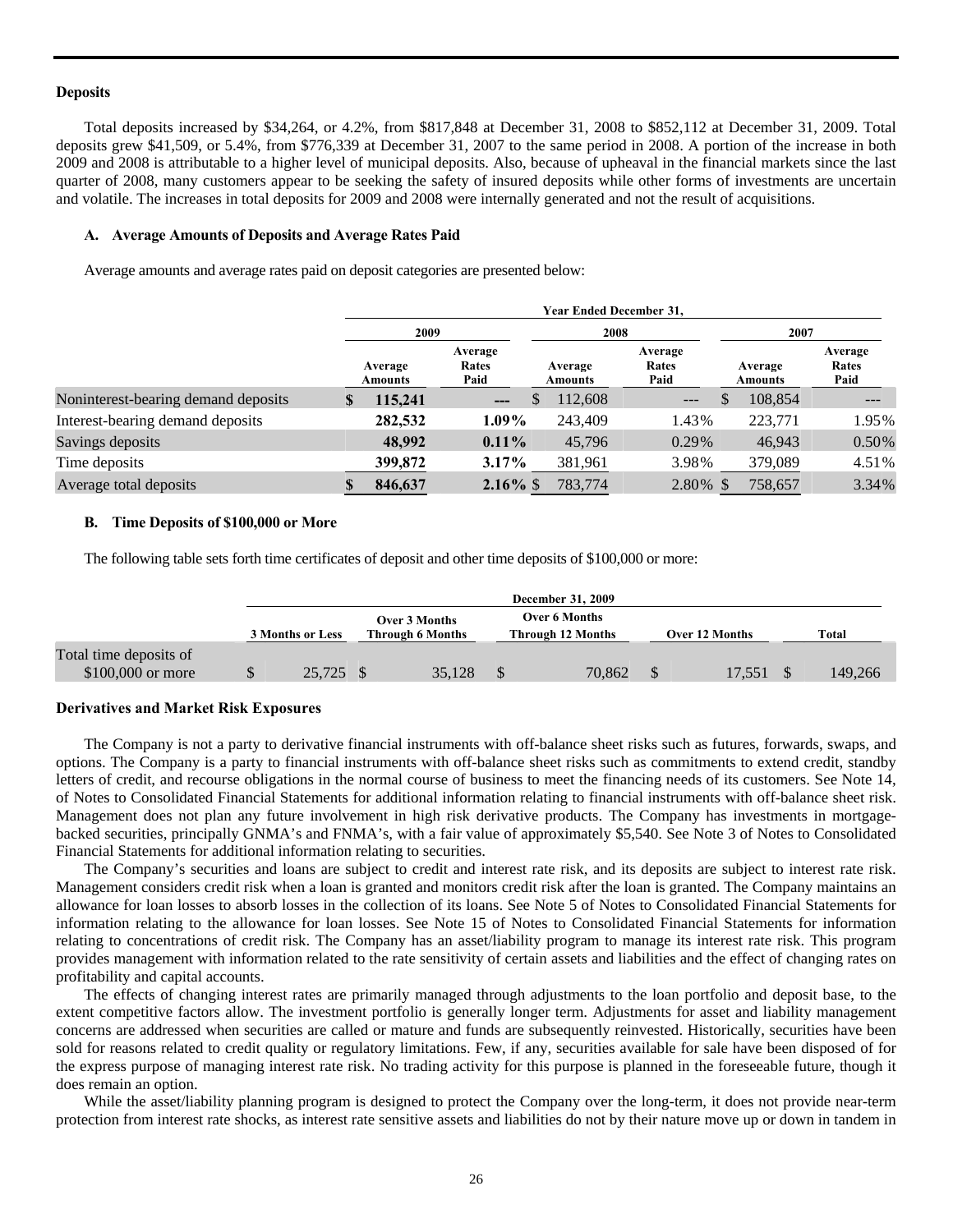### Deposits

Total deposits increased by $34,264, or 4.2%, from $817,848 at December 31, 2008 to $852,112 at December 31, 2009. Total deposits grew $41,509, or 5.4%, from $776,339 at December 31, 2007 to the same period in 2008. A portion of the increase in both 2009 and 2008 is attributable to a higher level of municipal deposits. Also, because of upheaval in the financial markets since the last quarter of 2008, many customers appear to be seeking the safety of insured deposits while other forms of investments are uncertain and volatile. The increases in total deposits for 2009 and 2008 were internally generated and not the result of acquisitions.

#### A. Average Amounts of Deposits and Average Rates Paid

Average amounts and average rates paid on deposit categories are presented below:

| | Year Ended December 31, | | | | | |
|---|---|---|---|---|---|---|
| | 2009 | | 2008 | | 2007 | |
| | Average Amounts | Average Rates Paid | Average Amounts | Average Rates Paid | Average Amounts | Average Rates Paid |
| Noninterest-bearing demand deposits | **$ 115,241** | **---** | $ 112,608 | --- | $ 108,854 | --- |
| Interest-bearing demand deposits | **282,532** | **1.09%** | 243,409 | 1.43% | 223,771 | 1.95% |
| Savings deposits | **48,992** | **0.11%** | 45,796 | 0.29% | 46,943 | 0.50% |
| Time deposits | **399,872** | **3.17%** | 381,961 | 3.98% | 379,089 | 4.51% |
| Average total deposits | **$ 846,637** | **2.16%** | $ 783,774 | 2.80% | $ 758,657 | 3.34% |

#### B. Time Deposits of $100,000 or More

The following table sets forth time certificates of deposit and other time deposits of $100,000 or more:

| | December 31, 2009 | | | | |
|---|---|---|---|---|---|
| | 3 Months or Less | Over 3 Months Through 6 Months | Over 6 Months Through 12 Months | Over 12 Months | Total |
| Total time deposits of $100,000 or more | $ 25,725 | $ 35,128 | $ 70,862 | $ 17,551 | $ 149,266 |

### Derivatives and Market Risk Exposures

The Company is not a party to derivative financial instruments with off-balance sheet risks such as futures, forwards, swaps, and options. The Company is a party to financial instruments with off-balance sheet risks such as commitments to extend credit, standby letters of credit, and recourse obligations in the normal course of business to meet the financing needs of its customers. See Note 14, of Notes to Consolidated Financial Statements for additional information relating to financial instruments with off-balance sheet risk. Management does not plan any future involvement in high risk derivative products. The Company has investments in mortgage-backed securities, principally GNMA's and FNMA's, with a fair value of approximately $5,540. See Note 3 of Notes to Consolidated Financial Statements for additional information relating to securities.

The Company's securities and loans are subject to credit and interest rate risk, and its deposits are subject to interest rate risk. Management considers credit risk when a loan is granted and monitors credit risk after the loan is granted. The Company maintains an allowance for loan losses to absorb losses in the collection of its loans. See Note 5 of Notes to Consolidated Financial Statements for information relating to the allowance for loan losses. See Note 15 of Notes to Consolidated Financial Statements for information relating to concentrations of credit risk. The Company has an asset/liability program to manage its interest rate risk. This program provides management with information related to the rate sensitivity of certain assets and liabilities and the effect of changing rates on profitability and capital accounts.

The effects of changing interest rates are primarily managed through adjustments to the loan portfolio and deposit base, to the extent competitive factors allow. The investment portfolio is generally longer term. Adjustments for asset and liability management concerns are addressed when securities are called or mature and funds are subsequently reinvested. Historically, securities have been sold for reasons related to credit quality or regulatory limitations. Few, if any, securities available for sale have been disposed of for the express purpose of managing interest rate risk. No trading activity for this purpose is planned in the foreseeable future, though it does remain an option.

While the asset/liability planning program is designed to protect the Company over the long-term, it does not provide near-term protection from interest rate shocks, as interest rate sensitive assets and liabilities do not by their nature move up or down in tandem in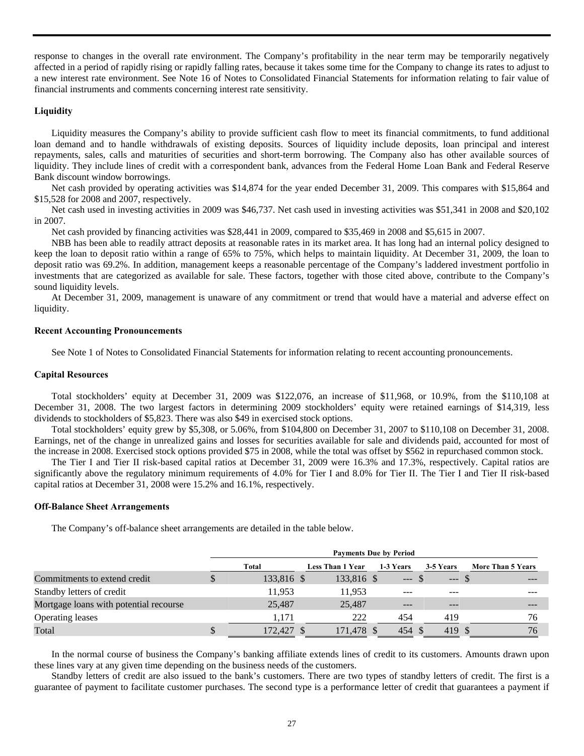response to changes in the overall rate environment. The Company's profitability in the near term may be temporarily negatively affected in a period of rapidly rising or rapidly falling rates, because it takes some time for the Company to change its rates to adjust to a new interest rate environment. See Note 16 of Notes to Consolidated Financial Statements for information relating to fair value of financial instruments and comments concerning interest rate sensitivity.

**Liquidity**

Liquidity measures the Company's ability to provide sufficient cash flow to meet its financial commitments, to fund additional loan demand and to handle withdrawals of existing deposits. Sources of liquidity include deposits, loan principal and interest repayments, sales, calls and maturities of securities and short-term borrowing. The Company also has other available sources of liquidity. They include lines of credit with a correspondent bank, advances from the Federal Home Loan Bank and Federal Reserve Bank discount window borrowings.

Net cash provided by operating activities was $14,874 for the year ended December 31, 2009. This compares with $15,864 and $15,528 for 2008 and 2007, respectively.

Net cash used in investing activities in 2009 was $46,737. Net cash used in investing activities was $51,341 in 2008 and $20,102 in 2007.

Net cash provided by financing activities was $28,441 in 2009, compared to $35,469 in 2008 and $5,615 in 2007.

NBB has been able to readily attract deposits at reasonable rates in its market area. It has long had an internal policy designed to keep the loan to deposit ratio within a range of 65% to 75%, which helps to maintain liquidity. At December 31, 2009, the loan to deposit ratio was 69.2%. In addition, management keeps a reasonable percentage of the Company's laddered investment portfolio in investments that are categorized as available for sale. These factors, together with those cited above, contribute to the Company's sound liquidity levels.

At December 31, 2009, management is unaware of any commitment or trend that would have a material and adverse effect on liquidity.

**Recent Accounting Pronouncements**

See Note 1 of Notes to Consolidated Financial Statements for information relating to recent accounting pronouncements.

**Capital Resources**

Total stockholders' equity at December 31, 2009 was $122,076, an increase of $11,968, or 10.9%, from the $110,108 at December 31, 2008. The two largest factors in determining 2009 stockholders' equity were retained earnings of $14,319, less dividends to stockholders of $5,823. There was also $49 in exercised stock options.

Total stockholders' equity grew by $5,308, or 5.06%, from $104,800 on December 31, 2007 to $110,108 on December 31, 2008. Earnings, net of the change in unrealized gains and losses for securities available for sale and dividends paid, accounted for most of the increase in 2008. Exercised stock options provided $75 in 2008, while the total was offset by $562 in repurchased common stock.

The Tier I and Tier II risk-based capital ratios at December 31, 2009 were 16.3% and 17.3%, respectively. Capital ratios are significantly above the regulatory minimum requirements of 4.0% for Tier I and 8.0% for Tier II. The Tier I and Tier II risk-based capital ratios at December 31, 2008 were 15.2% and 16.1%, respectively.

**Off-Balance Sheet Arrangements**

The Company's off-balance sheet arrangements are detailed in the table below.

| | Payments Due by Period | | | | |
|---|---|---|---|---|---|
| | Total | Less Than 1 Year | 1-3 Years | 3-5 Years | More Than 5 Years |
| Commitments to extend credit | $ 133,816 | $ 133,816 | $ --- | $ --- | $ --- |
| Standby letters of credit | 11,953 | 11,953 | --- | --- | --- |
| Mortgage loans with potential recourse | 25,487 | 25,487 | --- | --- | --- |
| Operating leases | 1,171 | 222 | 454 | 419 | 76 |
| Total | $ 172,427 | $ 171,478 | $ 454 | $ 419 | $ 76 |

In the normal course of business the Company's banking affiliate extends lines of credit to its customers. Amounts drawn upon these lines vary at any given time depending on the business needs of the customers.

Standby letters of credit are also issued to the bank's customers. There are two types of standby letters of credit. The first is a guarantee of payment to facilitate customer purchases. The second type is a performance letter of credit that guarantees a payment if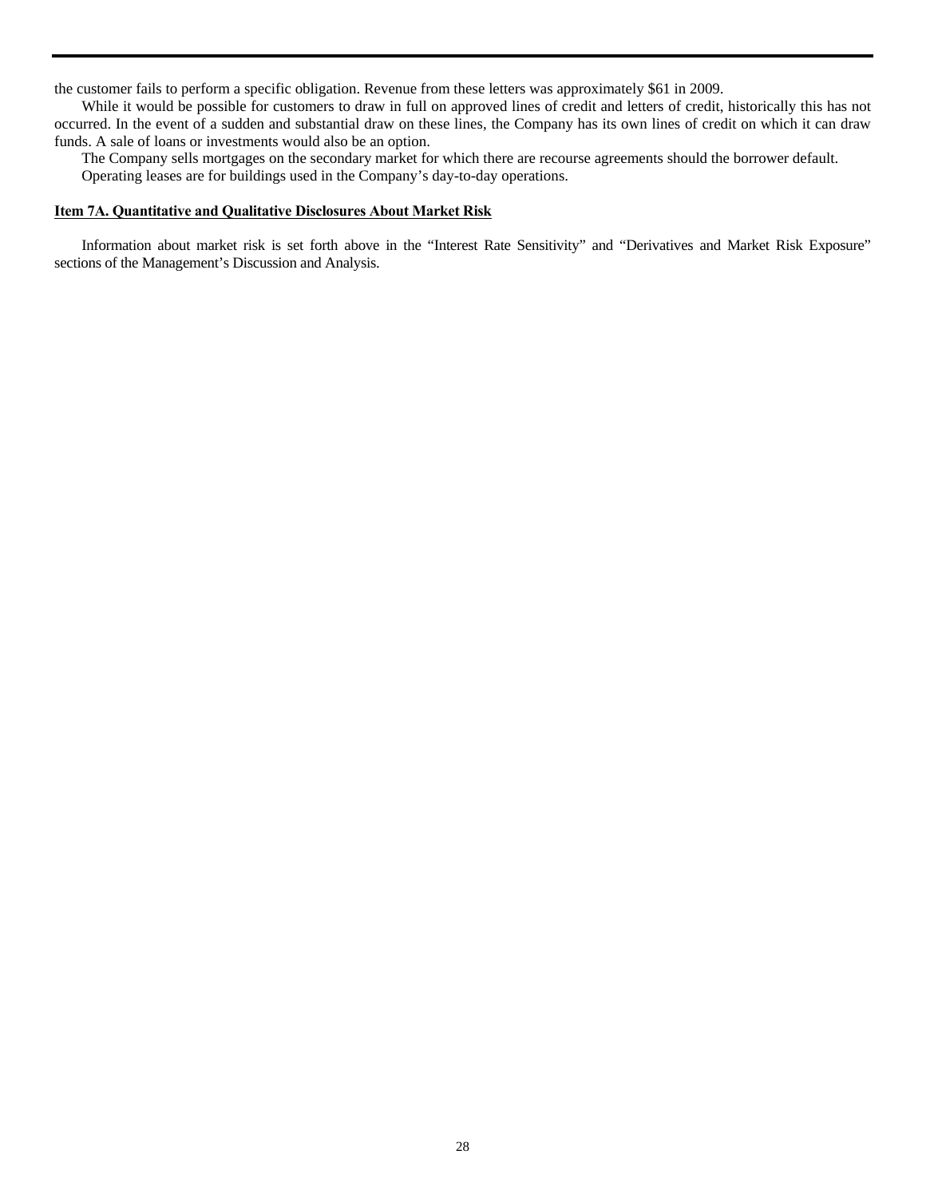the customer fails to perform a specific obligation. Revenue from these letters was approximately $61 in 2009.

While it would be possible for customers to draw in full on approved lines of credit and letters of credit, historically this has not occurred. In the event of a sudden and substantial draw on these lines, the Company has its own lines of credit on which it can draw funds. A sale of loans or investments would also be an option.

The Company sells mortgages on the secondary market for which there are recourse agreements should the borrower default.

Operating leases are for buildings used in the Company's day-to-day operations.

## Item 7A. Quantitative and Qualitative Disclosures About Market Risk

Information about market risk is set forth above in the "Interest Rate Sensitivity" and "Derivatives and Market Risk Exposure" sections of the Management's Discussion and Analysis.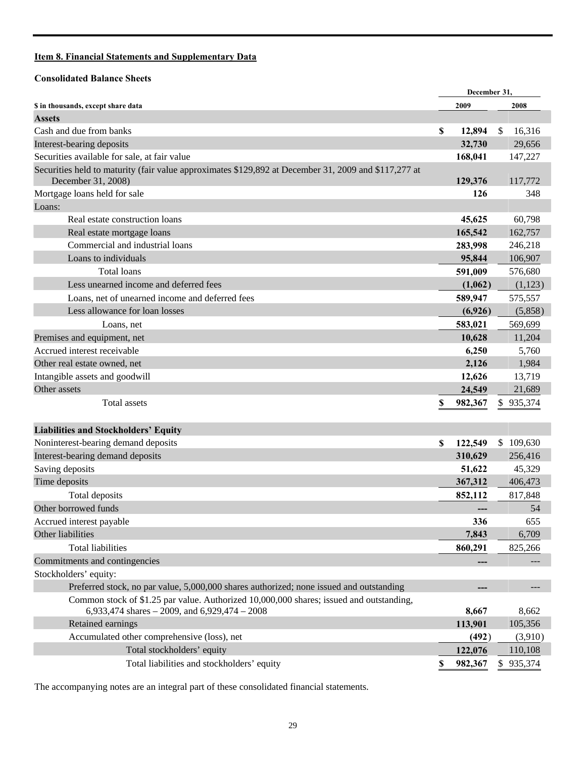**Item 8. Financial Statements and Supplementary Data**

**Consolidated Balance Sheets**

| $ in thousands, except share data | December 31, 2009 | December 31, 2008 |
|---|---|---|
| **Assets** | | |
| Cash and due from banks | $ 12,894 | $ 16,316 |
| Interest-bearing deposits | 32,730 | 29,656 |
| Securities available for sale, at fair value | 168,041 | 147,227 |
| Securities held to maturity (fair value approximates $129,892 at December 31, 2009 and $117,277 at December 31, 2008) | 129,376 | 117,772 |
| Mortgage loans held for sale | 126 | 348 |
| Loans: | | |
| Real estate construction loans | 45,625 | 60,798 |
| Real estate mortgage loans | 165,542 | 162,757 |
| Commercial and industrial loans | 283,998 | 246,218 |
| Loans to individuals | 95,844 | 106,907 |
| Total loans | 591,009 | 576,680 |
| Less unearned income and deferred fees | (1,062) | (1,123) |
| Loans, net of unearned income and deferred fees | 589,947 | 575,557 |
| Less allowance for loan losses | (6,926) | (5,858) |
| Loans, net | 583,021 | 569,699 |
| Premises and equipment, net | 10,628 | 11,204 |
| Accrued interest receivable | 6,250 | 5,760 |
| Other real estate owned, net | 2,126 | 1,984 |
| Intangible assets and goodwill | 12,626 | 13,719 |
| Other assets | 24,549 | 21,689 |
| Total assets | $ 982,367 | $ 935,374 |
| **Liabilities and Stockholders' Equity** | | |
| Noninterest-bearing demand deposits | $ 122,549 | $ 109,630 |
| Interest-bearing demand deposits | 310,629 | 256,416 |
| Saving deposits | 51,622 | 45,329 |
| Time deposits | 367,312 | 406,473 |
| Total deposits | 852,112 | 817,848 |
| Other borrowed funds | --- | 54 |
| Accrued interest payable | 336 | 655 |
| Other liabilities | 7,843 | 6,709 |
| Total liabilities | 860,291 | 825,266 |
| Commitments and contingencies | --- | --- |
| Stockholders' equity: | | |
| Preferred stock, no par value, 5,000,000 shares authorized; none issued and outstanding | --- | --- |
| Common stock of $1.25 par value. Authorized 10,000,000 shares; issued and outstanding, 6,933,474 shares – 2009, and 6,929,474 – 2008 | 8,667 | 8,662 |
| Retained earnings | 113,901 | 105,356 |
| Accumulated other comprehensive (loss), net | (492) | (3,910) |
| Total stockholders' equity | 122,076 | 110,108 |
| Total liabilities and stockholders' equity | $ 982,367 | $ 935,374 |

The accompanying notes are an integral part of these consolidated financial statements.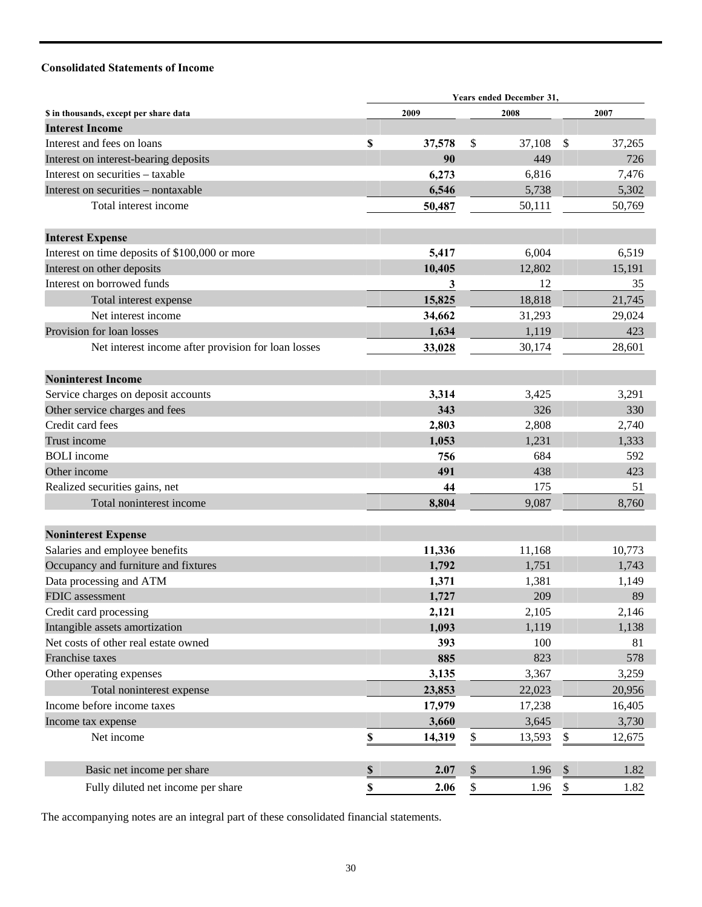### Consolidated Statements of Income

| $ in thousands, except per share data | Years ended December 31, 2009 | 2008 | 2007 |
|---|---|---|---|
| **Interest Income** | | | |
| Interest and fees on loans | **$ 37,578** | $ 37,108 | $ 37,265 |
| Interest on interest-bearing deposits | **90** | 449 | 726 |
| Interest on securities – taxable | **6,273** | 6,816 | 7,476 |
| Interest on securities – nontaxable | **6,546** | 5,738 | 5,302 |
| Total interest income | **50,487** | 50,111 | 50,769 |
| **Interest Expense** | | | |
| Interest on time deposits of $100,000 or more | **5,417** | 6,004 | 6,519 |
| Interest on other deposits | **10,405** | 12,802 | 15,191 |
| Interest on borrowed funds | **3** | 12 | 35 |
| Total interest expense | **15,825** | 18,818 | 21,745 |
| Net interest income | **34,662** | 31,293 | 29,024 |
| Provision for loan losses | **1,634** | 1,119 | 423 |
| Net interest income after provision for loan losses | **33,028** | 30,174 | 28,601 |
| **Noninterest Income** | | | |
| Service charges on deposit accounts | **3,314** | 3,425 | 3,291 |
| Other service charges and fees | **343** | 326 | 330 |
| Credit card fees | **2,803** | 2,808 | 2,740 |
| Trust income | **1,053** | 1,231 | 1,333 |
| BOLI income | **756** | 684 | 592 |
| Other income | **491** | 438 | 423 |
| Realized securities gains, net | **44** | 175 | 51 |
| Total noninterest income | **8,804** | 9,087 | 8,760 |
| **Noninterest Expense** | | | |
| Salaries and employee benefits | **11,336** | 11,168 | 10,773 |
| Occupancy and furniture and fixtures | **1,792** | 1,751 | 1,743 |
| Data processing and ATM | **1,371** | 1,381 | 1,149 |
| FDIC assessment | **1,727** | 209 | 89 |
| Credit card processing | **2,121** | 2,105 | 2,146 |
| Intangible assets amortization | **1,093** | 1,119 | 1,138 |
| Net costs of other real estate owned | **393** | 100 | 81 |
| Franchise taxes | **885** | 823 | 578 |
| Other operating expenses | **3,135** | 3,367 | 3,259 |
| Total noninterest expense | **23,853** | 22,023 | 20,956 |
| Income before income taxes | **17,979** | 17,238 | 16,405 |
| Income tax expense | **3,660** | 3,645 | 3,730 |
| Net income | **$ 14,319** | $ 13,593 | $ 12,675 |
| Basic net income per share | **$ 2.07** | $ 1.96 | $ 1.82 |
| Fully diluted net income per share | **$ 2.06** | $ 1.96 | $ 1.82 |

The accompanying notes are an integral part of these consolidated financial statements.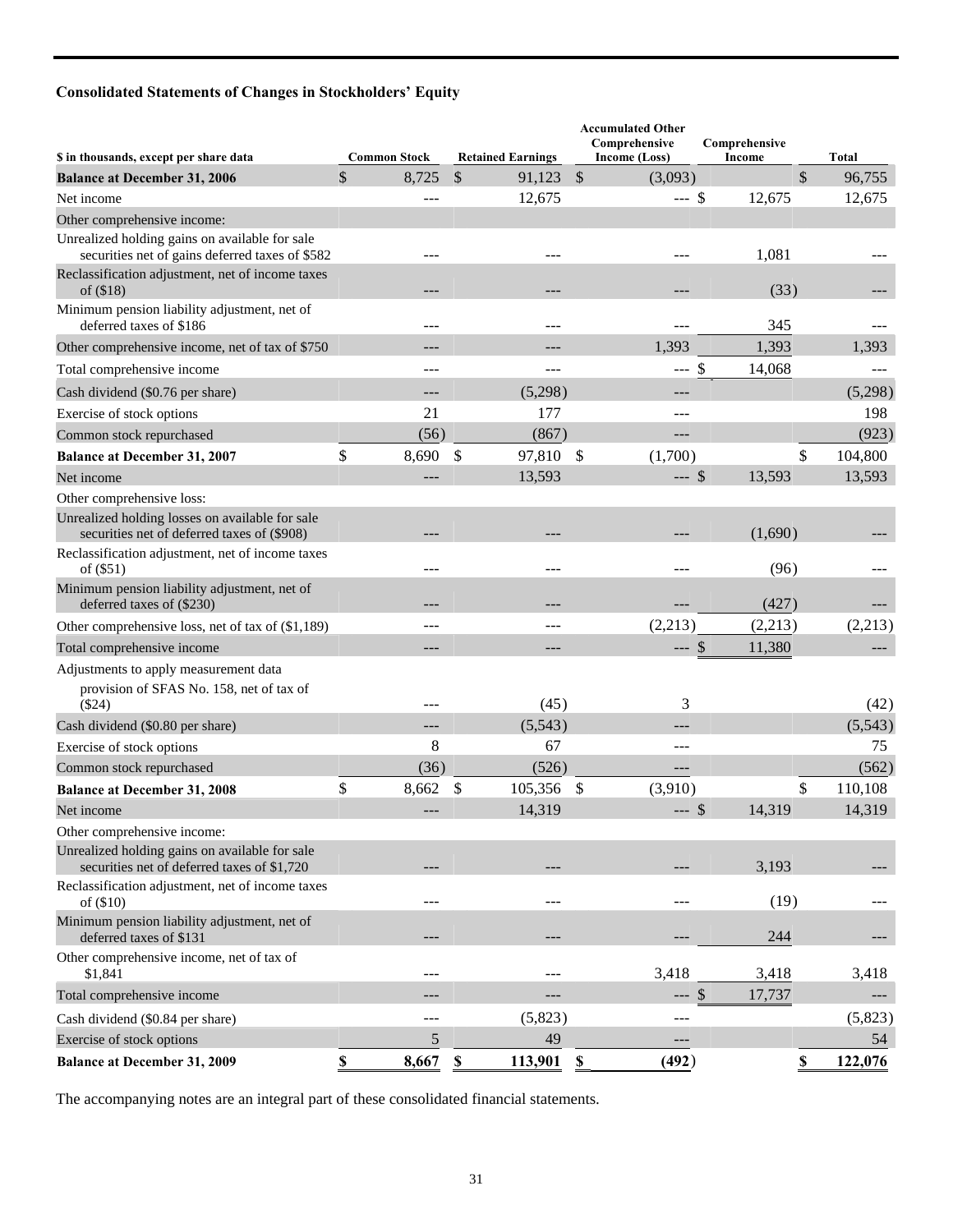## Consolidated Statements of Changes in Stockholders' Equity

| $ in thousands, except per share data | Common Stock | Retained Earnings | Accumulated Other Comprehensive Income (Loss) | Comprehensive Income | Total |
|---|---|---|---|---|---|
| **Balance at December 31, 2006** | $ 8,725 | $ 91,123 | $ (3,093) | | $ 96,755 |
| Net income | --- | 12,675 | --- | $ 12,675 | 12,675 |
| Other comprehensive income: | | | | | |
| Unrealized holding gains on available for sale securities net of gains deferred taxes of $582 | --- | --- | --- | 1,081 | --- |
| Reclassification adjustment, net of income taxes of ($18) | --- | --- | --- | (33) | --- |
| Minimum pension liability adjustment, net of deferred taxes of $186 | --- | --- | --- | 345 | --- |
| Other comprehensive income, net of tax of $750 | --- | --- | 1,393 | 1,393 | 1,393 |
| Total comprehensive income | --- | --- | --- | $ 14,068 | --- |
| Cash dividend ($0.76 per share) | --- | (5,298) | --- | | (5,298) |
| Exercise of stock options | 21 | 177 | --- | | 198 |
| Common stock repurchased | (56) | (867) | --- | | (923) |
| **Balance at December 31, 2007** | $ 8,690 | $ 97,810 | $ (1,700) | | $ 104,800 |
| Net income | --- | 13,593 | --- | $ 13,593 | 13,593 |
| Other comprehensive loss: | | | | | |
| Unrealized holding losses on available for sale securities net of deferred taxes of ($908) | --- | --- | --- | (1,690) | --- |
| Reclassification adjustment, net of income taxes of ($51) | --- | --- | --- | (96) | --- |
| Minimum pension liability adjustment, net of deferred taxes of ($230) | --- | --- | --- | (427) | --- |
| Other comprehensive loss, net of tax of ($1,189) | --- | --- | (2,213) | (2,213) | (2,213) |
| Total comprehensive income | --- | --- | --- | $ 11,380 | --- |
| Adjustments to apply measurement data provision of SFAS No. 158, net of tax of ($24) | --- | (45) | 3 | | (42) |
| Cash dividend ($0.80 per share) | --- | (5,543) | --- | | (5,543) |
| Exercise of stock options | 8 | 67 | --- | | 75 |
| Common stock repurchased | (36) | (526) | --- | | (562) |
| **Balance at December 31, 2008** | $ 8,662 | $ 105,356 | $ (3,910) | | $ 110,108 |
| Net income | --- | 14,319 | --- | $ 14,319 | 14,319 |
| Other comprehensive income: | | | | | |
| Unrealized holding gains on available for sale securities net of deferred taxes of $1,720 | --- | --- | --- | 3,193 | --- |
| Reclassification adjustment, net of income taxes of ($10) | --- | --- | --- | (19) | --- |
| Minimum pension liability adjustment, net of deferred taxes of $131 | --- | --- | --- | 244 | --- |
| Other comprehensive income, net of tax of $1,841 | --- | --- | 3,418 | 3,418 | 3,418 |
| Total comprehensive income | --- | --- | --- | $ 17,737 | --- |
| Cash dividend ($0.84 per share) | --- | (5,823) | --- | | (5,823) |
| Exercise of stock options | 5 | 49 | --- | | 54 |
| **Balance at December 31, 2009** | **$ 8,667** | **$ 113,901** | **$ (492)** | | **$ 122,076** |

The accompanying notes are an integral part of these consolidated financial statements.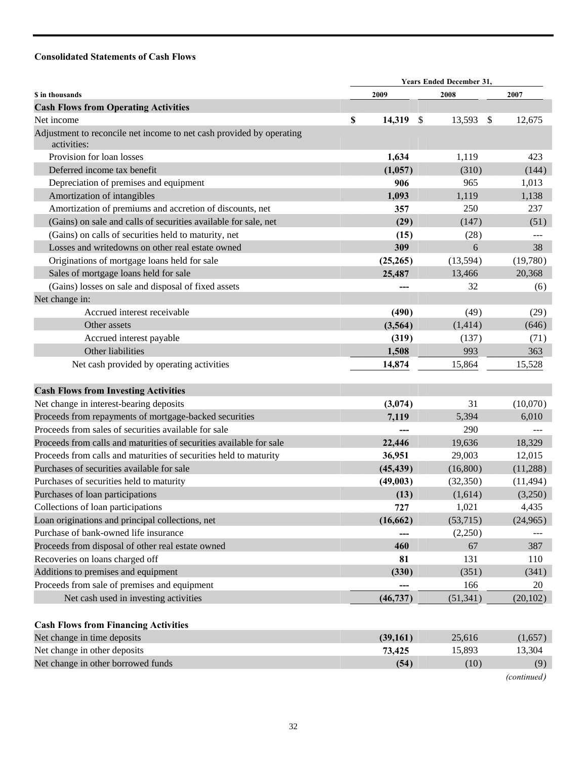**Consolidated Statements of Cash Flows**

| $ in thousands | Years Ended December 31, 2009 | 2008 | 2007 |
|---|---|---|---|
| **Cash Flows from Operating Activities** | | | |
| Net income | **$ 14,319** | $ 13,593 | $ 12,675 |
| Adjustment to reconcile net income to net cash provided by operating activities: | | | |
| Provision for loan losses | **1,634** | 1,119 | 423 |
| Deferred income tax benefit | **(1,057)** | (310) | (144) |
| Depreciation of premises and equipment | **906** | 965 | 1,013 |
| Amortization of intangibles | **1,093** | 1,119 | 1,138 |
| Amortization of premiums and accretion of discounts, net | **357** | 250 | 237 |
| (Gains) on sale and calls of securities available for sale, net | **(29)** | (147) | (51) |
| (Gains) on calls of securities held to maturity, net | **(15)** | (28) | --- |
| Losses and writedowns on other real estate owned | **309** | 6 | 38 |
| Originations of mortgage loans held for sale | **(25,265)** | (13,594) | (19,780) |
| Sales of mortgage loans held for sale | **25,487** | 13,466 | 20,368 |
| (Gains) losses on sale and disposal of fixed assets | **---** | 32 | (6) |
| Net change in: | | | |
| Accrued interest receivable | **(490)** | (49) | (29) |
| Other assets | **(3,564)** | (1,414) | (646) |
| Accrued interest payable | **(319)** | (137) | (71) |
| Other liabilities | **1,508** | 993 | 363 |
| Net cash provided by operating activities | **14,874** | 15,864 | 15,528 |
| | | | |
| **Cash Flows from Investing Activities** | | | |
| Net change in interest-bearing deposits | **(3,074)** | 31 | (10,070) |
| Proceeds from repayments of mortgage-backed securities | **7,119** | 5,394 | 6,010 |
| Proceeds from sales of securities available for sale | **---** | 290 | --- |
| Proceeds from calls and maturities of securities available for sale | **22,446** | 19,636 | 18,329 |
| Proceeds from calls and maturities of securities held to maturity | **36,951** | 29,003 | 12,015 |
| Purchases of securities available for sale | **(45,439)** | (16,800) | (11,288) |
| Purchases of securities held to maturity | **(49,003)** | (32,350) | (11,494) |
| Purchases of loan participations | **(13)** | (1,614) | (3,250) |
| Collections of loan participations | **727** | 1,021 | 4,435 |
| Loan originations and principal collections, net | **(16,662)** | (53,715) | (24,965) |
| Purchase of bank-owned life insurance | **---** | (2,250) | --- |
| Proceeds from disposal of other real estate owned | **460** | 67 | 387 |
| Recoveries on loans charged off | **81** | 131 | 110 |
| Additions to premises and equipment | **(330)** | (351) | (341) |
| Proceeds from sale of premises and equipment | **---** | 166 | 20 |
| Net cash used in investing activities | **(46,737)** | (51,341) | (20,102) |
| | | | |
| **Cash Flows from Financing Activities** | | | |
| Net change in time deposits | **(39,161)** | 25,616 | (1,657) |
| Net change in other deposits | **73,425** | 15,893 | 13,304 |
| Net change in other borrowed funds | **(54)** | (10) | (9) |

*(continued)*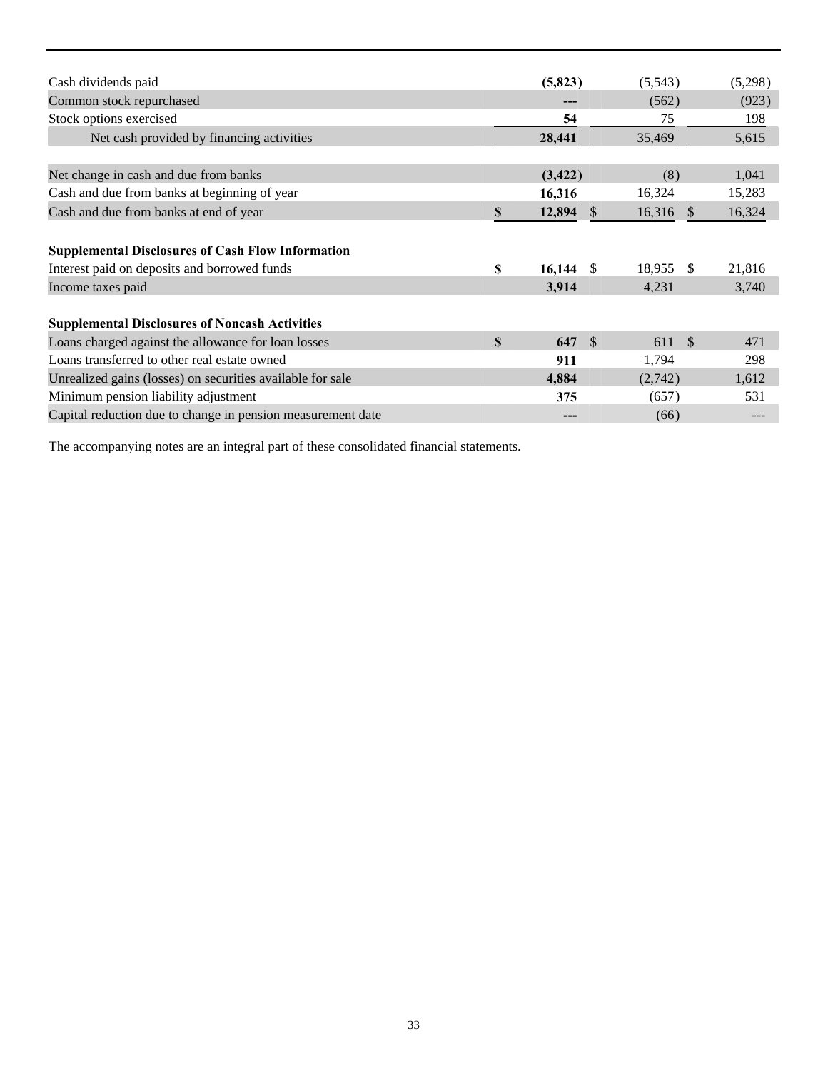| | | | |
|---|---|---|---|
| Cash dividends paid | **(5,823)** | (5,543) | (5,298) |
| Common stock repurchased | **---** | (562) | (923) |
| Stock options exercised | **54** | 75 | 198 |
| Net cash provided by financing activities | **28,441** | 35,469 | 5,615 |
| | | | |
| Net change in cash and due from banks | **(3,422)** | (8) | 1,041 |
| Cash and due from banks at beginning of year | **16,316** | 16,324 | 15,283 |
| Cash and due from banks at end of year | **$ 12,894** | $ 16,316 | $ 16,324 |
| | | | |
| **Supplemental Disclosures of Cash Flow Information** | | | |
| Interest paid on deposits and borrowed funds | **$ 16,144** | $ 18,955 | $ 21,816 |
| Income taxes paid | **3,914** | 4,231 | 3,740 |
| | | | |
| **Supplemental Disclosures of Noncash Activities** | | | |
| Loans charged against the allowance for loan losses | **$ 647** | $ 611 | $ 471 |
| Loans transferred to other real estate owned | **911** | 1,794 | 298 |
| Unrealized gains (losses) on securities available for sale | **4,884** | (2,742) | 1,612 |
| Minimum pension liability adjustment | **375** | (657) | 531 |
| Capital reduction due to change in pension measurement date | **---** | (66) | --- |

The accompanying notes are an integral part of these consolidated financial statements.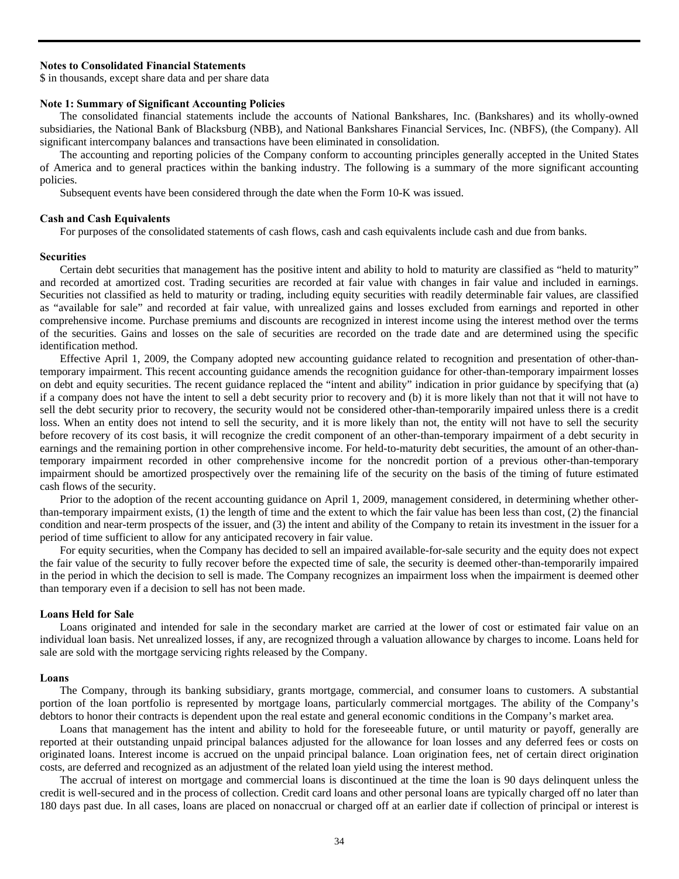**Notes to Consolidated Financial Statements**
$ in thousands, except share data and per share data

**Note 1: Summary of Significant Accounting Policies**

The consolidated financial statements include the accounts of National Bankshares, Inc. (Bankshares) and its wholly-owned subsidiaries, the National Bank of Blacksburg (NBB), and National Bankshares Financial Services, Inc. (NBFS), (the Company). All significant intercompany balances and transactions have been eliminated in consolidation.

The accounting and reporting policies of the Company conform to accounting principles generally accepted in the United States of America and to general practices within the banking industry. The following is a summary of the more significant accounting policies.

Subsequent events have been considered through the date when the Form 10-K was issued.

**Cash and Cash Equivalents**

For purposes of the consolidated statements of cash flows, cash and cash equivalents include cash and due from banks.

**Securities**

Certain debt securities that management has the positive intent and ability to hold to maturity are classified as "held to maturity" and recorded at amortized cost. Trading securities are recorded at fair value with changes in fair value and included in earnings. Securities not classified as held to maturity or trading, including equity securities with readily determinable fair values, are classified as "available for sale" and recorded at fair value, with unrealized gains and losses excluded from earnings and reported in other comprehensive income. Purchase premiums and discounts are recognized in interest income using the interest method over the terms of the securities. Gains and losses on the sale of securities are recorded on the trade date and are determined using the specific identification method.

Effective April 1, 2009, the Company adopted new accounting guidance related to recognition and presentation of other-than-temporary impairment. This recent accounting guidance amends the recognition guidance for other-than-temporary impairment losses on debt and equity securities. The recent guidance replaced the "intent and ability" indication in prior guidance by specifying that (a) if a company does not have the intent to sell a debt security prior to recovery and (b) it is more likely than not that it will not have to sell the debt security prior to recovery, the security would not be considered other-than-temporarily impaired unless there is a credit loss. When an entity does not intend to sell the security, and it is more likely than not, the entity will not have to sell the security before recovery of its cost basis, it will recognize the credit component of an other-than-temporary impairment of a debt security in earnings and the remaining portion in other comprehensive income. For held-to-maturity debt securities, the amount of an other-than-temporary impairment recorded in other comprehensive income for the noncredit portion of a previous other-than-temporary impairment should be amortized prospectively over the remaining life of the security on the basis of the timing of future estimated cash flows of the security.

Prior to the adoption of the recent accounting guidance on April 1, 2009, management considered, in determining whether other-than-temporary impairment exists, (1) the length of time and the extent to which the fair value has been less than cost, (2) the financial condition and near-term prospects of the issuer, and (3) the intent and ability of the Company to retain its investment in the issuer for a period of time sufficient to allow for any anticipated recovery in fair value.

For equity securities, when the Company has decided to sell an impaired available-for-sale security and the equity does not expect the fair value of the security to fully recover before the expected time of sale, the security is deemed other-than-temporarily impaired in the period in which the decision to sell is made. The Company recognizes an impairment loss when the impairment is deemed other than temporary even if a decision to sell has not been made.

**Loans Held for Sale**

Loans originated and intended for sale in the secondary market are carried at the lower of cost or estimated fair value on an individual loan basis. Net unrealized losses, if any, are recognized through a valuation allowance by charges to income. Loans held for sale are sold with the mortgage servicing rights released by the Company.

**Loans**

The Company, through its banking subsidiary, grants mortgage, commercial, and consumer loans to customers. A substantial portion of the loan portfolio is represented by mortgage loans, particularly commercial mortgages. The ability of the Company's debtors to honor their contracts is dependent upon the real estate and general economic conditions in the Company's market area.

Loans that management has the intent and ability to hold for the foreseeable future, or until maturity or payoff, generally are reported at their outstanding unpaid principal balances adjusted for the allowance for loan losses and any deferred fees or costs on originated loans. Interest income is accrued on the unpaid principal balance. Loan origination fees, net of certain direct origination costs, are deferred and recognized as an adjustment of the related loan yield using the interest method.

The accrual of interest on mortgage and commercial loans is discontinued at the time the loan is 90 days delinquent unless the credit is well-secured and in the process of collection. Credit card loans and other personal loans are typically charged off no later than 180 days past due. In all cases, loans are placed on nonaccrual or charged off at an earlier date if collection of principal or interest is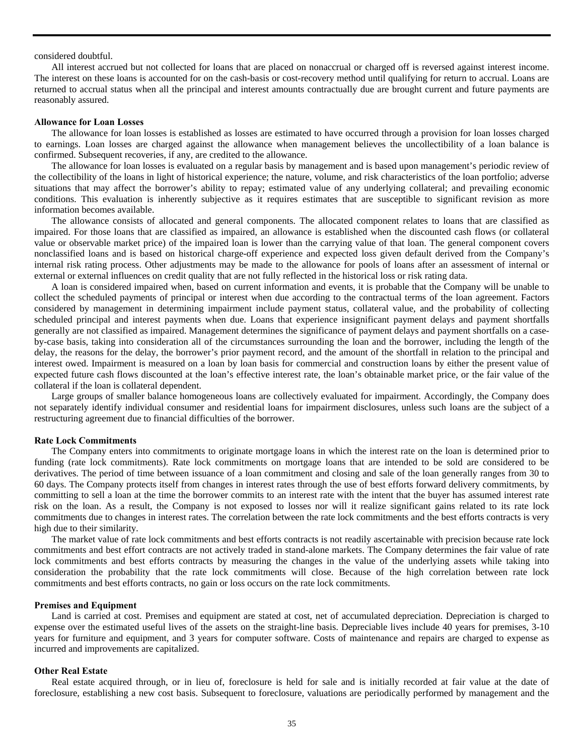considered doubtful.

All interest accrued but not collected for loans that are placed on nonaccrual or charged off is reversed against interest income. The interest on these loans is accounted for on the cash-basis or cost-recovery method until qualifying for return to accrual. Loans are returned to accrual status when all the principal and interest amounts contractually due are brought current and future payments are reasonably assured.

**Allowance for Loan Losses**

The allowance for loan losses is established as losses are estimated to have occurred through a provision for loan losses charged to earnings. Loan losses are charged against the allowance when management believes the uncollectibility of a loan balance is confirmed. Subsequent recoveries, if any, are credited to the allowance.

The allowance for loan losses is evaluated on a regular basis by management and is based upon management's periodic review of the collectibility of the loans in light of historical experience; the nature, volume, and risk characteristics of the loan portfolio; adverse situations that may affect the borrower's ability to repay; estimated value of any underlying collateral; and prevailing economic conditions. This evaluation is inherently subjective as it requires estimates that are susceptible to significant revision as more information becomes available.

The allowance consists of allocated and general components. The allocated component relates to loans that are classified as impaired. For those loans that are classified as impaired, an allowance is established when the discounted cash flows (or collateral value or observable market price) of the impaired loan is lower than the carrying value of that loan. The general component covers nonclassified loans and is based on historical charge-off experience and expected loss given default derived from the Company's internal risk rating process. Other adjustments may be made to the allowance for pools of loans after an assessment of internal or external or external influences on credit quality that are not fully reflected in the historical loss or risk rating data.

A loan is considered impaired when, based on current information and events, it is probable that the Company will be unable to collect the scheduled payments of principal or interest when due according to the contractual terms of the loan agreement. Factors considered by management in determining impairment include payment status, collateral value, and the probability of collecting scheduled principal and interest payments when due. Loans that experience insignificant payment delays and payment shortfalls generally are not classified as impaired. Management determines the significance of payment delays and payment shortfalls on a case-by-case basis, taking into consideration all of the circumstances surrounding the loan and the borrower, including the length of the delay, the reasons for the delay, the borrower's prior payment record, and the amount of the shortfall in relation to the principal and interest owed. Impairment is measured on a loan by loan basis for commercial and construction loans by either the present value of expected future cash flows discounted at the loan's effective interest rate, the loan's obtainable market price, or the fair value of the collateral if the loan is collateral dependent.

Large groups of smaller balance homogeneous loans are collectively evaluated for impairment. Accordingly, the Company does not separately identify individual consumer and residential loans for impairment disclosures, unless such loans are the subject of a restructuring agreement due to financial difficulties of the borrower.

**Rate Lock Commitments**

The Company enters into commitments to originate mortgage loans in which the interest rate on the loan is determined prior to funding (rate lock commitments). Rate lock commitments on mortgage loans that are intended to be sold are considered to be derivatives. The period of time between issuance of a loan commitment and closing and sale of the loan generally ranges from 30 to 60 days. The Company protects itself from changes in interest rates through the use of best efforts forward delivery commitments, by committing to sell a loan at the time the borrower commits to an interest rate with the intent that the buyer has assumed interest rate risk on the loan. As a result, the Company is not exposed to losses nor will it realize significant gains related to its rate lock commitments due to changes in interest rates. The correlation between the rate lock commitments and the best efforts contracts is very high due to their similarity.

The market value of rate lock commitments and best efforts contracts is not readily ascertainable with precision because rate lock commitments and best effort contracts are not actively traded in stand-alone markets. The Company determines the fair value of rate lock commitments and best efforts contracts by measuring the changes in the value of the underlying assets while taking into consideration the probability that the rate lock commitments will close. Because of the high correlation between rate lock commitments and best efforts contracts, no gain or loss occurs on the rate lock commitments.

**Premises and Equipment**

Land is carried at cost. Premises and equipment are stated at cost, net of accumulated depreciation. Depreciation is charged to expense over the estimated useful lives of the assets on the straight-line basis. Depreciable lives include 40 years for premises, 3-10 years for furniture and equipment, and 3 years for computer software. Costs of maintenance and repairs are charged to expense as incurred and improvements are capitalized.

**Other Real Estate**

Real estate acquired through, or in lieu of, foreclosure is held for sale and is initially recorded at fair value at the date of foreclosure, establishing a new cost basis. Subsequent to foreclosure, valuations are periodically performed by management and the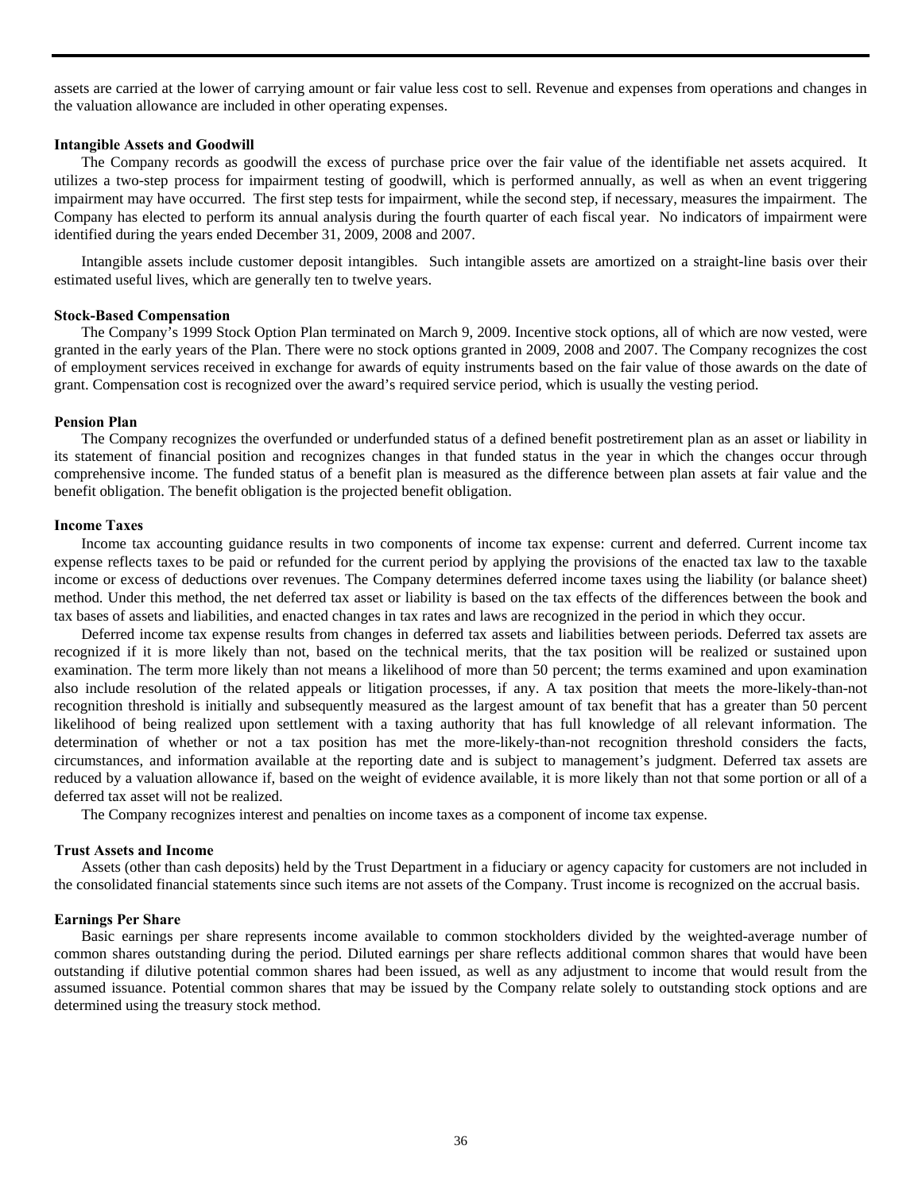assets are carried at the lower of carrying amount or fair value less cost to sell. Revenue and expenses from operations and changes in the valuation allowance are included in other operating expenses.

**Intangible Assets and Goodwill**

The Company records as goodwill the excess of purchase price over the fair value of the identifiable net assets acquired. It utilizes a two-step process for impairment testing of goodwill, which is performed annually, as well as when an event triggering impairment may have occurred. The first step tests for impairment, while the second step, if necessary, measures the impairment. The Company has elected to perform its annual analysis during the fourth quarter of each fiscal year. No indicators of impairment were identified during the years ended December 31, 2009, 2008 and 2007.

Intangible assets include customer deposit intangibles. Such intangible assets are amortized on a straight-line basis over their estimated useful lives, which are generally ten to twelve years.

**Stock-Based Compensation**

The Company's 1999 Stock Option Plan terminated on March 9, 2009. Incentive stock options, all of which are now vested, were granted in the early years of the Plan. There were no stock options granted in 2009, 2008 and 2007. The Company recognizes the cost of employment services received in exchange for awards of equity instruments based on the fair value of those awards on the date of grant. Compensation cost is recognized over the award's required service period, which is usually the vesting period.

**Pension Plan**

The Company recognizes the overfunded or underfunded status of a defined benefit postretirement plan as an asset or liability in its statement of financial position and recognizes changes in that funded status in the year in which the changes occur through comprehensive income. The funded status of a benefit plan is measured as the difference between plan assets at fair value and the benefit obligation. The benefit obligation is the projected benefit obligation.

**Income Taxes**

Income tax accounting guidance results in two components of income tax expense: current and deferred. Current income tax expense reflects taxes to be paid or refunded for the current period by applying the provisions of the enacted tax law to the taxable income or excess of deductions over revenues. The Company determines deferred income taxes using the liability (or balance sheet) method. Under this method, the net deferred tax asset or liability is based on the tax effects of the differences between the book and tax bases of assets and liabilities, and enacted changes in tax rates and laws are recognized in the period in which they occur.

Deferred income tax expense results from changes in deferred tax assets and liabilities between periods. Deferred tax assets are recognized if it is more likely than not, based on the technical merits, that the tax position will be realized or sustained upon examination. The term more likely than not means a likelihood of more than 50 percent; the terms examined and upon examination also include resolution of the related appeals or litigation processes, if any. A tax position that meets the more-likely-than-not recognition threshold is initially and subsequently measured as the largest amount of tax benefit that has a greater than 50 percent likelihood of being realized upon settlement with a taxing authority that has full knowledge of all relevant information. The determination of whether or not a tax position has met the more-likely-than-not recognition threshold considers the facts, circumstances, and information available at the reporting date and is subject to management's judgment. Deferred tax assets are reduced by a valuation allowance if, based on the weight of evidence available, it is more likely than not that some portion or all of a deferred tax asset will not be realized.

The Company recognizes interest and penalties on income taxes as a component of income tax expense.

**Trust Assets and Income**

Assets (other than cash deposits) held by the Trust Department in a fiduciary or agency capacity for customers are not included in the consolidated financial statements since such items are not assets of the Company. Trust income is recognized on the accrual basis.

**Earnings Per Share**

Basic earnings per share represents income available to common stockholders divided by the weighted-average number of common shares outstanding during the period. Diluted earnings per share reflects additional common shares that would have been outstanding if dilutive potential common shares had been issued, as well as any adjustment to income that would result from the assumed issuance. Potential common shares that may be issued by the Company relate solely to outstanding stock options and are determined using the treasury stock method.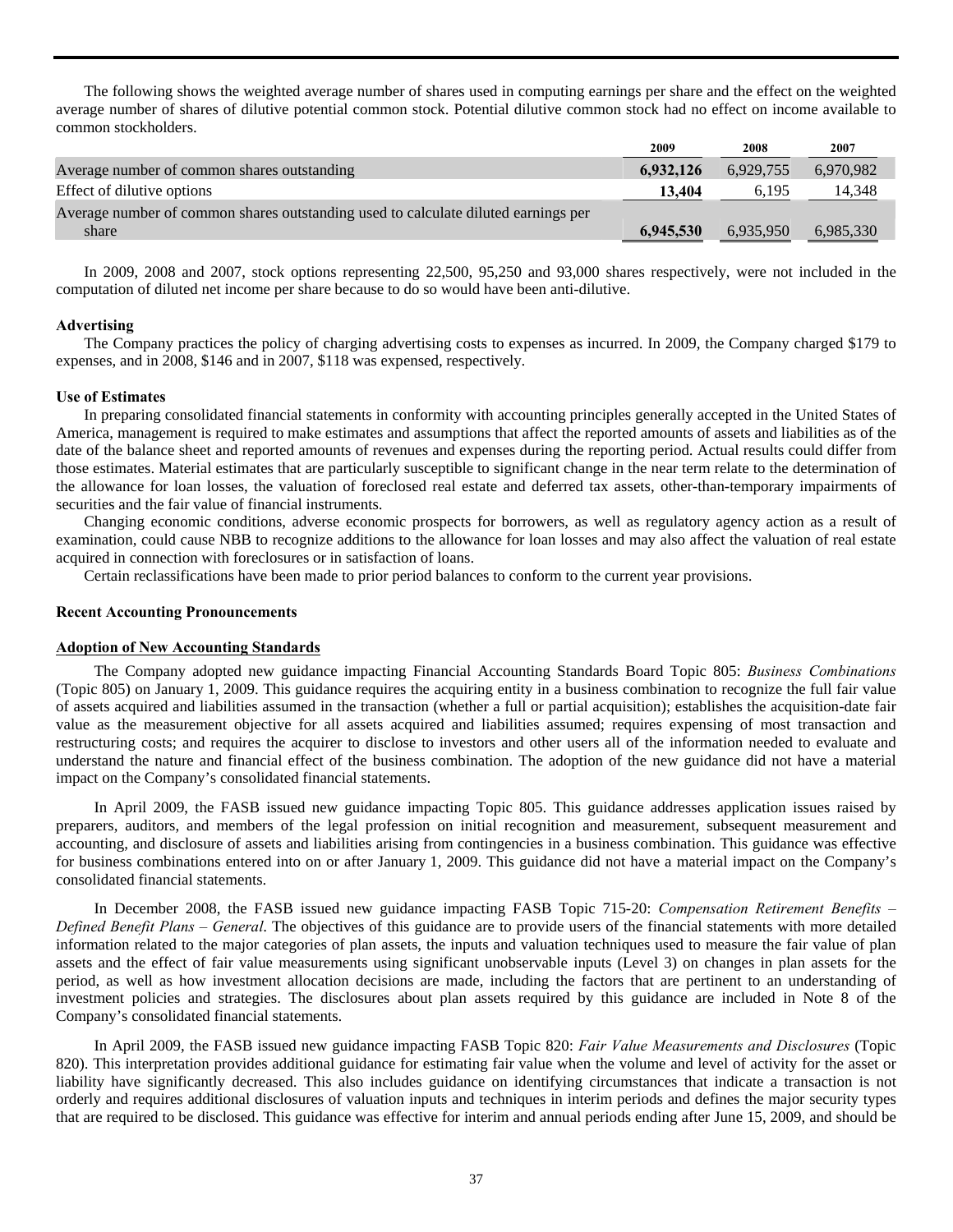The following shows the weighted average number of shares used in computing earnings per share and the effect on the weighted average number of shares of dilutive potential common stock. Potential dilutive common stock had no effect on income available to common stockholders.

| | 2009 | 2008 | 2007 |
|---|---|---|---|
| Average number of common shares outstanding | **6,932,126** | 6,929,755 | 6,970,982 |
| Effect of dilutive options | **13,404** | 6,195 | 14,348 |
| Average number of common shares outstanding used to calculate diluted earnings per share | **6,945,530** | 6,935,950 | 6,985,330 |

In 2009, 2008 and 2007, stock options representing 22,500, 95,250 and 93,000 shares respectively, were not included in the computation of diluted net income per share because to do so would have been anti-dilutive.

**Advertising**

The Company practices the policy of charging advertising costs to expenses as incurred. In 2009, the Company charged $179 to expenses, and in 2008, $146 and in 2007, $118 was expensed, respectively.

**Use of Estimates**

In preparing consolidated financial statements in conformity with accounting principles generally accepted in the United States of America, management is required to make estimates and assumptions that affect the reported amounts of assets and liabilities as of the date of the balance sheet and reported amounts of revenues and expenses during the reporting period. Actual results could differ from those estimates. Material estimates that are particularly susceptible to significant change in the near term relate to the determination of the allowance for loan losses, the valuation of foreclosed real estate and deferred tax assets, other-than-temporary impairments of securities and the fair value of financial instruments.

Changing economic conditions, adverse economic prospects for borrowers, as well as regulatory agency action as a result of examination, could cause NBB to recognize additions to the allowance for loan losses and may also affect the valuation of real estate acquired in connection with foreclosures or in satisfaction of loans.

Certain reclassifications have been made to prior period balances to conform to the current year provisions.

**Recent Accounting Pronouncements**

**Adoption of New Accounting Standards**

The Company adopted new guidance impacting Financial Accounting Standards Board Topic 805: *Business Combinations* (Topic 805) on January 1, 2009. This guidance requires the acquiring entity in a business combination to recognize the full fair value of assets acquired and liabilities assumed in the transaction (whether a full or partial acquisition); establishes the acquisition-date fair value as the measurement objective for all assets acquired and liabilities assumed; requires expensing of most transaction and restructuring costs; and requires the acquirer to disclose to investors and other users all of the information needed to evaluate and understand the nature and financial effect of the business combination. The adoption of the new guidance did not have a material impact on the Company's consolidated financial statements.

In April 2009, the FASB issued new guidance impacting Topic 805. This guidance addresses application issues raised by preparers, auditors, and members of the legal profession on initial recognition and measurement, subsequent measurement and accounting, and disclosure of assets and liabilities arising from contingencies in a business combination. This guidance was effective for business combinations entered into on or after January 1, 2009. This guidance did not have a material impact on the Company's consolidated financial statements.

In December 2008, the FASB issued new guidance impacting FASB Topic 715-20: *Compensation Retirement Benefits – Defined Benefit Plans – General*. The objectives of this guidance are to provide users of the financial statements with more detailed information related to the major categories of plan assets, the inputs and valuation techniques used to measure the fair value of plan assets and the effect of fair value measurements using significant unobservable inputs (Level 3) on changes in plan assets for the period, as well as how investment allocation decisions are made, including the factors that are pertinent to an understanding of investment policies and strategies. The disclosures about plan assets required by this guidance are included in Note 8 of the Company's consolidated financial statements.

In April 2009, the FASB issued new guidance impacting FASB Topic 820: *Fair Value Measurements and Disclosures* (Topic 820). This interpretation provides additional guidance for estimating fair value when the volume and level of activity for the asset or liability have significantly decreased. This also includes guidance on identifying circumstances that indicate a transaction is not orderly and requires additional disclosures of valuation inputs and techniques in interim periods and defines the major security types that are required to be disclosed. This guidance was effective for interim and annual periods ending after June 15, 2009, and should be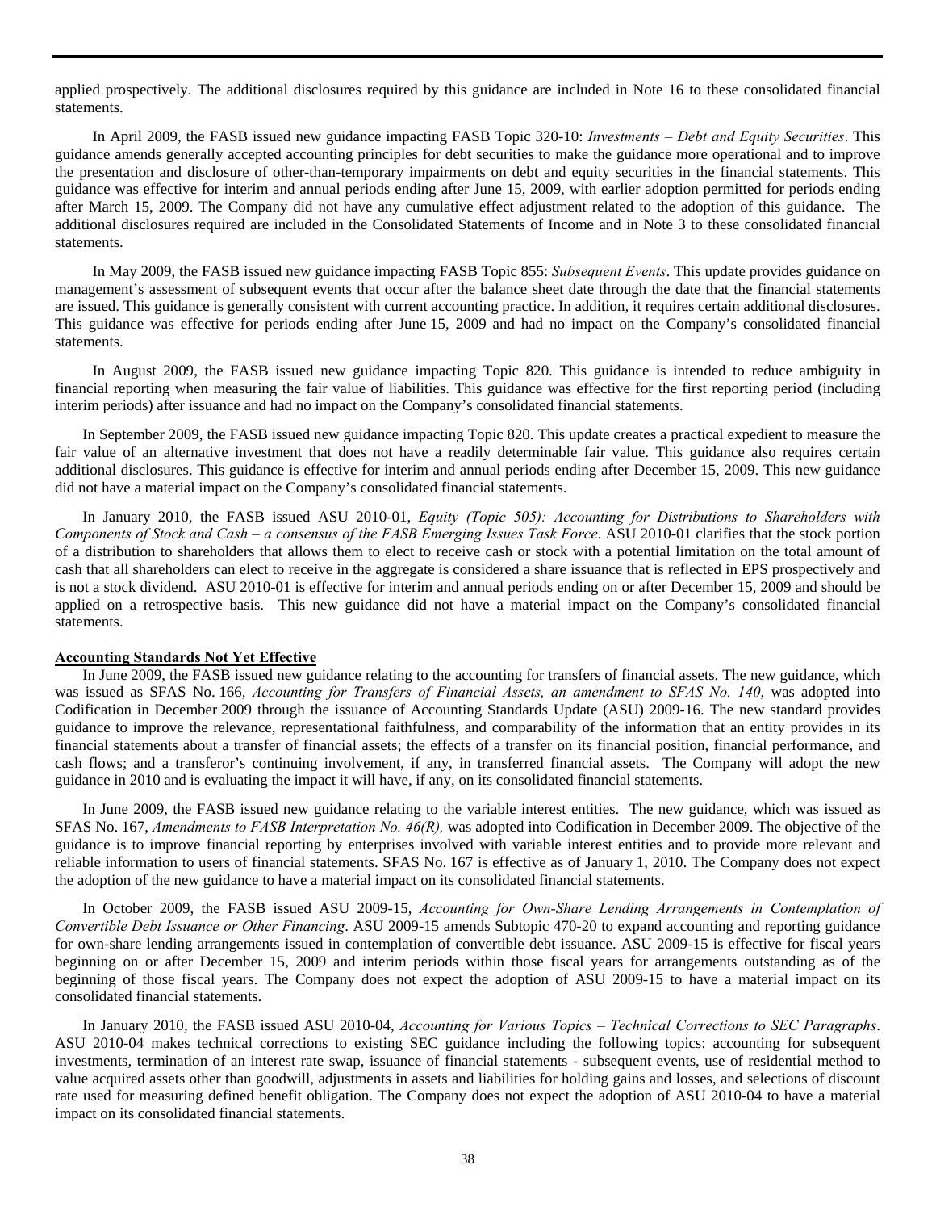applied prospectively. The additional disclosures required by this guidance are included in Note 16 to these consolidated financial statements.

In April 2009, the FASB issued new guidance impacting FASB Topic 320-10: *Investments – Debt and Equity Securities*. This guidance amends generally accepted accounting principles for debt securities to make the guidance more operational and to improve the presentation and disclosure of other-than-temporary impairments on debt and equity securities in the financial statements. This guidance was effective for interim and annual periods ending after June 15, 2009, with earlier adoption permitted for periods ending after March 15, 2009. The Company did not have any cumulative effect adjustment related to the adoption of this guidance. The additional disclosures required are included in the Consolidated Statements of Income and in Note 3 to these consolidated financial statements.

In May 2009, the FASB issued new guidance impacting FASB Topic 855: *Subsequent Events*. This update provides guidance on management's assessment of subsequent events that occur after the balance sheet date through the date that the financial statements are issued. This guidance is generally consistent with current accounting practice. In addition, it requires certain additional disclosures. This guidance was effective for periods ending after June 15, 2009 and had no impact on the Company's consolidated financial statements.

In August 2009, the FASB issued new guidance impacting Topic 820. This guidance is intended to reduce ambiguity in financial reporting when measuring the fair value of liabilities. This guidance was effective for the first reporting period (including interim periods) after issuance and had no impact on the Company's consolidated financial statements.

In September 2009, the FASB issued new guidance impacting Topic 820. This update creates a practical expedient to measure the fair value of an alternative investment that does not have a readily determinable fair value. This guidance also requires certain additional disclosures. This guidance is effective for interim and annual periods ending after December 15, 2009. This new guidance did not have a material impact on the Company's consolidated financial statements.

In January 2010, the FASB issued ASU 2010-01, *Equity (Topic 505): Accounting for Distributions to Shareholders with Components of Stock and Cash – a consensus of the FASB Emerging Issues Task Force*. ASU 2010-01 clarifies that the stock portion of a distribution to shareholders that allows them to elect to receive cash or stock with a potential limitation on the total amount of cash that all shareholders can elect to receive in the aggregate is considered a share issuance that is reflected in EPS prospectively and is not a stock dividend. ASU 2010-01 is effective for interim and annual periods ending on or after December 15, 2009 and should be applied on a retrospective basis. This new guidance did not have a material impact on the Company's consolidated financial statements.

**Accounting Standards Not Yet Effective**

In June 2009, the FASB issued new guidance relating to the accounting for transfers of financial assets. The new guidance, which was issued as SFAS No. 166, *Accounting for Transfers of Financial Assets, an amendment to SFAS No. 140*, was adopted into Codification in December 2009 through the issuance of Accounting Standards Update (ASU) 2009-16. The new standard provides guidance to improve the relevance, representational faithfulness, and comparability of the information that an entity provides in its financial statements about a transfer of financial assets; the effects of a transfer on its financial position, financial performance, and cash flows; and a transferor's continuing involvement, if any, in transferred financial assets. The Company will adopt the new guidance in 2010 and is evaluating the impact it will have, if any, on its consolidated financial statements.

In June 2009, the FASB issued new guidance relating to the variable interest entities. The new guidance, which was issued as SFAS No. 167, *Amendments to FASB Interpretation No. 46(R),* was adopted into Codification in December 2009. The objective of the guidance is to improve financial reporting by enterprises involved with variable interest entities and to provide more relevant and reliable information to users of financial statements. SFAS No. 167 is effective as of January 1, 2010. The Company does not expect the adoption of the new guidance to have a material impact on its consolidated financial statements.

In October 2009, the FASB issued ASU 2009-15, *Accounting for Own-Share Lending Arrangements in Contemplation of Convertible Debt Issuance or Other Financing*. ASU 2009-15 amends Subtopic 470-20 to expand accounting and reporting guidance for own-share lending arrangements issued in contemplation of convertible debt issuance. ASU 2009-15 is effective for fiscal years beginning on or after December 15, 2009 and interim periods within those fiscal years for arrangements outstanding as of the beginning of those fiscal years. The Company does not expect the adoption of ASU 2009-15 to have a material impact on its consolidated financial statements.

In January 2010, the FASB issued ASU 2010-04, *Accounting for Various Topics – Technical Corrections to SEC Paragraphs*. ASU 2010-04 makes technical corrections to existing SEC guidance including the following topics: accounting for subsequent investments, termination of an interest rate swap, issuance of financial statements - subsequent events, use of residential method to value acquired assets other than goodwill, adjustments in assets and liabilities for holding gains and losses, and selections of discount rate used for measuring defined benefit obligation. The Company does not expect the adoption of ASU 2010-04 to have a material impact on its consolidated financial statements.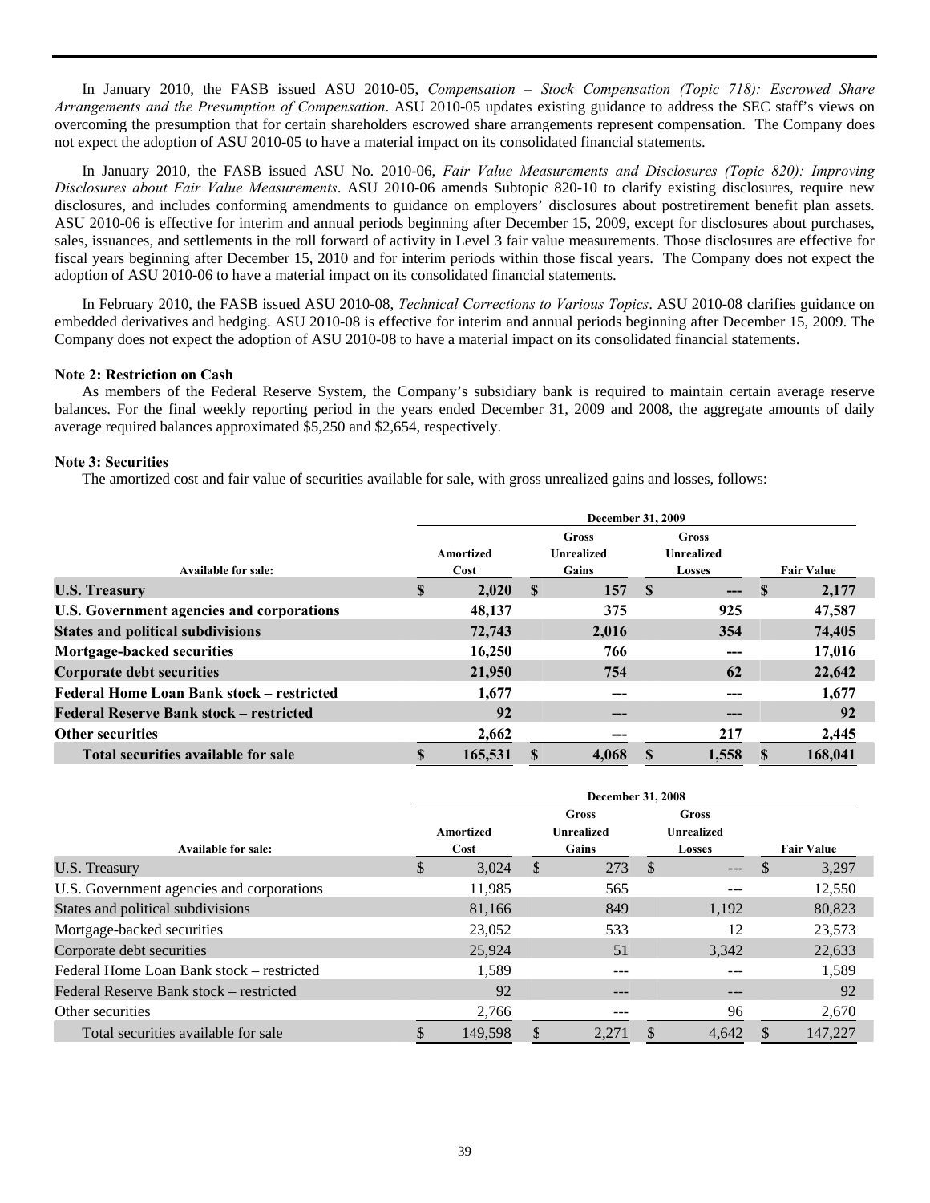In January 2010, the FASB issued ASU 2010-05, *Compensation – Stock Compensation (Topic 718): Escrowed Share Arrangements and the Presumption of Compensation*. ASU 2010-05 updates existing guidance to address the SEC staff's views on overcoming the presumption that for certain shareholders escrowed share arrangements represent compensation. The Company does not expect the adoption of ASU 2010-05 to have a material impact on its consolidated financial statements.

In January 2010, the FASB issued ASU No. 2010-06, *Fair Value Measurements and Disclosures (Topic 820): Improving Disclosures about Fair Value Measurements*. ASU 2010-06 amends Subtopic 820-10 to clarify existing disclosures, require new disclosures, and includes conforming amendments to guidance on employers' disclosures about postretirement benefit plan assets. ASU 2010-06 is effective for interim and annual periods beginning after December 15, 2009, except for disclosures about purchases, sales, issuances, and settlements in the roll forward of activity in Level 3 fair value measurements. Those disclosures are effective for fiscal years beginning after December 15, 2010 and for interim periods within those fiscal years. The Company does not expect the adoption of ASU 2010-06 to have a material impact on its consolidated financial statements.

In February 2010, the FASB issued ASU 2010-08, *Technical Corrections to Various Topics*. ASU 2010-08 clarifies guidance on embedded derivatives and hedging. ASU 2010-08 is effective for interim and annual periods beginning after December 15, 2009. The Company does not expect the adoption of ASU 2010-08 to have a material impact on its consolidated financial statements.

**Note 2: Restriction on Cash**

As members of the Federal Reserve System, the Company's subsidiary bank is required to maintain certain average reserve balances. For the final weekly reporting period in the years ended December 31, 2009 and 2008, the aggregate amounts of daily average required balances approximated $5,250 and $2,654, respectively.

**Note 3: Securities**

The amortized cost and fair value of securities available for sale, with gross unrealized gains and losses, follows:

| | December 31, 2009 | | | |
|---|---|---|---|---|
| **Available for sale:** | **Amortized Cost** | **Gross Unrealized Gains** | **Gross Unrealized Losses** | **Fair Value** |
| **U.S. Treasury** | **$ 2,020** | **$ 157** | **$ ---** | **$ 2,177** |
| **U.S. Government agencies and corporations** | **48,137** | **375** | **925** | **47,587** |
| **States and political subdivisions** | **72,743** | **2,016** | **354** | **74,405** |
| **Mortgage-backed securities** | **16,250** | **766** | **---** | **17,016** |
| **Corporate debt securities** | **21,950** | **754** | **62** | **22,642** |
| **Federal Home Loan Bank stock – restricted** | **1,677** | **---** | **---** | **1,677** |
| **Federal Reserve Bank stock – restricted** | **92** | **---** | **---** | **92** |
| **Other securities** | **2,662** | **---** | **217** | **2,445** |
| **Total securities available for sale** | **$ 165,531** | **$ 4,068** | **$ 1,558** | **$ 168,041** |

| | December 31, 2008 | | | |
|---|---|---|---|---|
| **Available for sale:** | **Amortized Cost** | **Gross Unrealized Gains** | **Gross Unrealized Losses** | **Fair Value** |
| U.S. Treasury | $ 3,024 | $ 273 | $ --- | $ 3,297 |
| U.S. Government agencies and corporations | 11,985 | 565 | --- | 12,550 |
| States and political subdivisions | 81,166 | 849 | 1,192 | 80,823 |
| Mortgage-backed securities | 23,052 | 533 | 12 | 23,573 |
| Corporate debt securities | 25,924 | 51 | 3,342 | 22,633 |
| Federal Home Loan Bank stock – restricted | 1,589 | --- | --- | 1,589 |
| Federal Reserve Bank stock – restricted | 92 | --- | --- | 92 |
| Other securities | 2,766 | --- | 96 | 2,670 |
| Total securities available for sale | $ 149,598 | $ 2,271 | $ 4,642 | $ 147,227 |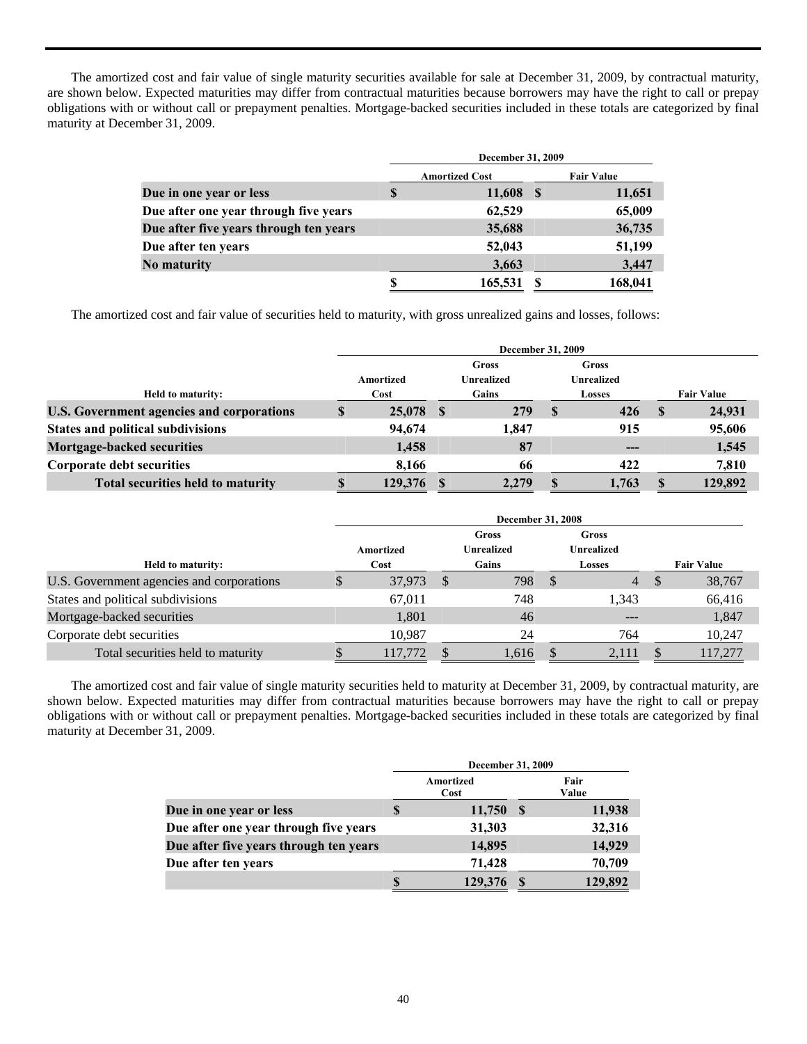The amortized cost and fair value of single maturity securities available for sale at December 31, 2009, by contractual maturity, are shown below. Expected maturities may differ from contractual maturities because borrowers may have the right to call or prepay obligations with or without call or prepayment penalties. Mortgage-backed securities included in these totals are categorized by final maturity at December 31, 2009.

| | December 31, 2009 | |
|---|---|---|
| | Amortized Cost | Fair Value |
| **Due in one year or less** | **$ 11,608** | **$ 11,651** |
| **Due after one year through five years** | **62,529** | **65,009** |
| **Due after five years through ten years** | **35,688** | **36,735** |
| **Due after ten years** | **52,043** | **51,199** |
| **No maturity** | **3,663** | **3,447** |
| | **$ 165,531** | **$ 168,041** |

The amortized cost and fair value of securities held to maturity, with gross unrealized gains and losses, follows:

| | December 31, 2009 | | | |
|---|---|---|---|---|
| Held to maturity: | Amortized Cost | Gross Unrealized Gains | Gross Unrealized Losses | Fair Value |
| **U.S. Government agencies and corporations** | **$ 25,078** | **$ 279** | **$ 426** | **$ 24,931** |
| **States and political subdivisions** | **94,674** | **1,847** | **915** | **95,606** |
| **Mortgage-backed securities** | **1,458** | **87** | **---** | **1,545** |
| **Corporate debt securities** | **8,166** | **66** | **422** | **7,810** |
| **Total securities held to maturity** | **$ 129,376** | **$ 2,279** | **$ 1,763** | **$ 129,892** |

| | December 31, 2008 | | | |
|---|---|---|---|---|
| Held to maturity: | Amortized Cost | Gross Unrealized Gains | Gross Unrealized Losses | Fair Value |
| U.S. Government agencies and corporations | $ 37,973 | $ 798 | $ 4 | $ 38,767 |
| States and political subdivisions | 67,011 | 748 | 1,343 | 66,416 |
| Mortgage-backed securities | 1,801 | 46 | --- | 1,847 |
| Corporate debt securities | 10,987 | 24 | 764 | 10,247 |
| Total securities held to maturity | $ 117,772 | $ 1,616 | $ 2,111 | $ 117,277 |

The amortized cost and fair value of single maturity securities held to maturity at December 31, 2009, by contractual maturity, are shown below. Expected maturities may differ from contractual maturities because borrowers may have the right to call or prepay obligations with or without call or prepayment penalties. Mortgage-backed securities included in these totals are categorized by final maturity at December 31, 2009.

| | December 31, 2009 | |
|---|---|---|
| | Amortized Cost | Fair Value |
| **Due in one year or less** | **$ 11,750** | **$ 11,938** |
| **Due after one year through five years** | **31,303** | **32,316** |
| **Due after five years through ten years** | **14,895** | **14,929** |
| **Due after ten years** | **71,428** | **70,709** |
| | **$ 129,376** | **$ 129,892** |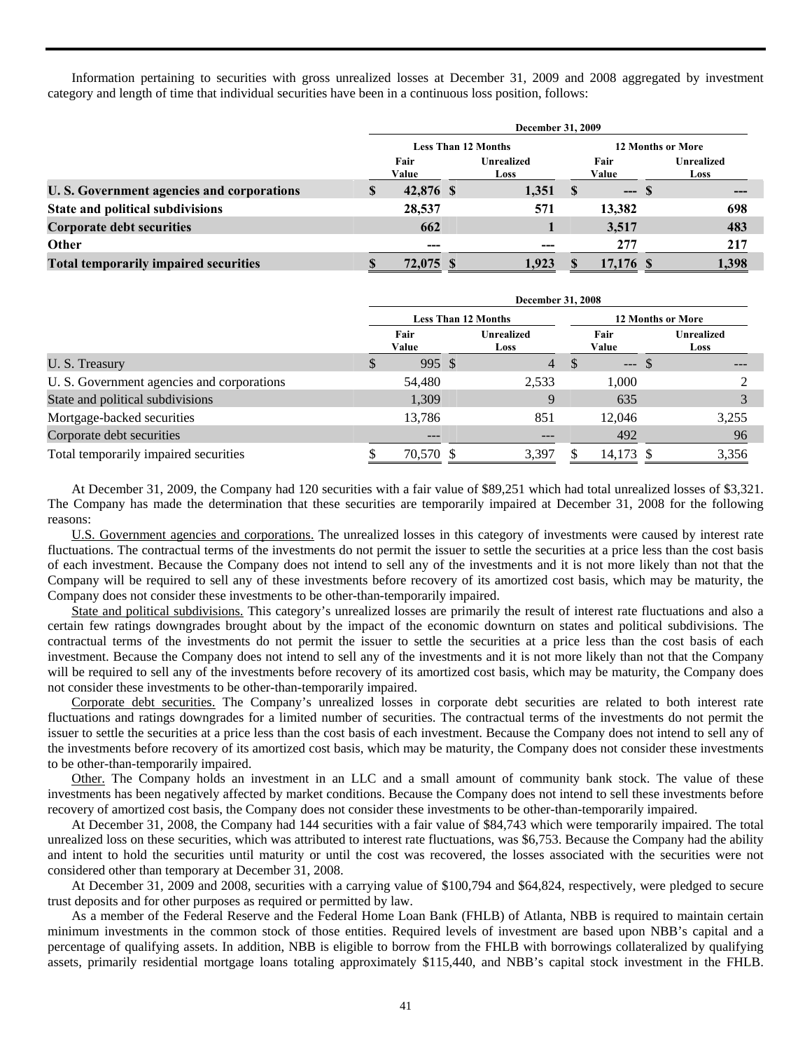Information pertaining to securities with gross unrealized losses at December 31, 2009 and 2008 aggregated by investment category and length of time that individual securities have been in a continuous loss position, follows:

| | December 31, 2009 | | | |
|---|---|---|---|---|
| | Less Than 12 Months | | 12 Months or More | |
| | Fair Value | Unrealized Loss | Fair Value | Unrealized Loss |
| **U. S. Government agencies and corporations** | **$ 42,876** | **$ 1,351** | **$ ---** | **$ ---** |
| **State and political subdivisions** | **28,537** | **571** | **13,382** | **698** |
| **Corporate debt securities** | **662** | **1** | **3,517** | **483** |
| **Other** | **---** | **---** | **277** | **217** |
| **Total temporarily impaired securities** | **$ 72,075** | **$ 1,923** | **$ 17,176** | **$ 1,398** |

| | December 31, 2008 | | | |
|---|---|---|---|---|
| | Less Than 12 Months | | 12 Months or More | |
| | Fair Value | Unrealized Loss | Fair Value | Unrealized Loss |
| U. S. Treasury | $ 995 | $ 4 | $ --- | $ --- |
| U. S. Government agencies and corporations | 54,480 | 2,533 | 1,000 | 2 |
| State and political subdivisions | 1,309 | 9 | 635 | 3 |
| Mortgage-backed securities | 13,786 | 851 | 12,046 | 3,255 |
| Corporate debt securities | --- | --- | 492 | 96 |
| Total temporarily impaired securities | $ 70,570 | $ 3,397 | $ 14,173 | $ 3,356 |

At December 31, 2009, the Company had 120 securities with a fair value of $89,251 which had total unrealized losses of $3,321. The Company has made the determination that these securities are temporarily impaired at December 31, 2008 for the following reasons:

U.S. Government agencies and corporations. The unrealized losses in this category of investments were caused by interest rate fluctuations. The contractual terms of the investments do not permit the issuer to settle the securities at a price less than the cost basis of each investment. Because the Company does not intend to sell any of the investments and it is not more likely than not that the Company will be required to sell any of these investments before recovery of its amortized cost basis, which may be maturity, the Company does not consider these investments to be other-than-temporarily impaired.

State and political subdivisions. This category's unrealized losses are primarily the result of interest rate fluctuations and also a certain few ratings downgrades brought about by the impact of the economic downturn on states and political subdivisions. The contractual terms of the investments do not permit the issuer to settle the securities at a price less than the cost basis of each investment. Because the Company does not intend to sell any of the investments and it is not more likely than not that the Company will be required to sell any of these investments before recovery of its amortized cost basis, which may be maturity, the Company does not consider these investments to be other-than-temporarily impaired.

Corporate debt securities. The Company's unrealized losses in corporate debt securities are related to both interest rate fluctuations and ratings downgrades for a limited number of securities. The contractual terms of the investments do not permit the issuer to settle the securities at a price less than the cost basis of each investment. Because the Company does not intend to sell any of the investments before recovery of its amortized cost basis, which may be maturity, the Company does not consider these investments to be other-than-temporarily impaired.

Other. The Company holds an investment in an LLC and a small amount of community bank stock. The value of these investments has been negatively affected by market conditions. Because the Company does not intend to sell these investments before recovery of amortized cost basis, the Company does not consider these investments to be other-than-temporarily impaired.

At December 31, 2008, the Company had 144 securities with a fair value of $84,743 which were temporarily impaired. The total unrealized loss on these securities, which was attributed to interest rate fluctuations, was $6,753. Because the Company had the ability and intent to hold the securities until maturity or until the cost was recovered, the losses associated with the securities were not considered other than temporary at December 31, 2008.

At December 31, 2009 and 2008, securities with a carrying value of $100,794 and $64,824, respectively, were pledged to secure trust deposits and for other purposes as required or permitted by law.

As a member of the Federal Reserve and the Federal Home Loan Bank (FHLB) of Atlanta, NBB is required to maintain certain minimum investments in the common stock of those entities. Required levels of investment are based upon NBB's capital and a percentage of qualifying assets. In addition, NBB is eligible to borrow from the FHLB with borrowings collateralized by qualifying assets, primarily residential mortgage loans totaling approximately $115,440, and NBB's capital stock investment in the FHLB.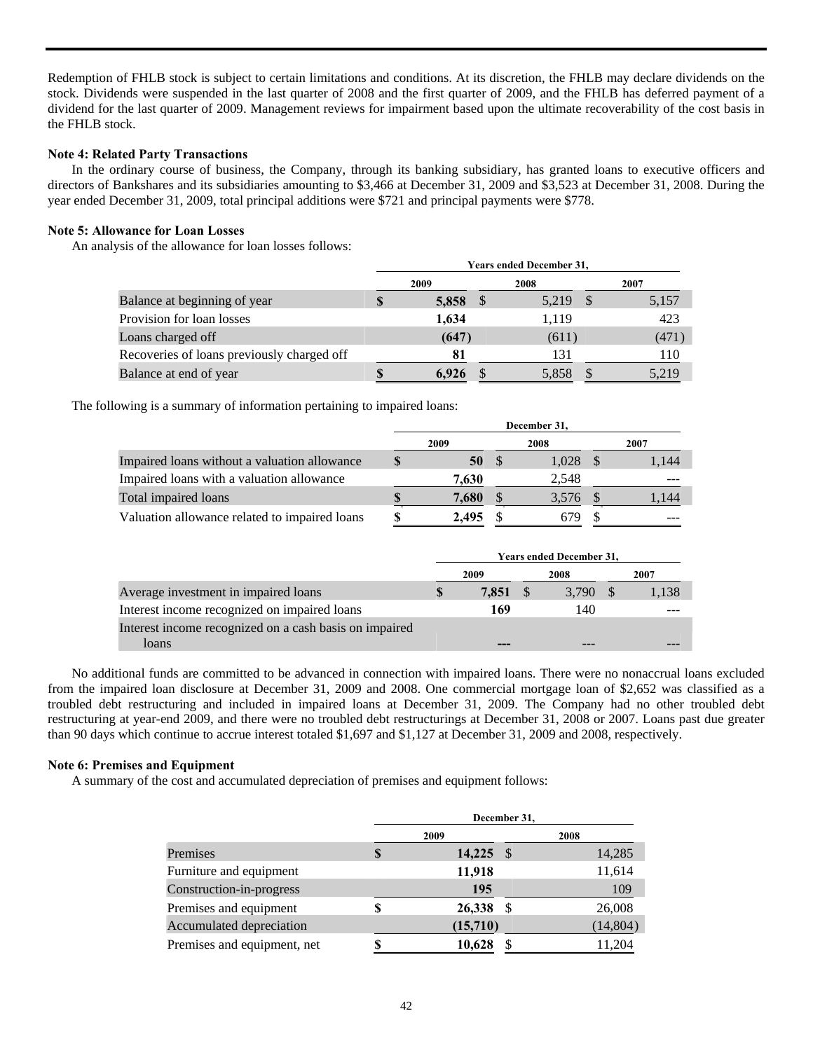Redemption of FHLB stock is subject to certain limitations and conditions. At its discretion, the FHLB may declare dividends on the stock. Dividends were suspended in the last quarter of 2008 and the first quarter of 2009, and the FHLB has deferred payment of a dividend for the last quarter of 2009. Management reviews for impairment based upon the ultimate recoverability of the cost basis in the FHLB stock.

**Note 4: Related Party Transactions**

In the ordinary course of business, the Company, through its banking subsidiary, has granted loans to executive officers and directors of Bankshares and its subsidiaries amounting to $3,466 at December 31, 2009 and $3,523 at December 31, 2008. During the year ended December 31, 2009, total principal additions were $721 and principal payments were $778.

**Note 5: Allowance for Loan Losses**

An analysis of the allowance for loan losses follows:

| | Years ended December 31, | | |
|---|---|---|---|
| | **2009** | **2008** | **2007** |
| Balance at beginning of year | **$ 5,858** | $ 5,219 | $ 5,157 |
| Provision for loan losses | **1,634** | 1,119 | 423 |
| Loans charged off | **(647)** | (611) | (471) |
| Recoveries of loans previously charged off | **81** | 131 | 110 |
| Balance at end of year | **$ 6,926** | $ 5,858 | $ 5,219 |

The following is a summary of information pertaining to impaired loans:

| | December 31, | | |
|---|---|---|---|
| | **2009** | **2008** | **2007** |
| Impaired loans without a valuation allowance | **$ 50** | $ 1,028 | $ 1,144 |
| Impaired loans with a valuation allowance | **7,630** | 2,548 | --- |
| Total impaired loans | **$ 7,680** | $ 3,576 | $ 1,144 |
| Valuation allowance related to impaired loans | **$ 2,495** | $ 679 | $ --- |

| | Years ended December 31, | | |
|---|---|---|---|
| | **2009** | **2008** | **2007** |
| Average investment in impaired loans | **$ 7,851** | $ 3,790 | $ 1,138 |
| Interest income recognized on impaired loans | **169** | 140 | --- |
| Interest income recognized on a cash basis on impaired loans | **---** | --- | --- |

No additional funds are committed to be advanced in connection with impaired loans. There were no nonaccrual loans excluded from the impaired loan disclosure at December 31, 2009 and 2008. One commercial mortgage loan of $2,652 was classified as a troubled debt restructuring and included in impaired loans at December 31, 2009. The Company had no other troubled debt restructuring at year-end 2009, and there were no troubled debt restructurings at December 31, 2008 or 2007. Loans past due greater than 90 days which continue to accrue interest totaled $1,697 and $1,127 at December 31, 2009 and 2008, respectively.

**Note 6: Premises and Equipment**

A summary of the cost and accumulated depreciation of premises and equipment follows:

| | December 31, | |
|---|---|---|
| | **2009** | **2008** |
| Premises | **$ 14,225** | $ 14,285 |
| Furniture and equipment | **11,918** | 11,614 |
| Construction-in-progress | **195** | 109 |
| Premises and equipment | **$ 26,338** | $ 26,008 |
| Accumulated depreciation | **(15,710)** | (14,804) |
| Premises and equipment, net | **$ 10,628** | $ 11,204 |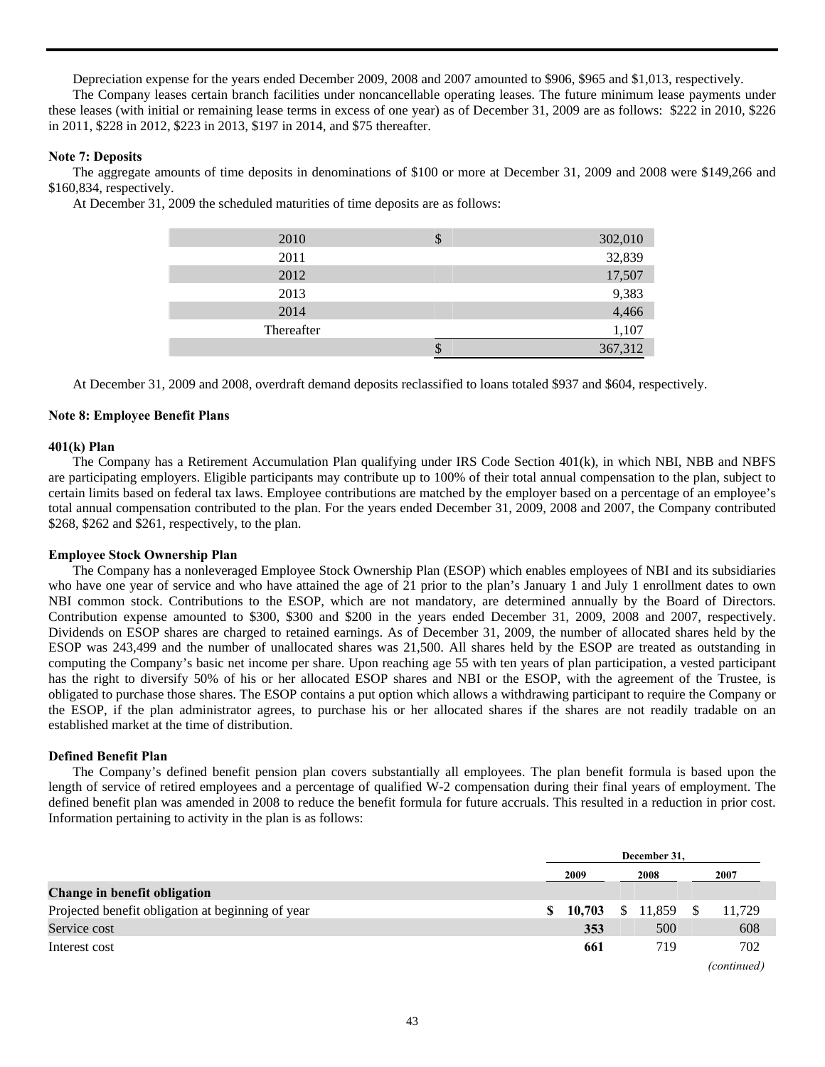Depreciation expense for the years ended December 2009, 2008 and 2007 amounted to $906, $965 and $1,013, respectively.

The Company leases certain branch facilities under noncancellable operating leases. The future minimum lease payments under these leases (with initial or remaining lease terms in excess of one year) as of December 31, 2009 are as follows: $222 in 2010, $226 in 2011, $228 in 2012, $223 in 2013, $197 in 2014, and $75 thereafter.

**Note 7: Deposits**

The aggregate amounts of time deposits in denominations of $100 or more at December 31, 2009 and 2008 were $149,266 and $160,834, respectively.

At December 31, 2009 the scheduled maturities of time deposits are as follows:

| | | |
|---|---|---|
| 2010 | $ | 302,010 |
| 2011 | | 32,839 |
| 2012 | | 17,507 |
| 2013 | | 9,383 |
| 2014 | | 4,466 |
| Thereafter | | 1,107 |
| | $ | 367,312 |

At December 31, 2009 and 2008, overdraft demand deposits reclassified to loans totaled $937 and $604, respectively.

**Note 8: Employee Benefit Plans**

**401(k) Plan**

The Company has a Retirement Accumulation Plan qualifying under IRS Code Section 401(k), in which NBI, NBB and NBFS are participating employers. Eligible participants may contribute up to 100% of their total annual compensation to the plan, subject to certain limits based on federal tax laws. Employee contributions are matched by the employer based on a percentage of an employee's total annual compensation contributed to the plan. For the years ended December 31, 2009, 2008 and 2007, the Company contributed $268, $262 and $261, respectively, to the plan.

**Employee Stock Ownership Plan**

The Company has a nonleveraged Employee Stock Ownership Plan (ESOP) which enables employees of NBI and its subsidiaries who have one year of service and who have attained the age of 21 prior to the plan's January 1 and July 1 enrollment dates to own NBI common stock. Contributions to the ESOP, which are not mandatory, are determined annually by the Board of Directors. Contribution expense amounted to $300, $300 and $200 in the years ended December 31, 2009, 2008 and 2007, respectively. Dividends on ESOP shares are charged to retained earnings. As of December 31, 2009, the number of allocated shares held by the ESOP was 243,499 and the number of unallocated shares was 21,500. All shares held by the ESOP are treated as outstanding in computing the Company's basic net income per share. Upon reaching age 55 with ten years of plan participation, a vested participant has the right to diversify 50% of his or her allocated ESOP shares and NBI or the ESOP, with the agreement of the Trustee, is obligated to purchase those shares. The ESOP contains a put option which allows a withdrawing participant to require the Company or the ESOP, if the plan administrator agrees, to purchase his or her allocated shares if the shares are not readily tradable on an established market at the time of distribution.

**Defined Benefit Plan**

The Company's defined benefit pension plan covers substantially all employees. The plan benefit formula is based upon the length of service of retired employees and a percentage of qualified W-2 compensation during their final years of employment. The defined benefit plan was amended in 2008 to reduce the benefit formula for future accruals. This resulted in a reduction in prior cost. Information pertaining to activity in the plan is as follows:

| | December 31, | | |
|---|---|---|---|
| | **2009** | **2008** | **2007** |
| **Change in benefit obligation** | | | |
| Projected benefit obligation at beginning of year | **$ 10,703** | $ 11,859 | $ 11,729 |
| Service cost | **353** | 500 | 608 |
| Interest cost | **661** | 719 | 702 |

*(continued)*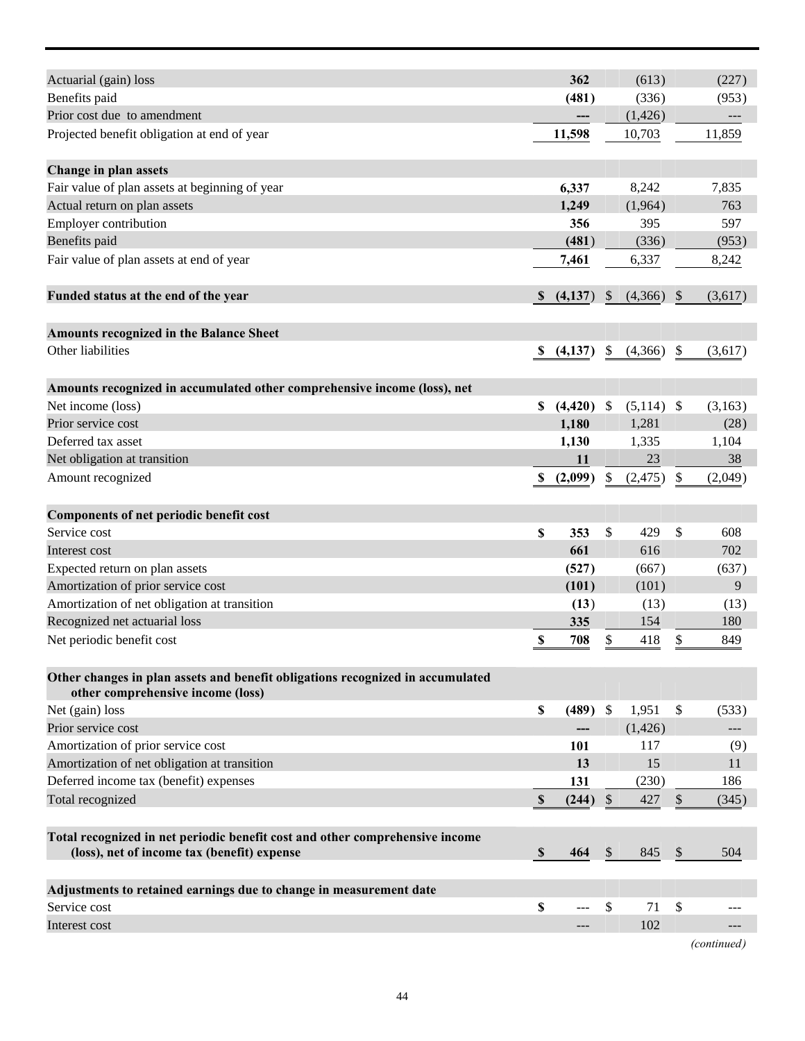| | | | |
|---|---|---|---|
| Actuarial (gain) loss | **362** | (613) | (227) |
| Benefits paid | **(481)** | (336) | (953) |
| Prior cost due to amendment | **---** | (1,426) | --- |
| Projected benefit obligation at end of year | **11,598** | 10,703 | 11,859 |
| | | | |
| **Change in plan assets** | | | |
| Fair value of plan assets at beginning of year | **6,337** | 8,242 | 7,835 |
| Actual return on plan assets | **1,249** | (1,964) | 763 |
| Employer contribution | **356** | 395 | 597 |
| Benefits paid | **(481)** | (336) | (953) |
| Fair value of plan assets at end of year | **7,461** | 6,337 | 8,242 |
| | | | |
| **Funded status at the end of the year** | **$ (4,137)** | $ (4,366) | $ (3,617) |
| | | | |
| **Amounts recognized in the Balance Sheet** | | | |
| Other liabilities | **$ (4,137)** | $ (4,366) | $ (3,617) |
| | | | |
| **Amounts recognized in accumulated other comprehensive income (loss), net** | | | |
| Net income (loss) | **$ (4,420)** | $ (5,114) | $ (3,163) |
| Prior service cost | **1,180** | 1,281 | (28) |
| Deferred tax asset | **1,130** | 1,335 | 1,104 |
| Net obligation at transition | **11** | 23 | 38 |
| Amount recognized | **$ (2,099)** | $ (2,475) | $ (2,049) |
| | | | |
| **Components of net periodic benefit cost** | | | |
| Service cost | **$ 353** | $ 429 | $ 608 |
| Interest cost | **661** | 616 | 702 |
| Expected return on plan assets | **(527)** | (667) | (637) |
| Amortization of prior service cost | **(101)** | (101) | 9 |
| Amortization of net obligation at transition | **(13)** | (13) | (13) |
| Recognized net actuarial loss | **335** | 154 | 180 |
| Net periodic benefit cost | **$ 708** | $ 418 | $ 849 |
| | | | |
| **Other changes in plan assets and benefit obligations recognized in accumulated other comprehensive income (loss)** | | | |
| Net (gain) loss | **$ (489)** | $ 1,951 | $ (533) |
| Prior service cost | **---** | (1,426) | --- |
| Amortization of prior service cost | **101** | 117 | (9) |
| Amortization of net obligation at transition | **13** | 15 | 11 |
| Deferred income tax (benefit) expenses | **131** | (230) | 186 |
| Total recognized | **$ (244)** | $ 427 | $ (345) |
| | | | |
| **Total recognized in net periodic benefit cost and other comprehensive income (loss), net of income tax (benefit) expense** | **$ 464** | $ 845 | $ 504 |
| | | | |
| **Adjustments to retained earnings due to change in measurement date** | | | |
| Service cost | **$ ---** | $ 71 | $ --- |
| Interest cost | **---** | 102 | --- |

*(continued)*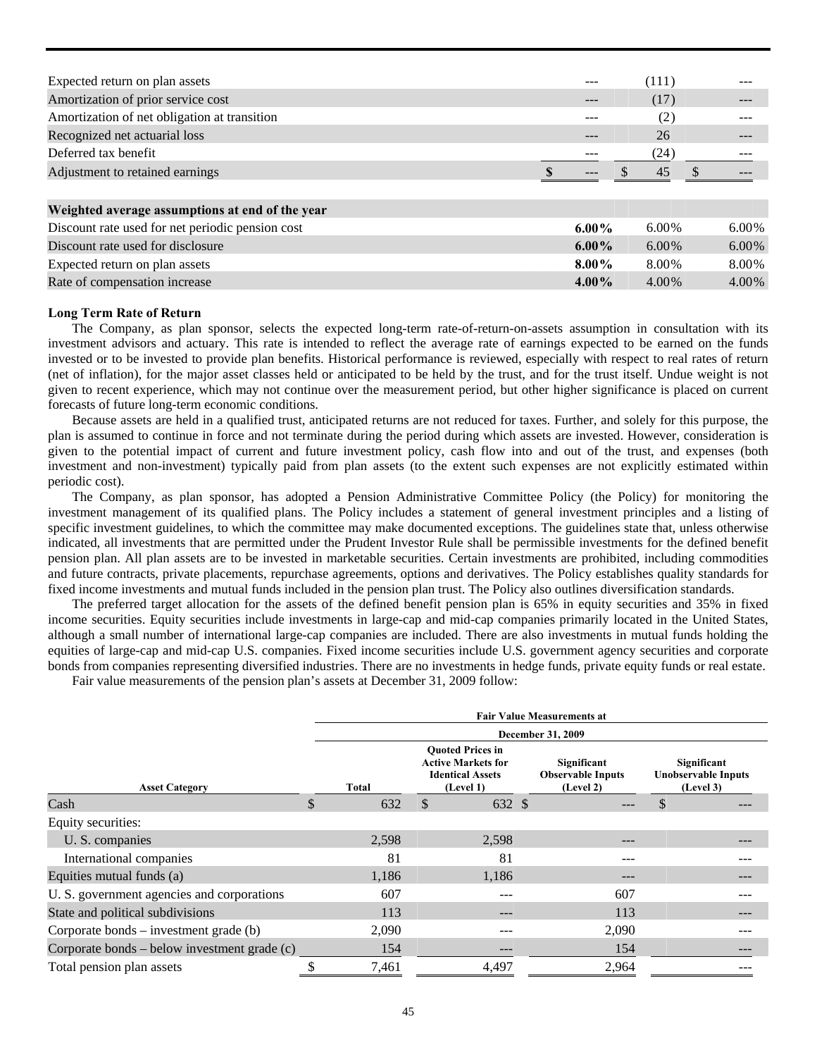| | | | |
|---|---|---|---|
| Expected return on plan assets | --- | (111) | --- |
| Amortization of prior service cost | --- | (17) | --- |
| Amortization of net obligation at transition | --- | (2) | --- |
| Recognized net actuarial loss | --- | 26 | --- |
| Deferred tax benefit | --- | (24) | --- |
| Adjustment to retained earnings | **$ ---** | $ 45 | $ --- |

| | | | |
|---|---|---|---|
| **Weighted average assumptions at end of the year** | | | |
| Discount rate used for net periodic pension cost | **6.00%** | 6.00% | 6.00% |
| Discount rate used for disclosure | **6.00%** | 6.00% | 6.00% |
| Expected return on plan assets | **8.00%** | 8.00% | 8.00% |
| Rate of compensation increase | **4.00%** | 4.00% | 4.00% |

**Long Term Rate of Return**

The Company, as plan sponsor, selects the expected long-term rate-of-return-on-assets assumption in consultation with its investment advisors and actuary. This rate is intended to reflect the average rate of earnings expected to be earned on the funds invested or to be invested to provide plan benefits. Historical performance is reviewed, especially with respect to real rates of return (net of inflation), for the major asset classes held or anticipated to be held by the trust, and for the trust itself. Undue weight is not given to recent experience, which may not continue over the measurement period, but other higher significance is placed on current forecasts of future long-term economic conditions.

Because assets are held in a qualified trust, anticipated returns are not reduced for taxes. Further, and solely for this purpose, the plan is assumed to continue in force and not terminate during the period during which assets are invested. However, consideration is given to the potential impact of current and future investment policy, cash flow into and out of the trust, and expenses (both investment and non-investment) typically paid from plan assets (to the extent such expenses are not explicitly estimated within periodic cost).

The Company, as plan sponsor, has adopted a Pension Administrative Committee Policy (the Policy) for monitoring the investment management of its qualified plans. The Policy includes a statement of general investment principles and a listing of specific investment guidelines, to which the committee may make documented exceptions. The guidelines state that, unless otherwise indicated, all investments that are permitted under the Prudent Investor Rule shall be permissible investments for the defined benefit pension plan. All plan assets are to be invested in marketable securities. Certain investments are prohibited, including commodities and future contracts, private placements, repurchase agreements, options and derivatives. The Policy establishes quality standards for fixed income investments and mutual funds included in the pension plan trust. The Policy also outlines diversification standards.

The preferred target allocation for the assets of the defined benefit pension plan is 65% in equity securities and 35% in fixed income securities. Equity securities include investments in large-cap and mid-cap companies primarily located in the United States, although a small number of international large-cap companies are included. There are also investments in mutual funds holding the equities of large-cap and mid-cap U.S. companies. Fixed income securities include U.S. government agency securities and corporate bonds from companies representing diversified industries. There are no investments in hedge funds, private equity funds or real estate.

Fair value measurements of the pension plan's assets at December 31, 2009 follow:

| | Fair Value Measurements at December 31, 2009 | | | |
|---|---|---|---|---|
| **Asset Category** | **Total** | **Quoted Prices in Active Markets for Identical Assets (Level 1)** | **Significant Observable Inputs (Level 2)** | **Significant Unobservable Inputs (Level 3)** |
| Cash | $ 632 | $ 632 | $ --- | $ --- |
| Equity securities: | | | | |
| U. S. companies | 2,598 | 2,598 | --- | --- |
| International companies | 81 | 81 | --- | --- |
| Equities mutual funds (a) | 1,186 | 1,186 | --- | --- |
| U. S. government agencies and corporations | 607 | --- | 607 | --- |
| State and political subdivisions | 113 | --- | 113 | --- |
| Corporate bonds – investment grade (b) | 2,090 | --- | 2,090 | --- |
| Corporate bonds – below investment grade (c) | 154 | --- | 154 | --- |
| Total pension plan assets | $ 7,461 | 4,497 | 2,964 | --- |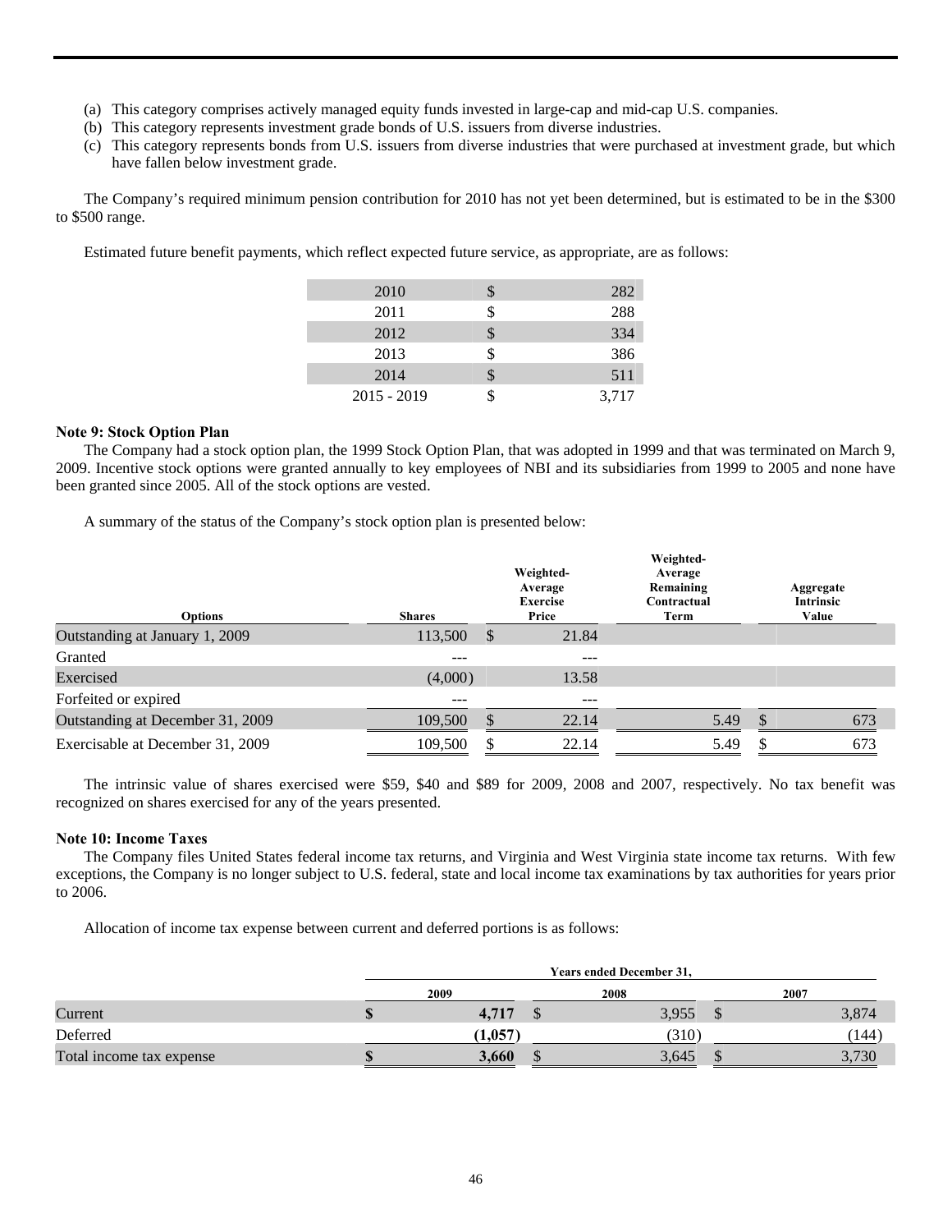(a) This category comprises actively managed equity funds invested in large-cap and mid-cap U.S. companies.
(b) This category represents investment grade bonds of U.S. issuers from diverse industries.
(c) This category represents bonds from U.S. issuers from diverse industries that were purchased at investment grade, but which have fallen below investment grade.

The Company's required minimum pension contribution for 2010 has not yet been determined, but is estimated to be in the $300 to $500 range.

Estimated future benefit payments, which reflect expected future service, as appropriate, are as follows:

| | | |
|---|---|---|
| 2010 | $ | 282 |
| 2011 | $ | 288 |
| 2012 | $ | 334 |
| 2013 | $ | 386 |
| 2014 | $ | 511 |
| 2015 - 2019 | $ | 3,717 |

**Note 9: Stock Option Plan**

The Company had a stock option plan, the 1999 Stock Option Plan, that was adopted in 1999 and that was terminated on March 9, 2009. Incentive stock options were granted annually to key employees of NBI and its subsidiaries from 1999 to 2005 and none have been granted since 2005. All of the stock options are vested.

A summary of the status of the Company's stock option plan is presented below:

| Options | Shares | Weighted-Average Exercise Price | Weighted-Average Remaining Contractual Term | Aggregate Intrinsic Value |
|---|---|---|---|---|
| Outstanding at January 1, 2009 | 113,500 | $ 21.84 | | |
| Granted | --- | --- | | |
| Exercised | (4,000) | 13.58 | | |
| Forfeited or expired | --- | --- | | |
| Outstanding at December 31, 2009 | 109,500 | $ 22.14 | 5.49 | $ 673 |
| Exercisable at December 31, 2009 | 109,500 | $ 22.14 | 5.49 | $ 673 |

The intrinsic value of shares exercised were $59, $40 and $89 for 2009, 2008 and 2007, respectively. No tax benefit was recognized on shares exercised for any of the years presented.

**Note 10: Income Taxes**

The Company files United States federal income tax returns, and Virginia and West Virginia state income tax returns. With few exceptions, the Company is no longer subject to U.S. federal, state and local income tax examinations by tax authorities for years prior to 2006.

Allocation of income tax expense between current and deferred portions is as follows:

| | Years ended December 31, | | |
|---|---|---|---|
| | **2009** | **2008** | **2007** |
| Current | **$ 4,717** | $ 3,955 | $ 3,874 |
| Deferred | **(1,057)** | (310) | (144) |
| Total income tax expense | **$ 3,660** | $ 3,645 | $ 3,730 |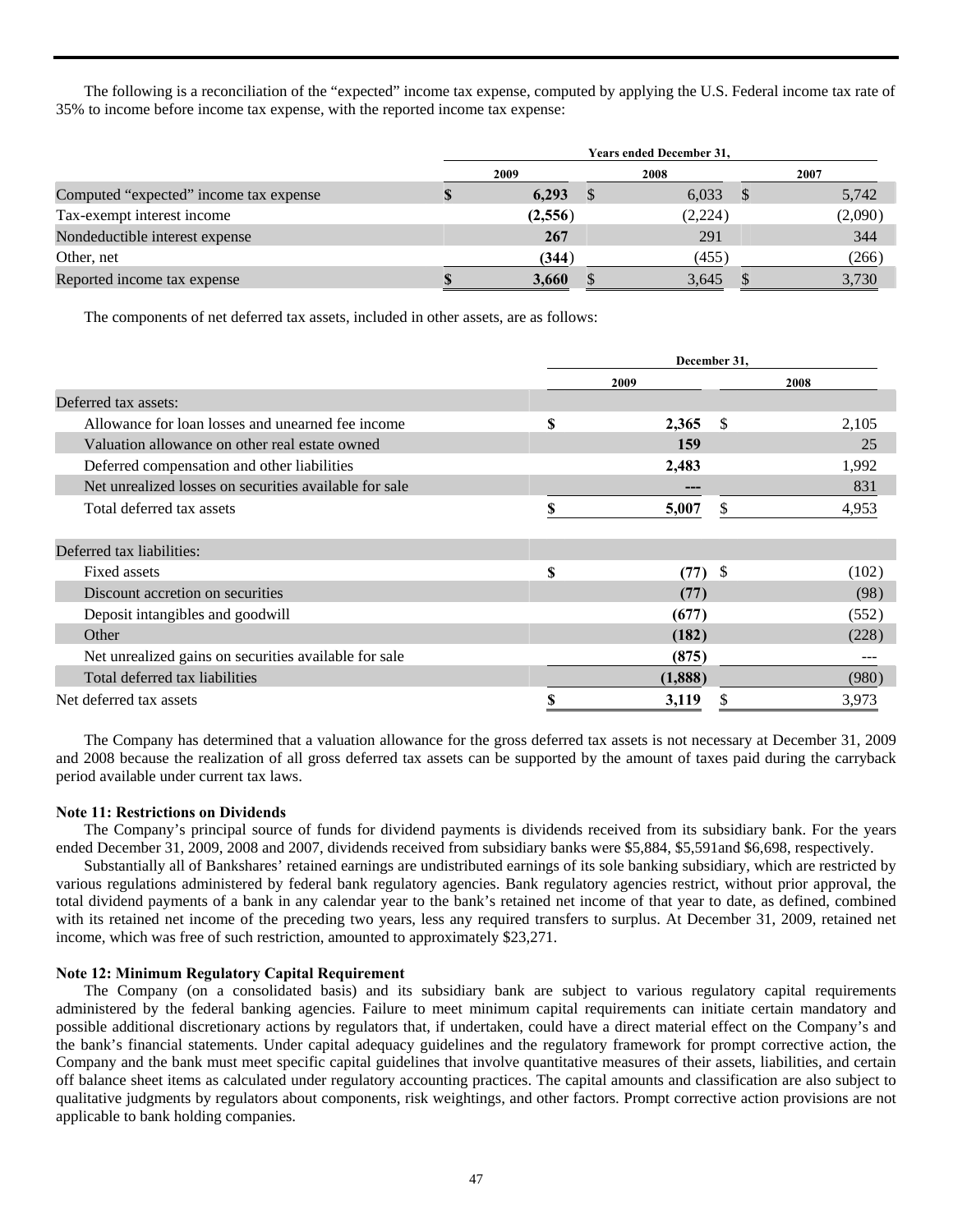The following is a reconciliation of the "expected" income tax expense, computed by applying the U.S. Federal income tax rate of 35% to income before income tax expense, with the reported income tax expense:

| | Years ended December 31, | | |
|---|---|---|---|
| | 2009 | 2008 | 2007 |
| Computed "expected" income tax expense | **$ 6,293** | $ 6,033 | $ 5,742 |
| Tax-exempt interest income | **(2,556)** | (2,224) | (2,090) |
| Nondeductible interest expense | **267** | 291 | 344 |
| Other, net | **(344)** | (455) | (266) |
| Reported income tax expense | **$ 3,660** | $ 3,645 | $ 3,730 |

The components of net deferred tax assets, included in other assets, are as follows:

| | December 31, | |
|---|---|---|
| | 2009 | 2008 |
| Deferred tax assets: | | |
| Allowance for loan losses and unearned fee income | **$ 2,365** | $ 2,105 |
| Valuation allowance on other real estate owned | **159** | 25 |
| Deferred compensation and other liabilities | **2,483** | 1,992 |
| Net unrealized losses on securities available for sale | **---** | 831 |
| Total deferred tax assets | **$ 5,007** | $ 4,953 |
| Deferred tax liabilities: | | |
| Fixed assets | **$ (77)** | $ (102) |
| Discount accretion on securities | **(77)** | (98) |
| Deposit intangibles and goodwill | **(677)** | (552) |
| Other | **(182)** | (228) |
| Net unrealized gains on securities available for sale | **(875)** | --- |
| Total deferred tax liabilities | **(1,888)** | (980) |
| Net deferred tax assets | **$ 3,119** | $ 3,973 |

The Company has determined that a valuation allowance for the gross deferred tax assets is not necessary at December 31, 2009 and 2008 because the realization of all gross deferred tax assets can be supported by the amount of taxes paid during the carryback period available under current tax laws.

**Note 11: Restrictions on Dividends**

The Company's principal source of funds for dividend payments is dividends received from its subsidiary bank. For the years ended December 31, 2009, 2008 and 2007, dividends received from subsidiary banks were $5,884, $5,591and $6,698, respectively.

Substantially all of Bankshares' retained earnings are undistributed earnings of its sole banking subsidiary, which are restricted by various regulations administered by federal bank regulatory agencies. Bank regulatory agencies restrict, without prior approval, the total dividend payments of a bank in any calendar year to the bank's retained net income of that year to date, as defined, combined with its retained net income of the preceding two years, less any required transfers to surplus. At December 31, 2009, retained net income, which was free of such restriction, amounted to approximately $23,271.

**Note 12: Minimum Regulatory Capital Requirement**

The Company (on a consolidated basis) and its subsidiary bank are subject to various regulatory capital requirements administered by the federal banking agencies. Failure to meet minimum capital requirements can initiate certain mandatory and possible additional discretionary actions by regulators that, if undertaken, could have a direct material effect on the Company's and the bank's financial statements. Under capital adequacy guidelines and the regulatory framework for prompt corrective action, the Company and the bank must meet specific capital guidelines that involve quantitative measures of their assets, liabilities, and certain off balance sheet items as calculated under regulatory accounting practices. The capital amounts and classification are also subject to qualitative judgments by regulators about components, risk weightings, and other factors. Prompt corrective action provisions are not applicable to bank holding companies.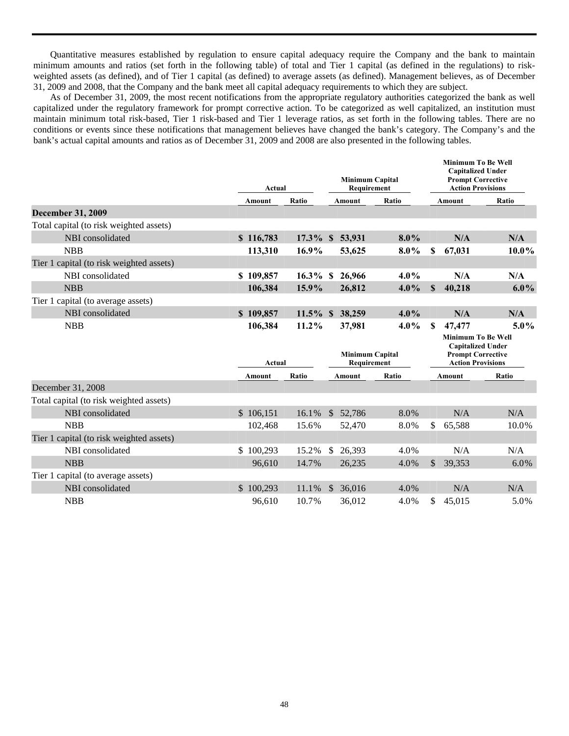Quantitative measures established by regulation to ensure capital adequacy require the Company and the bank to maintain minimum amounts and ratios (set forth in the following table) of total and Tier 1 capital (as defined in the regulations) to risk-weighted assets (as defined), and of Tier 1 capital (as defined) to average assets (as defined). Management believes, as of December 31, 2009 and 2008, that the Company and the bank meet all capital adequacy requirements to which they are subject.

As of December 31, 2009, the most recent notifications from the appropriate regulatory authorities categorized the bank as well capitalized under the regulatory framework for prompt corrective action. To be categorized as well capitalized, an institution must maintain minimum total risk-based, Tier 1 risk-based and Tier 1 leverage ratios, as set forth in the following tables. There are no conditions or events since these notifications that management believes have changed the bank's category. The Company's and the bank's actual capital amounts and ratios as of December 31, 2009 and 2008 are also presented in the following tables.

| | Actual | | Minimum Capital Requirement | | Minimum To Be Well Capitalized Under Prompt Corrective Action Provisions | |
|---|---|---|---|---|---|---|
| | **Amount** | **Ratio** | **Amount** | **Ratio** | **Amount** | **Ratio** |
| **December 31, 2009** | | | | | | |
| Total capital (to risk weighted assets) | | | | | | |
| NBI consolidated | **$ 116,783** | **17.3%** | **$ 53,931** | **8.0%** | **N/A** | **N/A** |
| NBB | **113,310** | **16.9%** | **53,625** | **8.0%** | **$ 67,031** | **10.0%** |
| Tier 1 capital (to risk weighted assets) | | | | | | |
| NBI consolidated | **$ 109,857** | **16.3%** | **$ 26,966** | **4.0%** | **N/A** | **N/A** |
| NBB | **106,384** | **15.9%** | **26,812** | **4.0%** | **$ 40,218** | **6.0%** |
| Tier 1 capital (to average assets) | | | | | | |
| NBI consolidated | **$ 109,857** | **11.5%** | **$ 38,259** | **4.0%** | **N/A** | **N/A** |
| NBB | **106,384** | **11.2%** | **37,981** | **4.0%** | **$ 47,477** | **5.0%** |

| | Actual | | Minimum Capital Requirement | | Minimum To Be Well Capitalized Under Prompt Corrective Action Provisions | |
|---|---|---|---|---|---|---|
| | **Amount** | **Ratio** | **Amount** | **Ratio** | **Amount** | **Ratio** |
| December 31, 2008 | | | | | | |
| Total capital (to risk weighted assets) | | | | | | |
| NBI consolidated | $ 106,151 | 16.1% | $ 52,786 | 8.0% | N/A | N/A |
| NBB | 102,468 | 15.6% | 52,470 | 8.0% | $ 65,588 | 10.0% |
| Tier 1 capital (to risk weighted assets) | | | | | | |
| NBI consolidated | $ 100,293 | 15.2% | $ 26,393 | 4.0% | N/A | N/A |
| NBB | 96,610 | 14.7% | 26,235 | 4.0% | $ 39,353 | 6.0% |
| Tier 1 capital (to average assets) | | | | | | |
| NBI consolidated | $ 100,293 | 11.1% | $ 36,016 | 4.0% | N/A | N/A |
| NBB | 96,610 | 10.7% | 36,012 | 4.0% | $ 45,015 | 5.0% |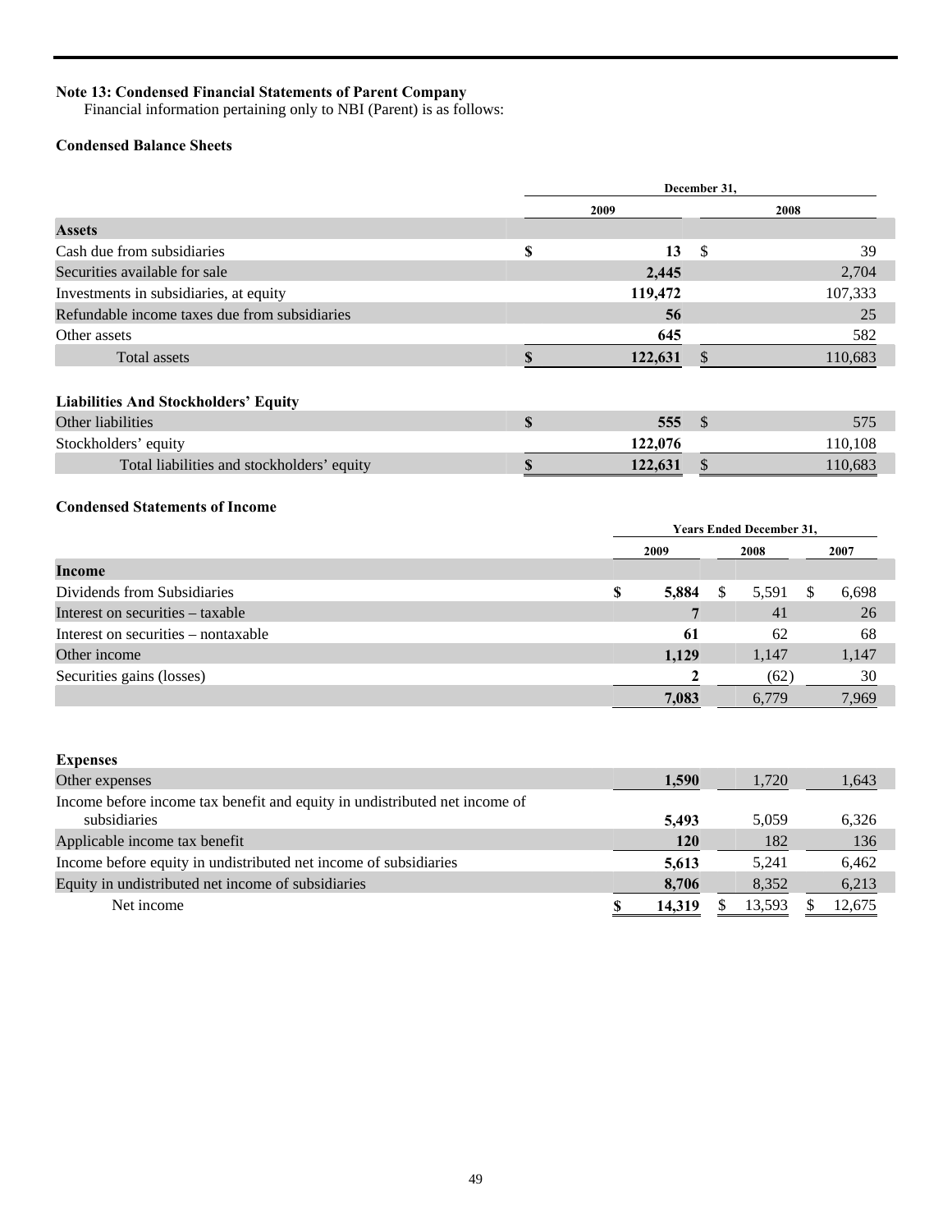**Note 13: Condensed Financial Statements of Parent Company**

Financial information pertaining only to NBI (Parent) is as follows:

**Condensed Balance Sheets**

| | December 31, | |
|---|---|---|
| | 2009 | 2008 |
| **Assets** | | |
| Cash due from subsidiaries | $ 13 | $ 39 |
| Securities available for sale | 2,445 | 2,704 |
| Investments in subsidiaries, at equity | 119,472 | 107,333 |
| Refundable income taxes due from subsidiaries | 56 | 25 |
| Other assets | 645 | 582 |
| Total assets | $ 122,631 | $ 110,683 |
| **Liabilities And Stockholders' Equity** | | |
| Other liabilities | $ 555 | $ 575 |
| Stockholders' equity | 122,076 | 110,108 |
| Total liabilities and stockholders' equity | $ 122,631 | $ 110,683 |

**Condensed Statements of Income**

| | Years Ended December 31, | | |
|---|---|---|---|
| | 2009 | 2008 | 2007 |
| **Income** | | | |
| Dividends from Subsidiaries | $ 5,884 | $ 5,591 | $ 6,698 |
| Interest on securities – taxable | 7 | 41 | 26 |
| Interest on securities – nontaxable | 61 | 62 | 68 |
| Other income | 1,129 | 1,147 | 1,147 |
| Securities gains (losses) | 2 | (62) | 30 |
| | 7,083 | 6,779 | 7,969 |
| **Expenses** | | | |
| Other expenses | 1,590 | 1,720 | 1,643 |
| Income before income tax benefit and equity in undistributed net income of subsidiaries | 5,493 | 5,059 | 6,326 |
| Applicable income tax benefit | 120 | 182 | 136 |
| Income before equity in undistributed net income of subsidiaries | 5,613 | 5,241 | 6,462 |
| Equity in undistributed net income of subsidiaries | 8,706 | 8,352 | 6,213 |
| Net income | $ 14,319 | $ 13,593 | $ 12,675 |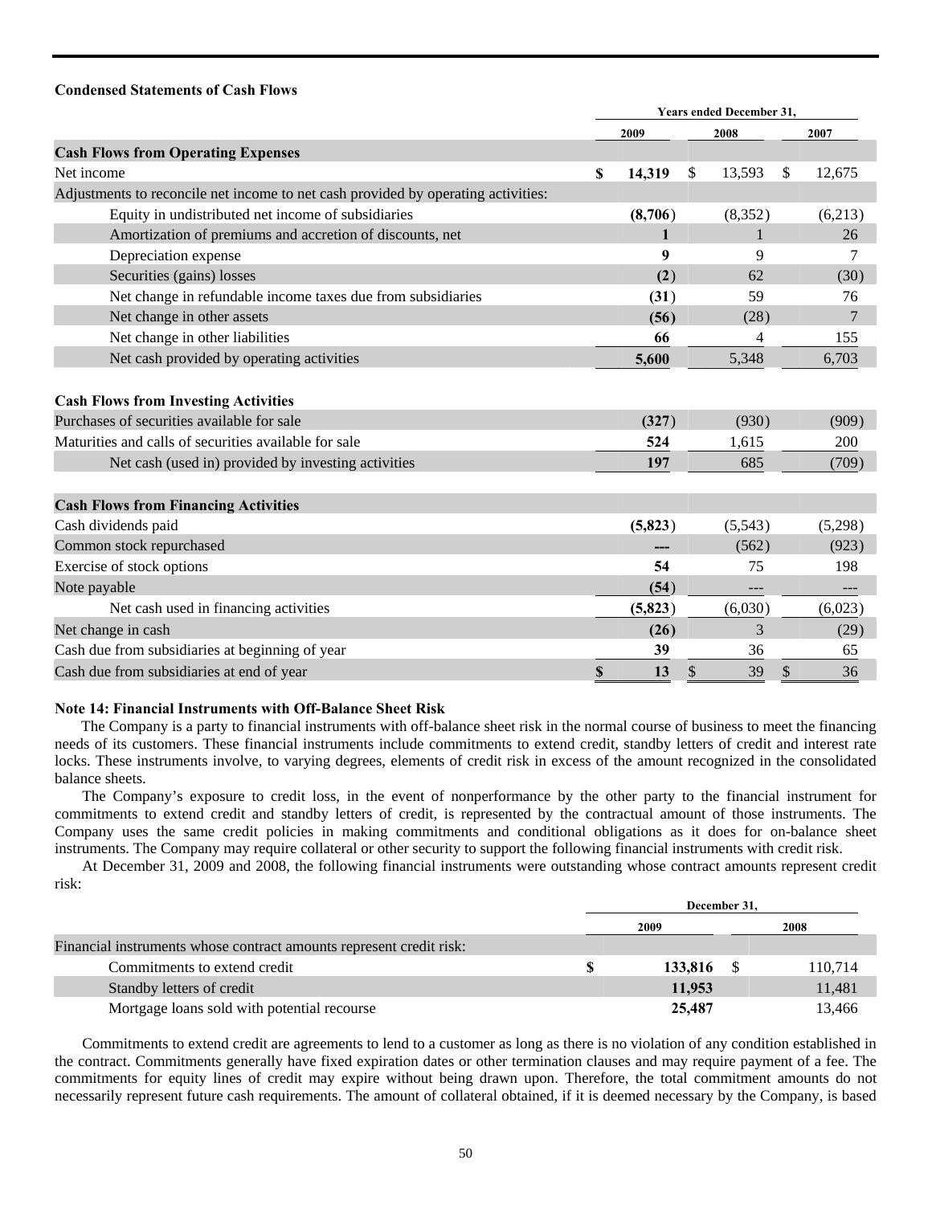**Condensed Statements of Cash Flows**

| | Years ended December 31, | | |
|---|---|---|---|
| | 2009 | 2008 | 2007 |
| **Cash Flows from Operating Expenses** | | | |
| Net income | **$ 14,319** | $ 13,593 | $ 12,675 |
| Adjustments to reconcile net income to net cash provided by operating activities: | | | |
| Equity in undistributed net income of subsidiaries | **(8,706)** | (8,352) | (6,213) |
| Amortization of premiums and accretion of discounts, net | **1** | 1 | 26 |
| Depreciation expense | **9** | 9 | 7 |
| Securities (gains) losses | **(2)** | 62 | (30) |
| Net change in refundable income taxes due from subsidiaries | **(31)** | 59 | 76 |
| Net change in other assets | **(56)** | (28) | 7 |
| Net change in other liabilities | **66** | 4 | 155 |
| Net cash provided by operating activities | **5,600** | 5,348 | 6,703 |
| | | | |
| **Cash Flows from Investing Activities** | | | |
| Purchases of securities available for sale | **(327)** | (930) | (909) |
| Maturities and calls of securities available for sale | **524** | 1,615 | 200 |
| Net cash (used in) provided by investing activities | **197** | 685 | (709) |
| | | | |
| **Cash Flows from Financing Activities** | | | |
| Cash dividends paid | **(5,823)** | (5,543) | (5,298) |
| Common stock repurchased | **---** | (562) | (923) |
| Exercise of stock options | **54** | 75 | 198 |
| Note payable | **(54)** | --- | --- |
| Net cash used in financing activities | **(5,823)** | (6,030) | (6,023) |
| Net change in cash | **(26)** | 3 | (29) |
| Cash due from subsidiaries at beginning of year | **39** | 36 | 65 |
| Cash due from subsidiaries at end of year | **$ 13** | $ 39 | $ 36 |

**Note 14: Financial Instruments with Off-Balance Sheet Risk**

The Company is a party to financial instruments with off-balance sheet risk in the normal course of business to meet the financing needs of its customers. These financial instruments include commitments to extend credit, standby letters of credit and interest rate locks. These instruments involve, to varying degrees, elements of credit risk in excess of the amount recognized in the consolidated balance sheets.

The Company's exposure to credit loss, in the event of nonperformance by the other party to the financial instrument for commitments to extend credit and standby letters of credit, is represented by the contractual amount of those instruments. The Company uses the same credit policies in making commitments and conditional obligations as it does for on-balance sheet instruments. The Company may require collateral or other security to support the following financial instruments with credit risk.

At December 31, 2009 and 2008, the following financial instruments were outstanding whose contract amounts represent credit risk:

| | December 31, | |
|---|---|---|
| | 2009 | 2008 |
| Financial instruments whose contract amounts represent credit risk: | | |
| Commitments to extend credit | **$ 133,816** | $ 110,714 |
| Standby letters of credit | **11,953** | 11,481 |
| Mortgage loans sold with potential recourse | **25,487** | 13,466 |

Commitments to extend credit are agreements to lend to a customer as long as there is no violation of any condition established in the contract. Commitments generally have fixed expiration dates or other termination clauses and may require payment of a fee. The commitments for equity lines of credit may expire without being drawn upon. Therefore, the total commitment amounts do not necessarily represent future cash requirements. The amount of collateral obtained, if it is deemed necessary by the Company, is based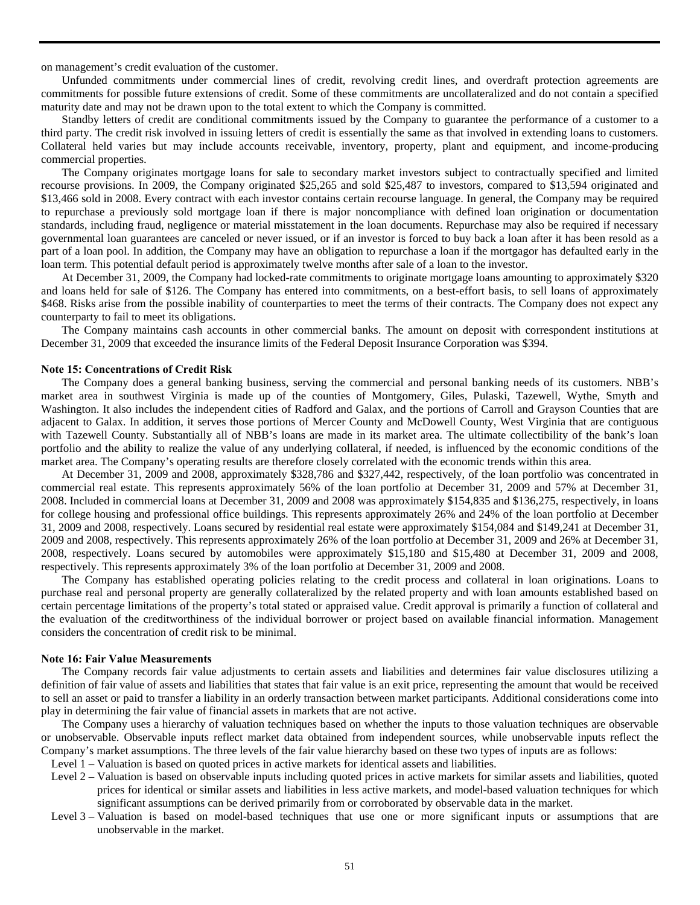on management's credit evaluation of the customer.

Unfunded commitments under commercial lines of credit, revolving credit lines, and overdraft protection agreements are commitments for possible future extensions of credit. Some of these commitments are uncollateralized and do not contain a specified maturity date and may not be drawn upon to the total extent to which the Company is committed.

Standby letters of credit are conditional commitments issued by the Company to guarantee the performance of a customer to a third party. The credit risk involved in issuing letters of credit is essentially the same as that involved in extending loans to customers. Collateral held varies but may include accounts receivable, inventory, property, plant and equipment, and income-producing commercial properties.

The Company originates mortgage loans for sale to secondary market investors subject to contractually specified and limited recourse provisions. In 2009, the Company originated $25,265 and sold $25,487 to investors, compared to $13,594 originated and $13,466 sold in 2008. Every contract with each investor contains certain recourse language. In general, the Company may be required to repurchase a previously sold mortgage loan if there is major noncompliance with defined loan origination or documentation standards, including fraud, negligence or material misstatement in the loan documents. Repurchase may also be required if necessary governmental loan guarantees are canceled or never issued, or if an investor is forced to buy back a loan after it has been resold as a part of a loan pool. In addition, the Company may have an obligation to repurchase a loan if the mortgagor has defaulted early in the loan term. This potential default period is approximately twelve months after sale of a loan to the investor.

At December 31, 2009, the Company had locked-rate commitments to originate mortgage loans amounting to approximately $320 and loans held for sale of $126. The Company has entered into commitments, on a best-effort basis, to sell loans of approximately $468. Risks arise from the possible inability of counterparties to meet the terms of their contracts. The Company does not expect any counterparty to fail to meet its obligations.

The Company maintains cash accounts in other commercial banks. The amount on deposit with correspondent institutions at December 31, 2009 that exceeded the insurance limits of the Federal Deposit Insurance Corporation was $394.

**Note 15: Concentrations of Credit Risk**

The Company does a general banking business, serving the commercial and personal banking needs of its customers. NBB's market area in southwest Virginia is made up of the counties of Montgomery, Giles, Pulaski, Tazewell, Wythe, Smyth and Washington. It also includes the independent cities of Radford and Galax, and the portions of Carroll and Grayson Counties that are adjacent to Galax. In addition, it serves those portions of Mercer County and McDowell County, West Virginia that are contiguous with Tazewell County. Substantially all of NBB's loans are made in its market area. The ultimate collectibility of the bank's loan portfolio and the ability to realize the value of any underlying collateral, if needed, is influenced by the economic conditions of the market area. The Company's operating results are therefore closely correlated with the economic trends within this area.

At December 31, 2009 and 2008, approximately $328,786 and $327,442, respectively, of the loan portfolio was concentrated in commercial real estate. This represents approximately 56% of the loan portfolio at December 31, 2009 and 57% at December 31, 2008. Included in commercial loans at December 31, 2009 and 2008 was approximately $154,835 and $136,275, respectively, in loans for college housing and professional office buildings. This represents approximately 26% and 24% of the loan portfolio at December 31, 2009 and 2008, respectively. Loans secured by residential real estate were approximately $154,084 and $149,241 at December 31, 2009 and 2008, respectively. This represents approximately 26% of the loan portfolio at December 31, 2009 and 26% at December 31, 2008, respectively. Loans secured by automobiles were approximately $15,180 and $15,480 at December 31, 2009 and 2008, respectively. This represents approximately 3% of the loan portfolio at December 31, 2009 and 2008.

The Company has established operating policies relating to the credit process and collateral in loan originations. Loans to purchase real and personal property are generally collateralized by the related property and with loan amounts established based on certain percentage limitations of the property's total stated or appraised value. Credit approval is primarily a function of collateral and the evaluation of the creditworthiness of the individual borrower or project based on available financial information. Management considers the concentration of credit risk to be minimal.

**Note 16: Fair Value Measurements**

The Company records fair value adjustments to certain assets and liabilities and determines fair value disclosures utilizing a definition of fair value of assets and liabilities that states that fair value is an exit price, representing the amount that would be received to sell an asset or paid to transfer a liability in an orderly transaction between market participants. Additional considerations come into play in determining the fair value of financial assets in markets that are not active.

The Company uses a hierarchy of valuation techniques based on whether the inputs to those valuation techniques are observable or unobservable. Observable inputs reflect market data obtained from independent sources, while unobservable inputs reflect the Company's market assumptions. The three levels of the fair value hierarchy based on these two types of inputs are as follows:

- Level 1 – Valuation is based on quoted prices in active markets for identical assets and liabilities.
- Level 2 – Valuation is based on observable inputs including quoted prices in active markets for similar assets and liabilities, quoted prices for identical or similar assets and liabilities in less active markets, and model-based valuation techniques for which significant assumptions can be derived primarily from or corroborated by observable data in the market.
- Level 3 – Valuation is based on model-based techniques that use one or more significant inputs or assumptions that are unobservable in the market.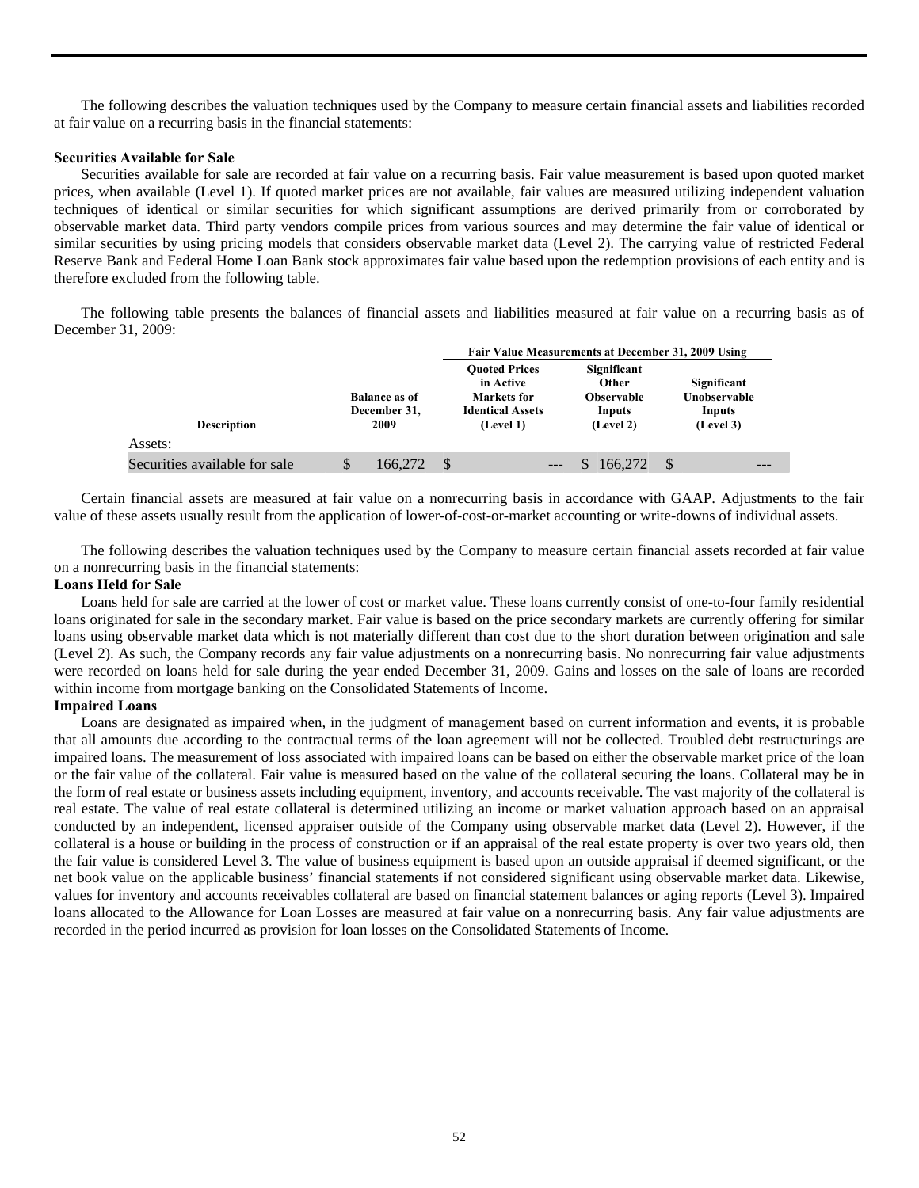The following describes the valuation techniques used by the Company to measure certain financial assets and liabilities recorded at fair value on a recurring basis in the financial statements:

**Securities Available for Sale**

Securities available for sale are recorded at fair value on a recurring basis. Fair value measurement is based upon quoted market prices, when available (Level 1). If quoted market prices are not available, fair values are measured utilizing independent valuation techniques of identical or similar securities for which significant assumptions are derived primarily from or corroborated by observable market data. Third party vendors compile prices from various sources and may determine the fair value of identical or similar securities by using pricing models that considers observable market data (Level 2). The carrying value of restricted Federal Reserve Bank and Federal Home Loan Bank stock approximates fair value based upon the redemption provisions of each entity and is therefore excluded from the following table.

The following table presents the balances of financial assets and liabilities measured at fair value on a recurring basis as of December 31, 2009:

| | | Fair Value Measurements at December 31, 2009 Using | | |
|---|---|---|---|---|
| Description | Balance as of December 31, 2009 | Quoted Prices in Active Markets for Identical Assets (Level 1) | Significant Other Observable Inputs (Level 2) | Significant Unobservable Inputs (Level 3) |
| Assets: | | | | |
| Securities available for sale | $ 166,272 | $ --- | $ 166,272 | $ --- |

Certain financial assets are measured at fair value on a nonrecurring basis in accordance with GAAP. Adjustments to the fair value of these assets usually result from the application of lower-of-cost-or-market accounting or write-downs of individual assets.

The following describes the valuation techniques used by the Company to measure certain financial assets recorded at fair value on a nonrecurring basis in the financial statements:

**Loans Held for Sale**

Loans held for sale are carried at the lower of cost or market value. These loans currently consist of one-to-four family residential loans originated for sale in the secondary market. Fair value is based on the price secondary markets are currently offering for similar loans using observable market data which is not materially different than cost due to the short duration between origination and sale (Level 2). As such, the Company records any fair value adjustments on a nonrecurring basis. No nonrecurring fair value adjustments were recorded on loans held for sale during the year ended December 31, 2009. Gains and losses on the sale of loans are recorded within income from mortgage banking on the Consolidated Statements of Income.

**Impaired Loans**

Loans are designated as impaired when, in the judgment of management based on current information and events, it is probable that all amounts due according to the contractual terms of the loan agreement will not be collected. Troubled debt restructurings are impaired loans. The measurement of loss associated with impaired loans can be based on either the observable market price of the loan or the fair value of the collateral. Fair value is measured based on the value of the collateral securing the loans. Collateral may be in the form of real estate or business assets including equipment, inventory, and accounts receivable. The vast majority of the collateral is real estate. The value of real estate collateral is determined utilizing an income or market valuation approach based on an appraisal conducted by an independent, licensed appraiser outside of the Company using observable market data (Level 2). However, if the collateral is a house or building in the process of construction or if an appraisal of the real estate property is over two years old, then the fair value is considered Level 3. The value of business equipment is based upon an outside appraisal if deemed significant, or the net book value on the applicable business' financial statements if not considered significant using observable market data. Likewise, values for inventory and accounts receivables collateral are based on financial statement balances or aging reports (Level 3). Impaired loans allocated to the Allowance for Loan Losses are measured at fair value on a nonrecurring basis. Any fair value adjustments are recorded in the period incurred as provision for loan losses on the Consolidated Statements of Income.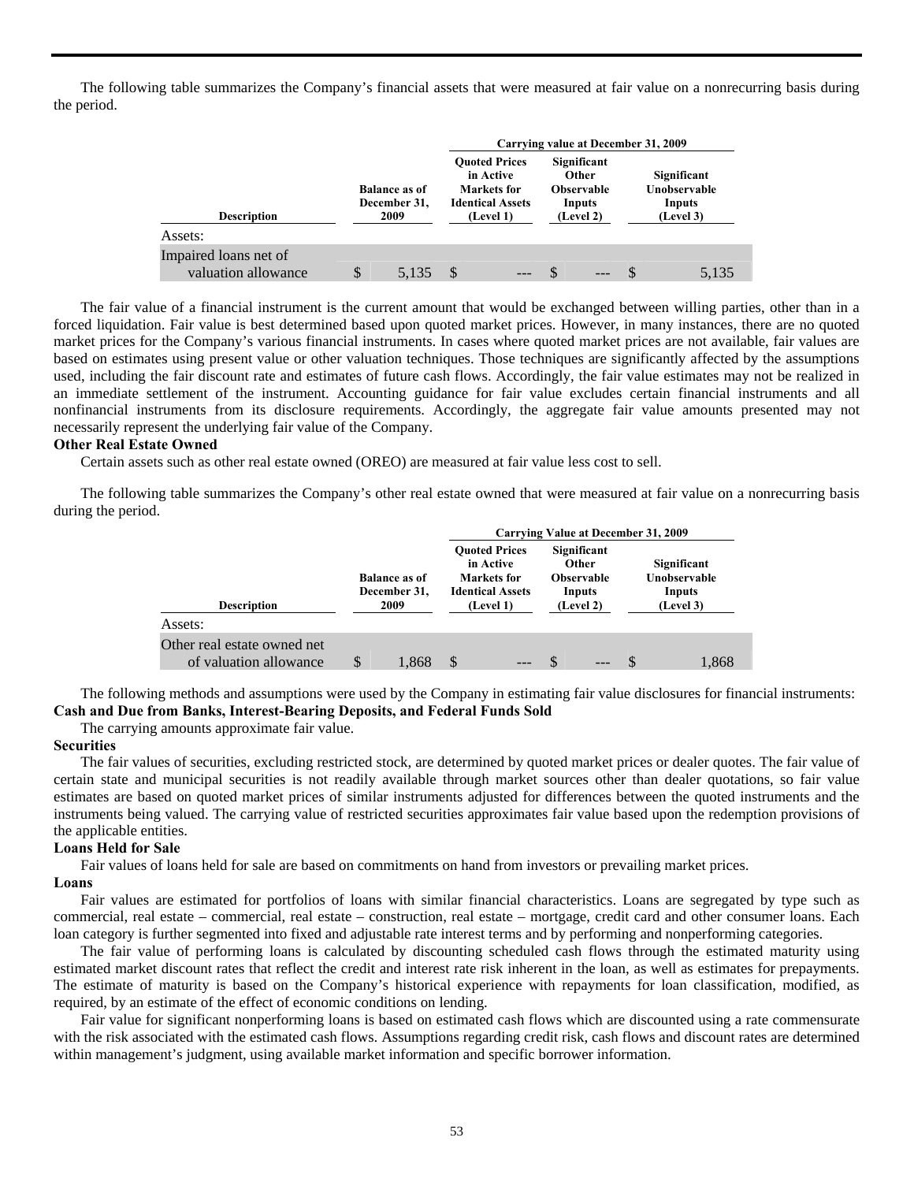The following table summarizes the Company's financial assets that were measured at fair value on a nonrecurring basis during the period.

| Description | Balance as of December 31, 2009 | Carrying value at December 31, 2009 | | |
|---|---|---|---|---|
| | | Quoted Prices in Active Markets for Identical Assets (Level 1) | Significant Other Observable Inputs (Level 2) | Significant Unobservable Inputs (Level 3) |
| Assets: | | | | |
| Impaired loans net of valuation allowance | $ 5,135 | $ --- | $ --- | $ 5,135 |

The fair value of a financial instrument is the current amount that would be exchanged between willing parties, other than in a forced liquidation. Fair value is best determined based upon quoted market prices. However, in many instances, there are no quoted market prices for the Company's various financial instruments. In cases where quoted market prices are not available, fair values are based on estimates using present value or other valuation techniques. Those techniques are significantly affected by the assumptions used, including the fair discount rate and estimates of future cash flows. Accordingly, the fair value estimates may not be realized in an immediate settlement of the instrument. Accounting guidance for fair value excludes certain financial instruments and all nonfinancial instruments from its disclosure requirements. Accordingly, the aggregate fair value amounts presented may not necessarily represent the underlying fair value of the Company.

**Other Real Estate Owned**

Certain assets such as other real estate owned (OREO) are measured at fair value less cost to sell.

The following table summarizes the Company's other real estate owned that were measured at fair value on a nonrecurring basis during the period.

| Description | Balance as of December 31, 2009 | Carrying Value at December 31, 2009 | | |
|---|---|---|---|---|
| | | Quoted Prices in Active Markets for Identical Assets (Level 1) | Significant Other Observable Inputs (Level 2) | Significant Unobservable Inputs (Level 3) |
| Assets: | | | | |
| Other real estate owned net of valuation allowance | $ 1,868 | $ --- | $ --- | $ 1,868 |

The following methods and assumptions were used by the Company in estimating fair value disclosures for financial instruments:

**Cash and Due from Banks, Interest-Bearing Deposits, and Federal Funds Sold**

The carrying amounts approximate fair value.

**Securities**

The fair values of securities, excluding restricted stock, are determined by quoted market prices or dealer quotes. The fair value of certain state and municipal securities is not readily available through market sources other than dealer quotations, so fair value estimates are based on quoted market prices of similar instruments adjusted for differences between the quoted instruments and the instruments being valued. The carrying value of restricted securities approximates fair value based upon the redemption provisions of the applicable entities.

**Loans Held for Sale**

Fair values of loans held for sale are based on commitments on hand from investors or prevailing market prices.

**Loans**

Fair values are estimated for portfolios of loans with similar financial characteristics. Loans are segregated by type such as commercial, real estate – commercial, real estate – construction, real estate – mortgage, credit card and other consumer loans. Each loan category is further segmented into fixed and adjustable rate interest terms and by performing and nonperforming categories.

The fair value of performing loans is calculated by discounting scheduled cash flows through the estimated maturity using estimated market discount rates that reflect the credit and interest rate risk inherent in the loan, as well as estimates for prepayments. The estimate of maturity is based on the Company's historical experience with repayments for loan classification, modified, as required, by an estimate of the effect of economic conditions on lending.

Fair value for significant nonperforming loans is based on estimated cash flows which are discounted using a rate commensurate with the risk associated with the estimated cash flows. Assumptions regarding credit risk, cash flows and discount rates are determined within management's judgment, using available market information and specific borrower information.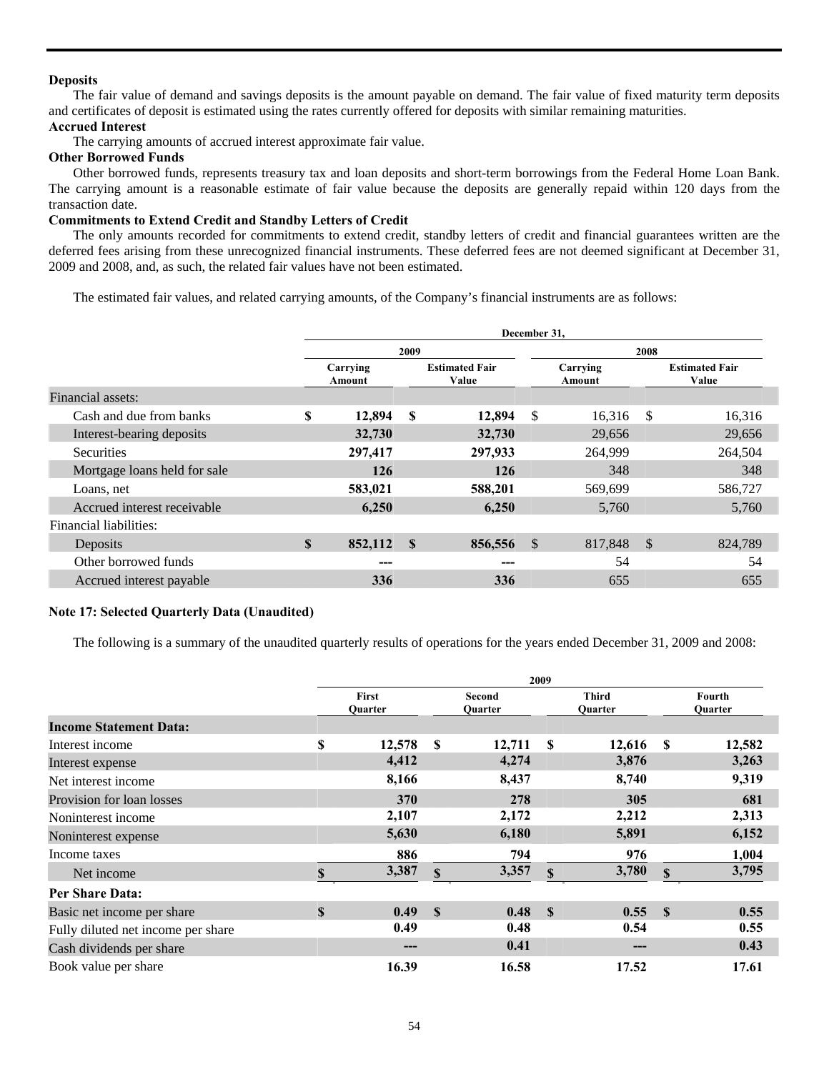**Deposits**

The fair value of demand and savings deposits is the amount payable on demand. The fair value of fixed maturity term deposits and certificates of deposit is estimated using the rates currently offered for deposits with similar remaining maturities.

**Accrued Interest**

The carrying amounts of accrued interest approximate fair value.

**Other Borrowed Funds**

Other borrowed funds, represents treasury tax and loan deposits and short-term borrowings from the Federal Home Loan Bank. The carrying amount is a reasonable estimate of fair value because the deposits are generally repaid within 120 days from the transaction date.

**Commitments to Extend Credit and Standby Letters of Credit**

The only amounts recorded for commitments to extend credit, standby letters of credit and financial guarantees written are the deferred fees arising from these unrecognized financial instruments. These deferred fees are not deemed significant at December 31, 2009 and 2008, and, as such, the related fair values have not been estimated.

The estimated fair values, and related carrying amounts, of the Company's financial instruments are as follows:

| | December 31, | | | |
|---|---|---|---|---|
| | 2009 | | 2008 | |
| | Carrying Amount | Estimated Fair Value | Carrying Amount | Estimated Fair Value |
| Financial assets: | | | | |
| Cash and due from banks | $ 12,894 | $ 12,894 | $ 16,316 | $ 16,316 |
| Interest-bearing deposits | 32,730 | 32,730 | 29,656 | 29,656 |
| Securities | 297,417 | 297,933 | 264,999 | 264,504 |
| Mortgage loans held for sale | 126 | 126 | 348 | 348 |
| Loans, net | 583,021 | 588,201 | 569,699 | 586,727 |
| Accrued interest receivable | 6,250 | 6,250 | 5,760 | 5,760 |
| Financial liabilities: | | | | |
| Deposits | $ 852,112 | $ 856,556 | $ 817,848 | $ 824,789 |
| Other borrowed funds | --- | --- | 54 | 54 |
| Accrued interest payable | 336 | 336 | 655 | 655 |

**Note 17: Selected Quarterly Data (Unaudited)**

The following is a summary of the unaudited quarterly results of operations for the years ended December 31, 2009 and 2008:

| | 2009 | | | |
|---|---|---|---|---|
| | First Quarter | Second Quarter | Third Quarter | Fourth Quarter |
| **Income Statement Data:** | | | | |
| Interest income | $ 12,578 | $ 12,711 | $ 12,616 | $ 12,582 |
| Interest expense | 4,412 | 4,274 | 3,876 | 3,263 |
| Net interest income | 8,166 | 8,437 | 8,740 | 9,319 |
| Provision for loan losses | 370 | 278 | 305 | 681 |
| Noninterest income | 2,107 | 2,172 | 2,212 | 2,313 |
| Noninterest expense | 5,630 | 6,180 | 5,891 | 6,152 |
| Income taxes | 886 | 794 | 976 | 1,004 |
| Net income | $ 3,387 | $ 3,357 | $ 3,780 | $ 3,795 |
| **Per Share Data:** | | | | |
| Basic net income per share | $ 0.49 | $ 0.48 | $ 0.55 | $ 0.55 |
| Fully diluted net income per share | 0.49 | 0.48 | 0.54 | 0.55 |
| Cash dividends per share | --- | 0.41 | --- | 0.43 |
| Book value per share | 16.39 | 16.58 | 17.52 | 17.61 |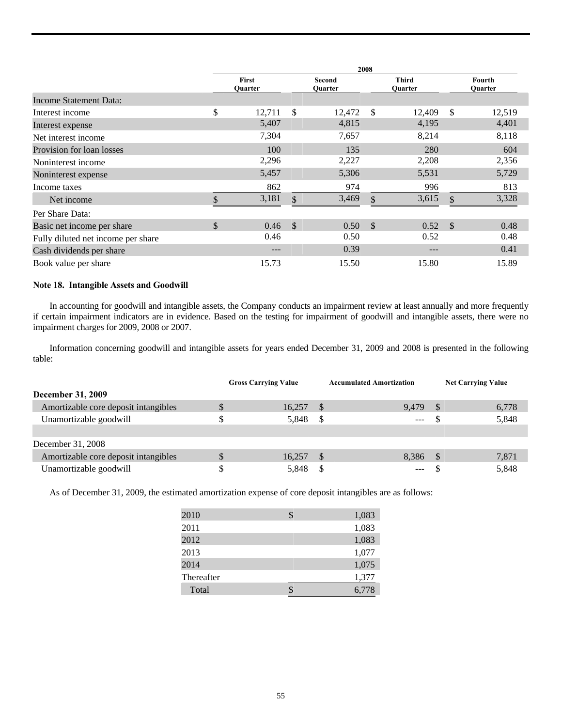| | 2008 | | | |
|---|---|---|---|---|
| | First Quarter | Second Quarter | Third Quarter | Fourth Quarter |
| Income Statement Data: | | | | |
| Interest income | $ 12,711 | $ 12,472 | $ 12,409 | $ 12,519 |
| Interest expense | 5,407 | 4,815 | 4,195 | 4,401 |
| Net interest income | 7,304 | 7,657 | 8,214 | 8,118 |
| Provision for loan losses | 100 | 135 | 280 | 604 |
| Noninterest income | 2,296 | 2,227 | 2,208 | 2,356 |
| Noninterest expense | 5,457 | 5,306 | 5,531 | 5,729 |
| Income taxes | 862 | 974 | 996 | 813 |
| Net income | $ 3,181 | $ 3,469 | $ 3,615 | $ 3,328 |
| Per Share Data: | | | | |
| Basic net income per share | $ 0.46 | $ 0.50 | $ 0.52 | $ 0.48 |
| Fully diluted net income per share | 0.46 | 0.50 | 0.52 | 0.48 |
| Cash dividends per share | --- | 0.39 | --- | 0.41 |
| Book value per share | 15.73 | 15.50 | 15.80 | 15.89 |

**Note 18. Intangible Assets and Goodwill**

In accounting for goodwill and intangible assets, the Company conducts an impairment review at least annually and more frequently if certain impairment indicators are in evidence. Based on the testing for impairment of goodwill and intangible assets, there were no impairment charges for 2009, 2008 or 2007.

Information concerning goodwill and intangible assets for years ended December 31, 2009 and 2008 is presented in the following table:

| | Gross Carrying Value | Accumulated Amortization | Net Carrying Value |
|---|---|---|---|
| **December 31, 2009** | | | |
| Amortizable core deposit intangibles | $ 16,257 | $ 9,479 | $ 6,778 |
| Unamortizable goodwill | $ 5,848 | $ --- | $ 5,848 |
| | | | |
| December 31, 2008 | | | |
| Amortizable core deposit intangibles | $ 16,257 | $ 8,386 | $ 7,871 |
| Unamortizable goodwill | $ 5,848 | $ --- | $ 5,848 |

As of December 31, 2009, the estimated amortization expense of core deposit intangibles are as follows:

| | |
|---|---|
| 2010 | $ 1,083 |
| 2011 | 1,083 |
| 2012 | 1,083 |
| 2013 | 1,077 |
| 2014 | 1,075 |
| Thereafter | 1,377 |
| Total | $ 6,778 |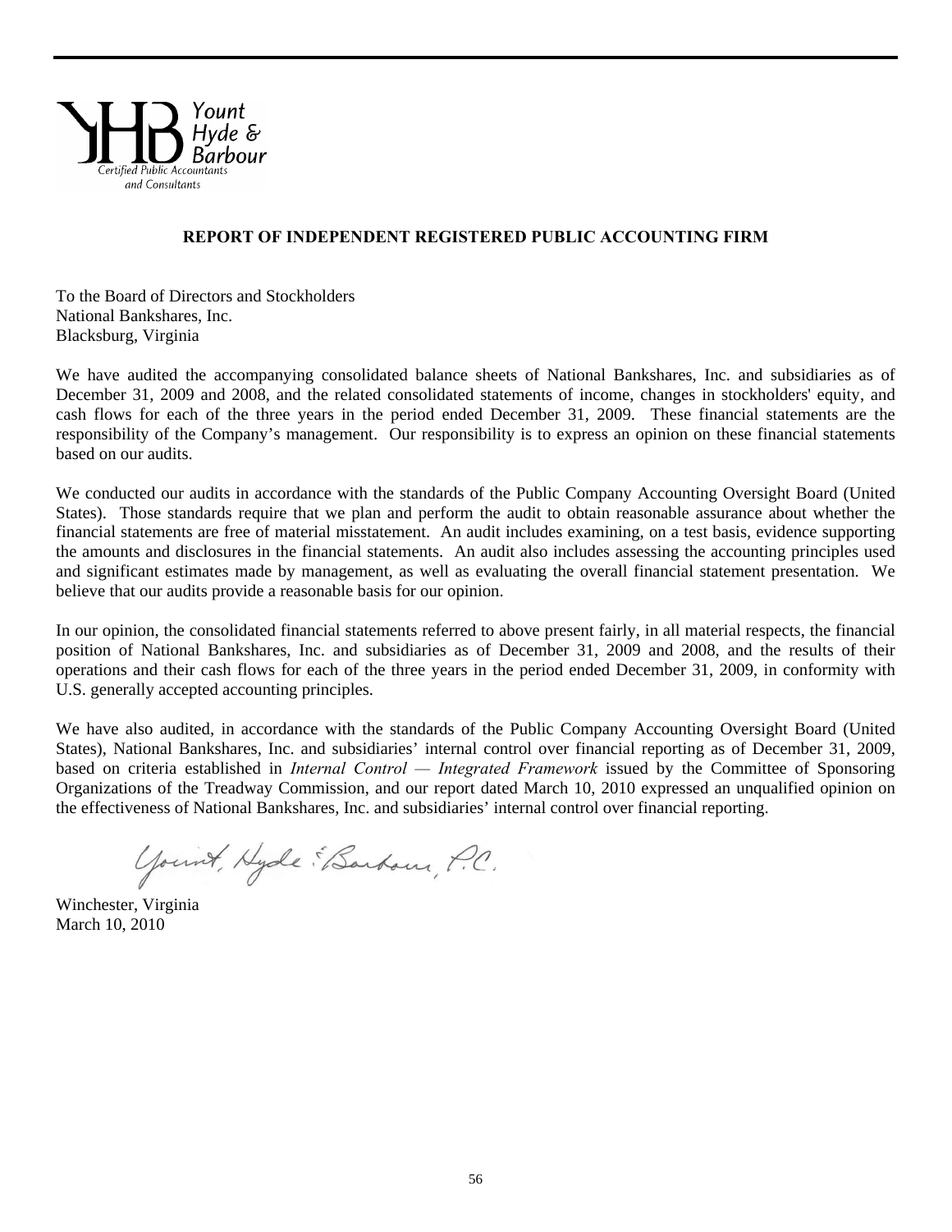Yount
Hyde &
Barbour
Certified Public Accountants
and Consultants

## REPORT OF INDEPENDENT REGISTERED PUBLIC ACCOUNTING FIRM

To the Board of Directors and Stockholders
National Bankshares, Inc.
Blacksburg, Virginia

We have audited the accompanying consolidated balance sheets of National Bankshares, Inc. and subsidiaries as of December 31, 2009 and 2008, and the related consolidated statements of income, changes in stockholders' equity, and cash flows for each of the three years in the period ended December 31, 2009. These financial statements are the responsibility of the Company's management. Our responsibility is to express an opinion on these financial statements based on our audits.

We conducted our audits in accordance with the standards of the Public Company Accounting Oversight Board (United States). Those standards require that we plan and perform the audit to obtain reasonable assurance about whether the financial statements are free of material misstatement. An audit includes examining, on a test basis, evidence supporting the amounts and disclosures in the financial statements. An audit also includes assessing the accounting principles used and significant estimates made by management, as well as evaluating the overall financial statement presentation. We believe that our audits provide a reasonable basis for our opinion.

In our opinion, the consolidated financial statements referred to above present fairly, in all material respects, the financial position of National Bankshares, Inc. and subsidiaries as of December 31, 2009 and 2008, and the results of their operations and their cash flows for each of the three years in the period ended December 31, 2009, in conformity with U.S. generally accepted accounting principles.

We have also audited, in accordance with the standards of the Public Company Accounting Oversight Board (United States), National Bankshares, Inc. and subsidiaries' internal control over financial reporting as of December 31, 2009, based on criteria established in *Internal Control — Integrated Framework* issued by the Committee of Sponsoring Organizations of the Treadway Commission, and our report dated March 10, 2010 expressed an unqualified opinion on the effectiveness of National Bankshares, Inc. and subsidiaries' internal control over financial reporting.

Yount, Hyde & Barbour, P.C.

Winchester, Virginia
March 10, 2010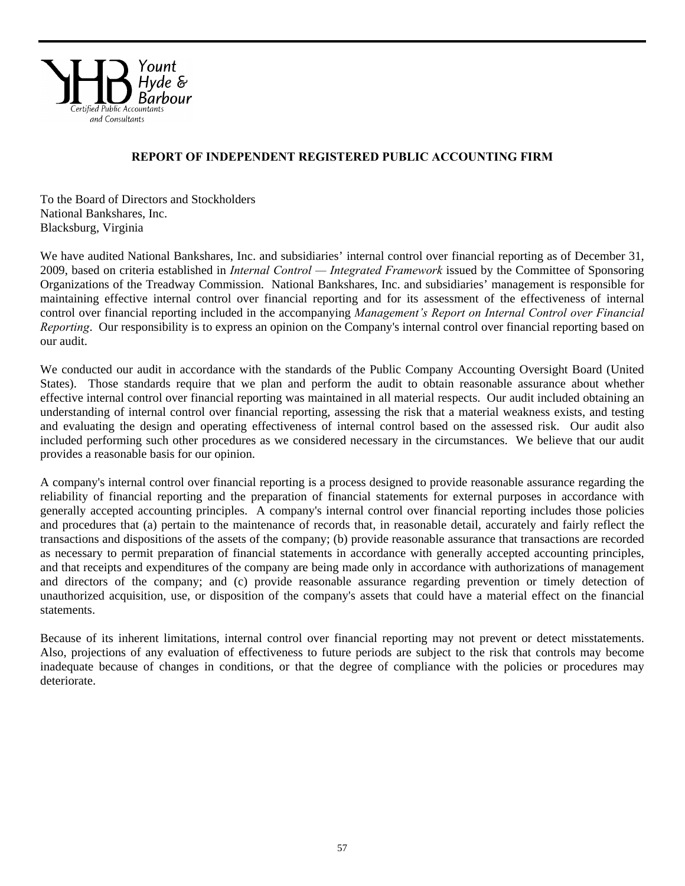Yount Hyde & Barbour
Certified Public Accountants and Consultants

## REPORT OF INDEPENDENT REGISTERED PUBLIC ACCOUNTING FIRM

To the Board of Directors and Stockholders
National Bankshares, Inc.
Blacksburg, Virginia

We have audited National Bankshares, Inc. and subsidiaries' internal control over financial reporting as of December 31, 2009, based on criteria established in *Internal Control — Integrated Framework* issued by the Committee of Sponsoring Organizations of the Treadway Commission. National Bankshares, Inc. and subsidiaries' management is responsible for maintaining effective internal control over financial reporting and for its assessment of the effectiveness of internal control over financial reporting included in the accompanying *Management's Report on Internal Control over Financial Reporting*. Our responsibility is to express an opinion on the Company's internal control over financial reporting based on our audit.

We conducted our audit in accordance with the standards of the Public Company Accounting Oversight Board (United States). Those standards require that we plan and perform the audit to obtain reasonable assurance about whether effective internal control over financial reporting was maintained in all material respects. Our audit included obtaining an understanding of internal control over financial reporting, assessing the risk that a material weakness exists, and testing and evaluating the design and operating effectiveness of internal control based on the assessed risk. Our audit also included performing such other procedures as we considered necessary in the circumstances. We believe that our audit provides a reasonable basis for our opinion.

A company's internal control over financial reporting is a process designed to provide reasonable assurance regarding the reliability of financial reporting and the preparation of financial statements for external purposes in accordance with generally accepted accounting principles. A company's internal control over financial reporting includes those policies and procedures that (a) pertain to the maintenance of records that, in reasonable detail, accurately and fairly reflect the transactions and dispositions of the assets of the company; (b) provide reasonable assurance that transactions are recorded as necessary to permit preparation of financial statements in accordance with generally accepted accounting principles, and that receipts and expenditures of the company are being made only in accordance with authorizations of management and directors of the company; and (c) provide reasonable assurance regarding prevention or timely detection of unauthorized acquisition, use, or disposition of the company's assets that could have a material effect on the financial statements.

Because of its inherent limitations, internal control over financial reporting may not prevent or detect misstatements. Also, projections of any evaluation of effectiveness to future periods are subject to the risk that controls may become inadequate because of changes in conditions, or that the degree of compliance with the policies or procedures may deteriorate.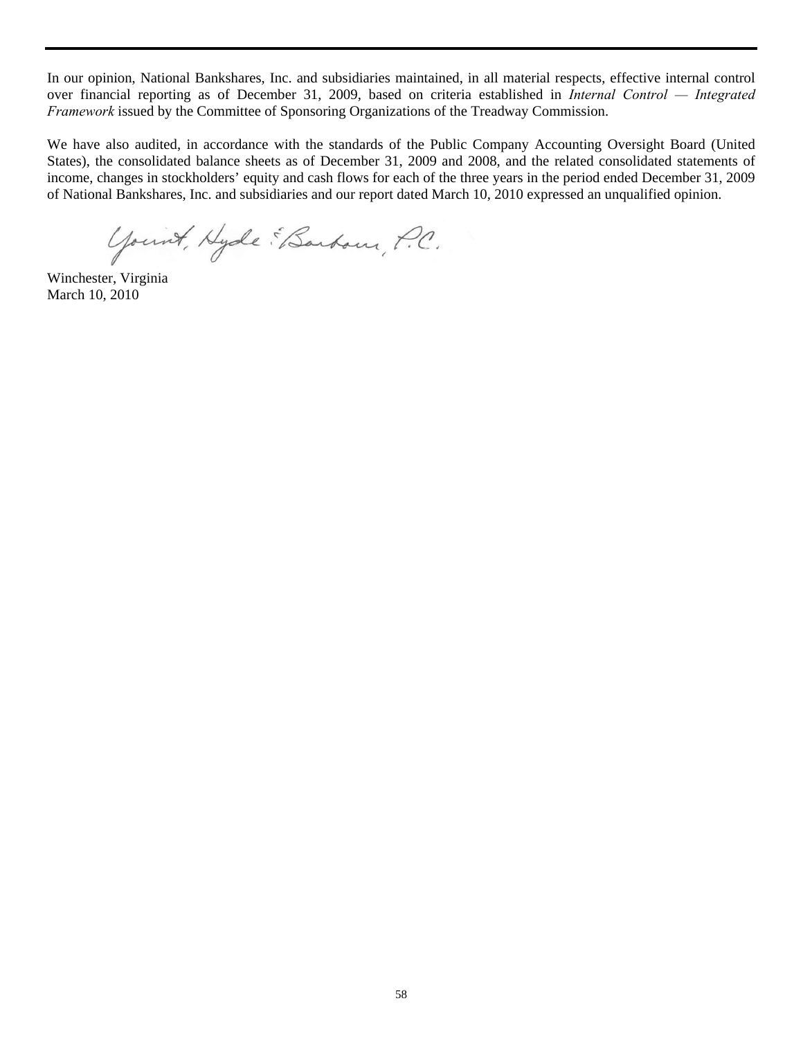In our opinion, National Bankshares, Inc. and subsidiaries maintained, in all material respects, effective internal control over financial reporting as of December 31, 2009, based on criteria established in *Internal Control — Integrated Framework* issued by the Committee of Sponsoring Organizations of the Treadway Commission.

We have also audited, in accordance with the standards of the Public Company Accounting Oversight Board (United States), the consolidated balance sheets as of December 31, 2009 and 2008, and the related consolidated statements of income, changes in stockholders' equity and cash flows for each of the three years in the period ended December 31, 2009 of National Bankshares, Inc. and subsidiaries and our report dated March 10, 2010 expressed an unqualified opinion.

Yount, Hyde & Barbour, P.C.

Winchester, Virginia
March 10, 2010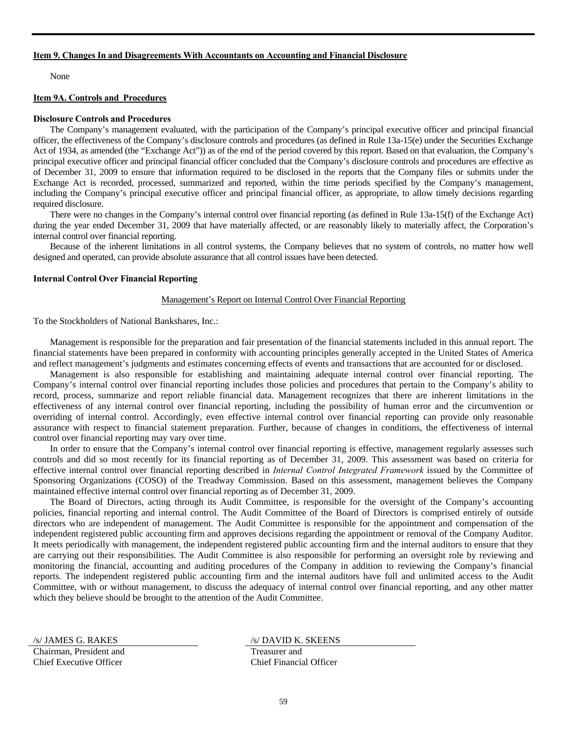**Item 9. Changes In and Disagreements With Accountants on Accounting and Financial Disclosure**

None

**Item 9A. Controls and Procedures**

**Disclosure Controls and Procedures**

The Company's management evaluated, with the participation of the Company's principal executive officer and principal financial officer, the effectiveness of the Company's disclosure controls and procedures (as defined in Rule 13a-15(e) under the Securities Exchange Act of 1934, as amended (the "Exchange Act")) as of the end of the period covered by this report. Based on that evaluation, the Company's principal executive officer and principal financial officer concluded that the Company's disclosure controls and procedures are effective as of December 31, 2009 to ensure that information required to be disclosed in the reports that the Company files or submits under the Exchange Act is recorded, processed, summarized and reported, within the time periods specified by the Company's management, including the Company's principal executive officer and principal financial officer, as appropriate, to allow timely decisions regarding required disclosure.

There were no changes in the Company's internal control over financial reporting (as defined in Rule 13a-15(f) of the Exchange Act) during the year ended December 31, 2009 that have materially affected, or are reasonably likely to materially affect, the Corporation's internal control over financial reporting.

Because of the inherent limitations in all control systems, the Company believes that no system of controls, no matter how well designed and operated, can provide absolute assurance that all control issues have been detected.

**Internal Control Over Financial Reporting**

Management's Report on Internal Control Over Financial Reporting

To the Stockholders of National Bankshares, Inc.:

Management is responsible for the preparation and fair presentation of the financial statements included in this annual report. The financial statements have been prepared in conformity with accounting principles generally accepted in the United States of America and reflect management's judgments and estimates concerning effects of events and transactions that are accounted for or disclosed.

Management is also responsible for establishing and maintaining adequate internal control over financial reporting. The Company's internal control over financial reporting includes those policies and procedures that pertain to the Company's ability to record, process, summarize and report reliable financial data. Management recognizes that there are inherent limitations in the effectiveness of any internal control over financial reporting, including the possibility of human error and the circumvention or overriding of internal control. Accordingly, even effective internal control over financial reporting can provide only reasonable assurance with respect to financial statement preparation. Further, because of changes in conditions, the effectiveness of internal control over financial reporting may vary over time.

In order to ensure that the Company's internal control over financial reporting is effective, management regularly assesses such controls and did so most recently for its financial reporting as of December 31, 2009. This assessment was based on criteria for effective internal control over financial reporting described in *Internal Control Integrated Framework* issued by the Committee of Sponsoring Organizations (COSO) of the Treadway Commission. Based on this assessment, management believes the Company maintained effective internal control over financial reporting as of December 31, 2009.

The Board of Directors, acting through its Audit Committee, is responsible for the oversight of the Company's accounting policies, financial reporting and internal control. The Audit Committee of the Board of Directors is comprised entirely of outside directors who are independent of management. The Audit Committee is responsible for the appointment and compensation of the independent registered public accounting firm and approves decisions regarding the appointment or removal of the Company Auditor. It meets periodically with management, the independent registered public accounting firm and the internal auditors to ensure that they are carrying out their responsibilities. The Audit Committee is also responsible for performing an oversight role by reviewing and monitoring the financial, accounting and auditing procedures of the Company in addition to reviewing the Company's financial reports. The independent registered public accounting firm and the internal auditors have full and unlimited access to the Audit Committee, with or without management, to discuss the adequacy of internal control over financial reporting, and any other matter which they believe should be brought to the attention of the Audit Committee.

| | |
|---|---|
| /s/ JAMES G. RAKES | /s/ DAVID K. SKEENS |
| Chairman, President and Chief Executive Officer | Treasurer and Chief Financial Officer |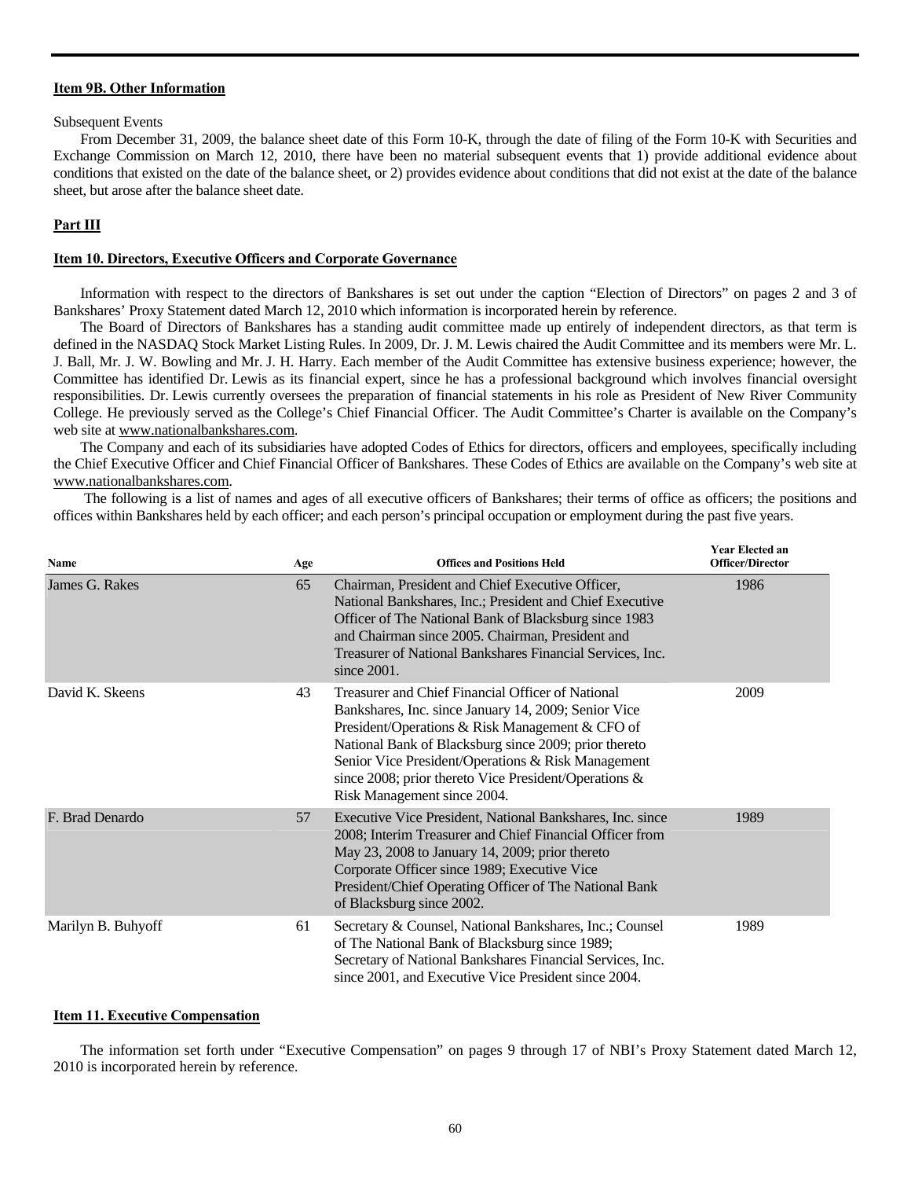## Item 9B. Other Information

Subsequent Events

From December 31, 2009, the balance sheet date of this Form 10-K, through the date of filing of the Form 10-K with Securities and Exchange Commission on March 12, 2010, there have been no material subsequent events that 1) provide additional evidence about conditions that existed on the date of the balance sheet, or 2) provides evidence about conditions that did not exist at the date of the balance sheet, but arose after the balance sheet date.

# Part III

## Item 10. Directors, Executive Officers and Corporate Governance

Information with respect to the directors of Bankshares is set out under the caption "Election of Directors" on pages 2 and 3 of Bankshares' Proxy Statement dated March 12, 2010 which information is incorporated herein by reference.

The Board of Directors of Bankshares has a standing audit committee made up entirely of independent directors, as that term is defined in the NASDAQ Stock Market Listing Rules. In 2009, Dr. J. M. Lewis chaired the Audit Committee and its members were Mr. L. J. Ball, Mr. J. W. Bowling and Mr. J. H. Harry. Each member of the Audit Committee has extensive business experience; however, the Committee has identified Dr. Lewis as its financial expert, since he has a professional background which involves financial oversight responsibilities. Dr. Lewis currently oversees the preparation of financial statements in his role as President of New River Community College. He previously served as the College's Chief Financial Officer. The Audit Committee's Charter is available on the Company's web site at www.nationalbankshares.com.

The Company and each of its subsidiaries have adopted Codes of Ethics for directors, officers and employees, specifically including the Chief Executive Officer and Chief Financial Officer of Bankshares. These Codes of Ethics are available on the Company's web site at www.nationalbankshares.com.

The following is a list of names and ages of all executive officers of Bankshares; their terms of office as officers; the positions and offices within Bankshares held by each officer; and each person's principal occupation or employment during the past five years.

| Name | Age | Offices and Positions Held | Year Elected an Officer/Director |
|---|---|---|---|
| James G. Rakes | 65 | Chairman, President and Chief Executive Officer, National Bankshares, Inc.; President and Chief Executive Officer of The National Bank of Blacksburg since 1983 and Chairman since 2005. Chairman, President and Treasurer of National Bankshares Financial Services, Inc. since 2001. | 1986 |
| David K. Skeens | 43 | Treasurer and Chief Financial Officer of National Bankshares, Inc. since January 14, 2009; Senior Vice President/Operations & Risk Management & CFO of National Bank of Blacksburg since 2009; prior thereto Senior Vice President/Operations & Risk Management since 2008; prior thereto Vice President/Operations & Risk Management since 2004. | 2009 |
| F. Brad Denardo | 57 | Executive Vice President, National Bankshares, Inc. since 2008; Interim Treasurer and Chief Financial Officer from May 23, 2008 to January 14, 2009; prior thereto Corporate Officer since 1989; Executive Vice President/Chief Operating Officer of The National Bank of Blacksburg since 2002. | 1989 |
| Marilyn B. Buhyoff | 61 | Secretary & Counsel, National Bankshares, Inc.; Counsel of The National Bank of Blacksburg since 1989; Secretary of National Bankshares Financial Services, Inc. since 2001, and Executive Vice President since 2004. | 1989 |

## Item 11. Executive Compensation

The information set forth under "Executive Compensation" on pages 9 through 17 of NBI's Proxy Statement dated March 12, 2010 is incorporated herein by reference.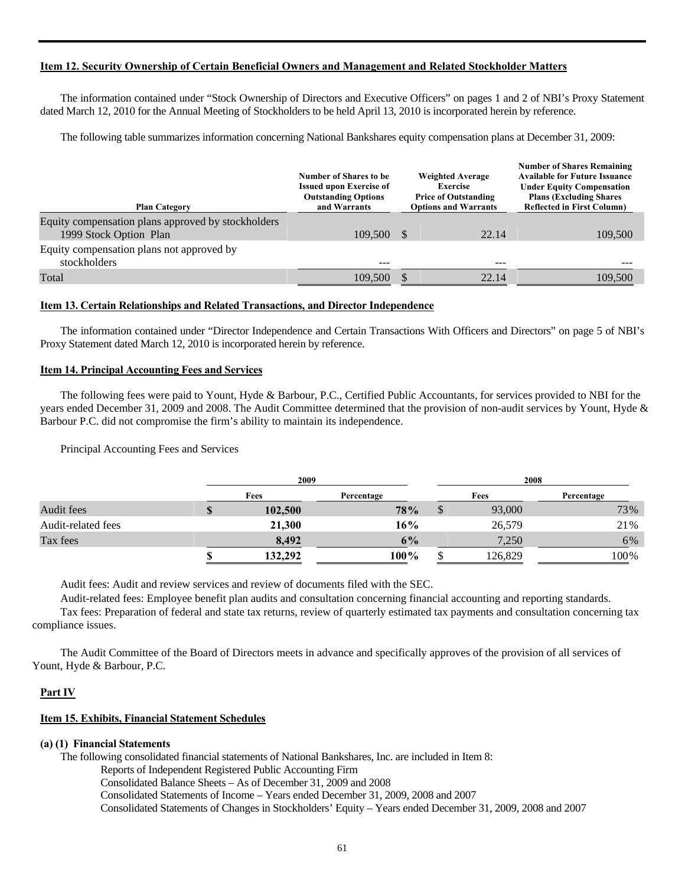**Item 12. Security Ownership of Certain Beneficial Owners and Management and Related Stockholder Matters**

The information contained under "Stock Ownership of Directors and Executive Officers" on pages 1 and 2 of NBI's Proxy Statement dated March 12, 2010 for the Annual Meeting of Stockholders to be held April 13, 2010 is incorporated herein by reference.

The following table summarizes information concerning National Bankshares equity compensation plans at December 31, 2009:

| Plan Category | Number of Shares to be Issued upon Exercise of Outstanding Options and Warrants | Weighted Average Exercise Price of Outstanding Options and Warrants | Number of Shares Remaining Available for Future Issuance Under Equity Compensation Plans (Excluding Shares Reflected in First Column) |
|---|---|---|---|
| Equity compensation plans approved by stockholders 1999 Stock Option Plan | 109,500 | $ 22.14 | 109,500 |
| Equity compensation plans not approved by stockholders | --- | --- | --- |
| Total | 109,500 | $ 22.14 | 109,500 |

**Item 13. Certain Relationships and Related Transactions, and Director Independence**

The information contained under "Director Independence and Certain Transactions With Officers and Directors" on page 5 of NBI's Proxy Statement dated March 12, 2010 is incorporated herein by reference.

**Item 14. Principal Accounting Fees and Services**

The following fees were paid to Yount, Hyde & Barbour, P.C., Certified Public Accountants, for services provided to NBI for the years ended December 31, 2009 and 2008. The Audit Committee determined that the provision of non-audit services by Yount, Hyde & Barbour P.C. did not compromise the firm's ability to maintain its independence.

Principal Accounting Fees and Services

| | 2009 | | 2008 | |
|---|---|---|---|---|
| | Fees | Percentage | Fees | Percentage |
| Audit fees | **$ 102,500** | **78%** | $ 93,000 | 73% |
| Audit-related fees | **21,300** | **16%** | 26,579 | 21% |
| Tax fees | **8,492** | **6%** | 7,250 | 6% |
| | **$ 132,292** | **100%** | $ 126,829 | 100% |

Audit fees: Audit and review services and review of documents filed with the SEC.

Audit-related fees: Employee benefit plan audits and consultation concerning financial accounting and reporting standards.

Tax fees: Preparation of federal and state tax returns, review of quarterly estimated tax payments and consultation concerning tax compliance issues.

The Audit Committee of the Board of Directors meets in advance and specifically approves of the provision of all services of Yount, Hyde & Barbour, P.C.

**Part IV**

**Item 15. Exhibits, Financial Statement Schedules**

**(a) (1) Financial Statements**

The following consolidated financial statements of National Bankshares, Inc. are included in Item 8:

Reports of Independent Registered Public Accounting Firm
Consolidated Balance Sheets – As of December 31, 2009 and 2008
Consolidated Statements of Income – Years ended December 31, 2009, 2008 and 2007
Consolidated Statements of Changes in Stockholders' Equity – Years ended December 31, 2009, 2008 and 2007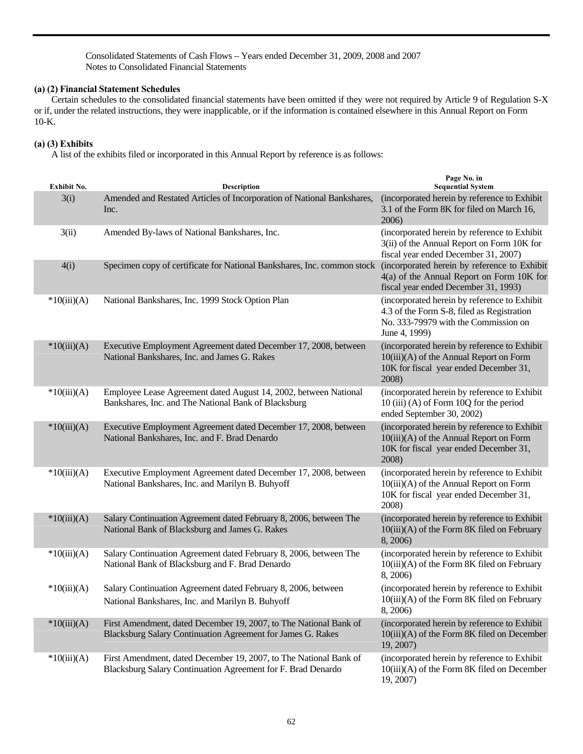Consolidated Statements of Cash Flows – Years ended December 31, 2009, 2008 and 2007
Notes to Consolidated Financial Statements

**(a) (2) Financial Statement Schedules**

Certain schedules to the consolidated financial statements have been omitted if they were not required by Article 9 of Regulation S-X or if, under the related instructions, they were inapplicable, or if the information is contained elsewhere in this Annual Report on Form 10-K.

**(a) (3) Exhibits**

A list of the exhibits filed or incorporated in this Annual Report by reference is as follows:

| Exhibit No. | Description | Page No. in Sequential System |
|---|---|---|
| 3(i) | Amended and Restated Articles of Incorporation of National Bankshares, Inc. | (incorporated herein by reference to Exhibit 3.1 of the Form 8K for filed on March 16, 2006) |
| 3(ii) | Amended By-laws of National Bankshares, Inc. | (incorporated herein by reference to Exhibit 3(ii) of the Annual Report on Form 10K for fiscal year ended December 31, 2007) |
| 4(i) | Specimen copy of certificate for National Bankshares, Inc. common stock | (incorporated herein by reference to Exhibit 4(a) of the Annual Report on Form 10K for fiscal year ended December 31, 1993) |
| *10(iii)(A) | National Bankshares, Inc. 1999 Stock Option Plan | (incorporated herein by reference to Exhibit 4.3 of the Form S-8, filed as Registration No. 333-79979 with the Commission on June 4, 1999) |
| *10(iii)(A) | Executive Employment Agreement dated December 17, 2008, between National Bankshares, Inc. and James G. Rakes | (incorporated herein by reference to Exhibit 10(iii)(A) of the Annual Report on Form 10K for fiscal year ended December 31, 2008) |
| *10(iii)(A) | Employee Lease Agreement dated August 14, 2002, between National Bankshares, Inc. and The National Bank of Blacksburg | (incorporated herein by reference to Exhibit 10 (iii) (A) of Form 10Q for the period ended September 30, 2002) |
| *10(iii)(A) | Executive Employment Agreement dated December 17, 2008, between National Bankshares, Inc. and F. Brad Denardo | (incorporated herein by reference to Exhibit 10(iii)(A) of the Annual Report on Form 10K for fiscal year ended December 31, 2008) |
| *10(iii)(A) | Executive Employment Agreement dated December 17, 2008, between National Bankshares, Inc. and Marilyn B. Buhyoff | (incorporated herein by reference to Exhibit 10(iii)(A) of the Annual Report on Form 10K for fiscal year ended December 31, 2008) |
| *10(iii)(A) | Salary Continuation Agreement dated February 8, 2006, between The National Bank of Blacksburg and James G. Rakes | (incorporated herein by reference to Exhibit 10(iii)(A) of the Form 8K filed on February 8, 2006) |
| *10(iii)(A) | Salary Continuation Agreement dated February 8, 2006, between The National Bank of Blacksburg and F. Brad Denardo | (incorporated herein by reference to Exhibit 10(iii)(A) of the Form 8K filed on February 8, 2006) |
| *10(iii)(A) | Salary Continuation Agreement dated February 8, 2006, between National Bankshares, Inc. and Marilyn B. Buhyoff | (incorporated herein by reference to Exhibit 10(iii)(A) of the Form 8K filed on February 8, 2006) |
| *10(iii)(A) | First Amendment, dated December 19, 2007, to The National Bank of Blacksburg Salary Continuation Agreement for James G. Rakes | (incorporated herein by reference to Exhibit 10(iii)(A) of the Form 8K filed on December 19, 2007) |
| *10(iii)(A) | First Amendment, dated December 19, 2007, to The National Bank of Blacksburg Salary Continuation Agreement for F. Brad Denardo | (incorporated herein by reference to Exhibit 10(iii)(A) of the Form 8K filed on December 19, 2007) |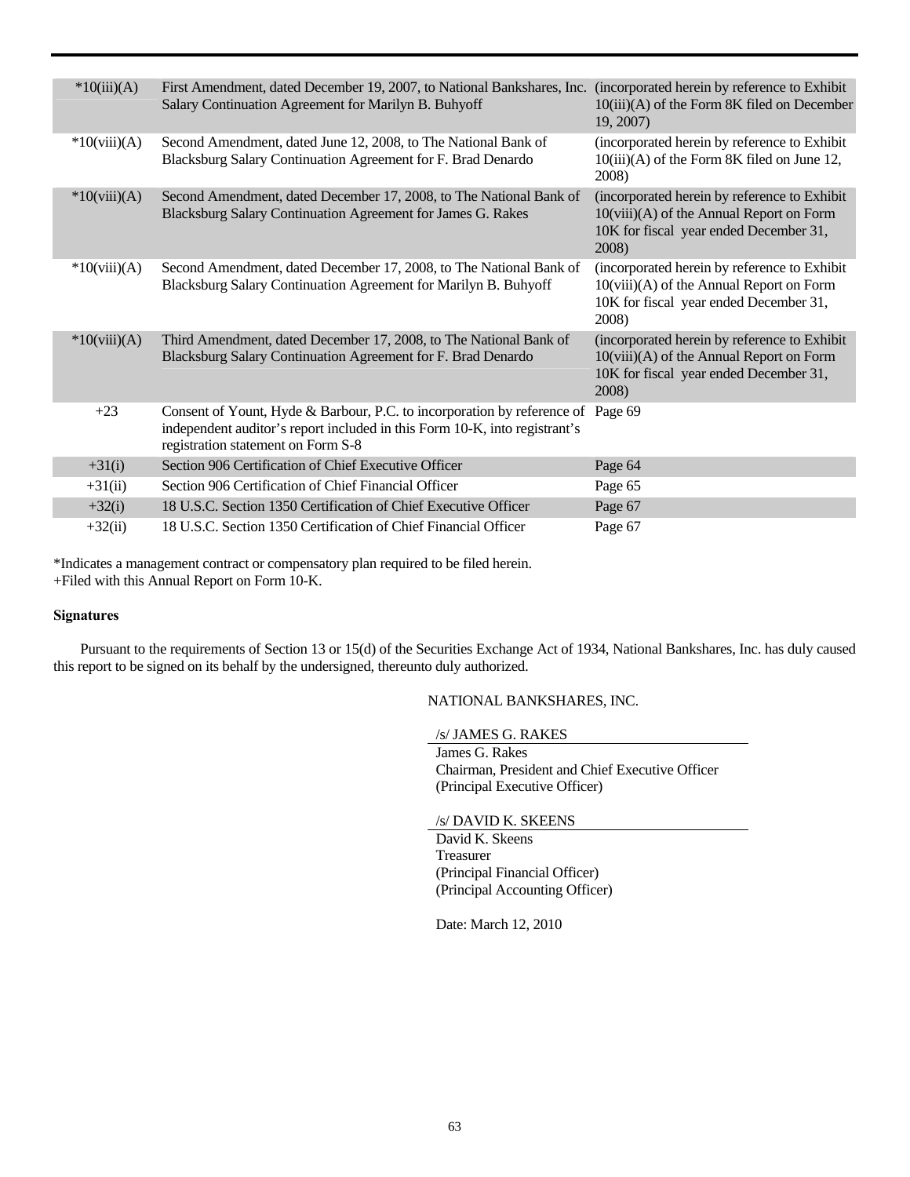| | | |
|---|---|---|
| *10(iii)(A) | First Amendment, dated December 19, 2007, to National Bankshares, Inc. Salary Continuation Agreement for Marilyn B. Buhyoff | (incorporated herein by reference to Exhibit 10(iii)(A) of the Form 8K filed on December 19, 2007) |
| *10(viii)(A) | Second Amendment, dated June 12, 2008, to The National Bank of Blacksburg Salary Continuation Agreement for F. Brad Denardo | (incorporated herein by reference to Exhibit 10(iii)(A) of the Form 8K filed on June 12, 2008) |
| *10(viii)(A) | Second Amendment, dated December 17, 2008, to The National Bank of Blacksburg Salary Continuation Agreement for James G. Rakes | (incorporated herein by reference to Exhibit 10(viii)(A) of the Annual Report on Form 10K for fiscal year ended December 31, 2008) |
| *10(viii)(A) | Second Amendment, dated December 17, 2008, to The National Bank of Blacksburg Salary Continuation Agreement for Marilyn B. Buhyoff | (incorporated herein by reference to Exhibit 10(viii)(A) of the Annual Report on Form 10K for fiscal year ended December 31, 2008) |
| *10(viii)(A) | Third Amendment, dated December 17, 2008, to The National Bank of Blacksburg Salary Continuation Agreement for F. Brad Denardo | (incorporated herein by reference to Exhibit 10(viii)(A) of the Annual Report on Form 10K for fiscal year ended December 31, 2008) |
| +23 | Consent of Yount, Hyde & Barbour, P.C. to incorporation by reference of independent auditor's report included in this Form 10-K, into registrant's registration statement on Form S-8 | Page 69 |
| +31(i) | Section 906 Certification of Chief Executive Officer | Page 64 |
| +31(ii) | Section 906 Certification of Chief Financial Officer | Page 65 |
| +32(i) | 18 U.S.C. Section 1350 Certification of Chief Executive Officer | Page 67 |
| +32(ii) | 18 U.S.C. Section 1350 Certification of Chief Financial Officer | Page 67 |

*Indicates a management contract or compensatory plan required to be filed herein.
+Filed with this Annual Report on Form 10-K.

**Signatures**

Pursuant to the requirements of Section 13 or 15(d) of the Securities Exchange Act of 1934, National Bankshares, Inc. has duly caused this report to be signed on its behalf by the undersigned, thereunto duly authorized.

NATIONAL BANKSHARES, INC.

/s/ JAMES G. RAKES
James G. Rakes
Chairman, President and Chief Executive Officer
(Principal Executive Officer)

/s/ DAVID K. SKEENS
David K. Skeens
Treasurer
(Principal Financial Officer)
(Principal Accounting Officer)

Date: March 12, 2010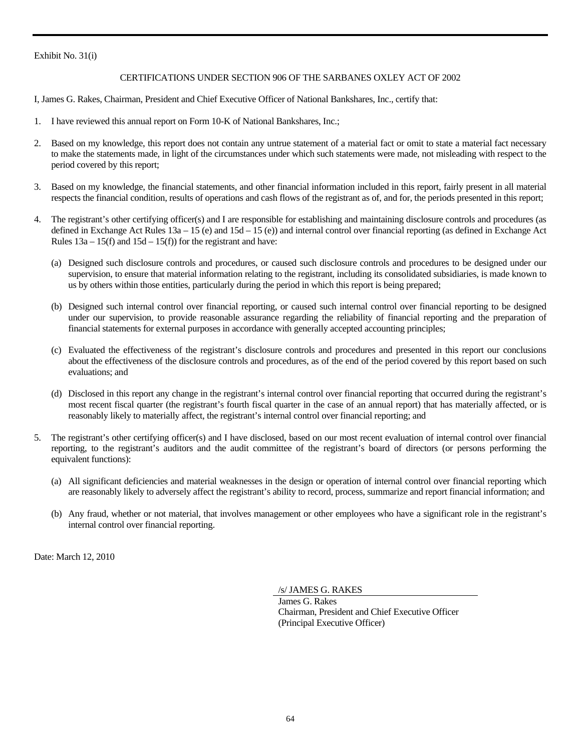Exhibit No. 31(i)

CERTIFICATIONS UNDER SECTION 906 OF THE SARBANES OXLEY ACT OF 2002

I, James G. Rakes, Chairman, President and Chief Executive Officer of National Bankshares, Inc., certify that:

1. I have reviewed this annual report on Form 10-K of National Bankshares, Inc.;

2. Based on my knowledge, this report does not contain any untrue statement of a material fact or omit to state a material fact necessary to make the statements made, in light of the circumstances under which such statements were made, not misleading with respect to the period covered by this report;

3. Based on my knowledge, the financial statements, and other financial information included in this report, fairly present in all material respects the financial condition, results of operations and cash flows of the registrant as of, and for, the periods presented in this report;

4. The registrant's other certifying officer(s) and I are responsible for establishing and maintaining disclosure controls and procedures (as defined in Exchange Act Rules 13a – 15 (e) and 15d – 15 (e)) and internal control over financial reporting (as defined in Exchange Act Rules 13a – 15(f) and 15d – 15(f)) for the registrant and have:

   (a) Designed such disclosure controls and procedures, or caused such disclosure controls and procedures to be designed under our supervision, to ensure that material information relating to the registrant, including its consolidated subsidiaries, is made known to us by others within those entities, particularly during the period in which this report is being prepared;

   (b) Designed such internal control over financial reporting, or caused such internal control over financial reporting to be designed under our supervision, to provide reasonable assurance regarding the reliability of financial reporting and the preparation of financial statements for external purposes in accordance with generally accepted accounting principles;

   (c) Evaluated the effectiveness of the registrant's disclosure controls and procedures and presented in this report our conclusions about the effectiveness of the disclosure controls and procedures, as of the end of the period covered by this report based on such evaluations; and

   (d) Disclosed in this report any change in the registrant's internal control over financial reporting that occurred during the registrant's most recent fiscal quarter (the registrant's fourth fiscal quarter in the case of an annual report) that has materially affected, or is reasonably likely to materially affect, the registrant's internal control over financial reporting; and

5. The registrant's other certifying officer(s) and I have disclosed, based on our most recent evaluation of internal control over financial reporting, to the registrant's auditors and the audit committee of the registrant's board of directors (or persons performing the equivalent functions):

   (a) All significant deficiencies and material weaknesses in the design or operation of internal control over financial reporting which are reasonably likely to adversely affect the registrant's ability to record, process, summarize and report financial information; and

   (b) Any fraud, whether or not material, that involves management or other employees who have a significant role in the registrant's internal control over financial reporting.

Date: March 12, 2010

/s/ JAMES G. RAKES

James G. Rakes
Chairman, President and Chief Executive Officer
(Principal Executive Officer)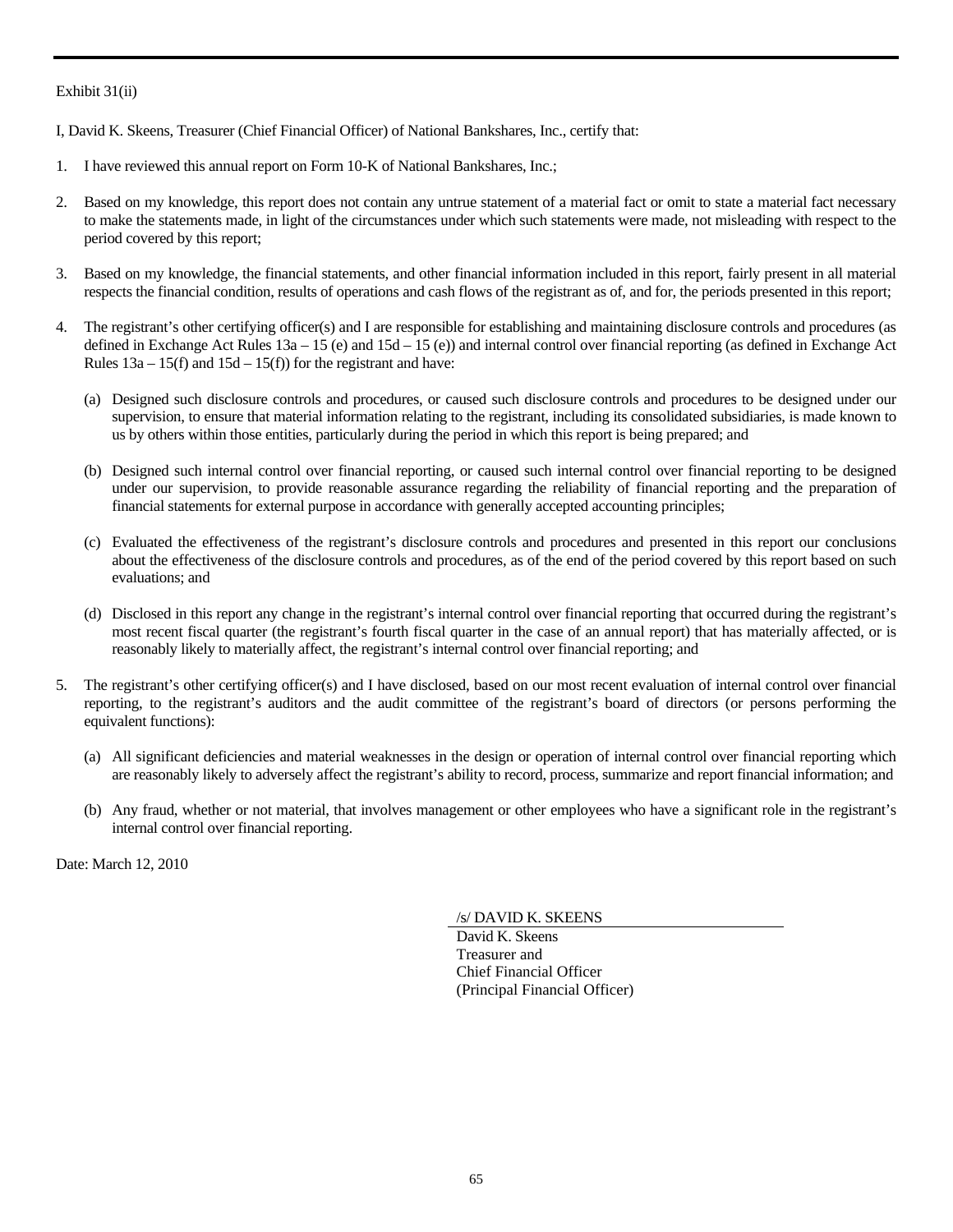Exhibit 31(ii)

I, David K. Skeens, Treasurer (Chief Financial Officer) of National Bankshares, Inc., certify that:

1. I have reviewed this annual report on Form 10-K of National Bankshares, Inc.;

2. Based on my knowledge, this report does not contain any untrue statement of a material fact or omit to state a material fact necessary to make the statements made, in light of the circumstances under which such statements were made, not misleading with respect to the period covered by this report;

3. Based on my knowledge, the financial statements, and other financial information included in this report, fairly present in all material respects the financial condition, results of operations and cash flows of the registrant as of, and for, the periods presented in this report;

4. The registrant's other certifying officer(s) and I are responsible for establishing and maintaining disclosure controls and procedures (as defined in Exchange Act Rules 13a – 15 (e) and 15d – 15 (e)) and internal control over financial reporting (as defined in Exchange Act Rules 13a – 15(f) and 15d – 15(f)) for the registrant and have:

   (a) Designed such disclosure controls and procedures, or caused such disclosure controls and procedures to be designed under our supervision, to ensure that material information relating to the registrant, including its consolidated subsidiaries, is made known to us by others within those entities, particularly during the period in which this report is being prepared; and

   (b) Designed such internal control over financial reporting, or caused such internal control over financial reporting to be designed under our supervision, to provide reasonable assurance regarding the reliability of financial reporting and the preparation of financial statements for external purpose in accordance with generally accepted accounting principles;

   (c) Evaluated the effectiveness of the registrant's disclosure controls and procedures and presented in this report our conclusions about the effectiveness of the disclosure controls and procedures, as of the end of the period covered by this report based on such evaluations; and

   (d) Disclosed in this report any change in the registrant's internal control over financial reporting that occurred during the registrant's most recent fiscal quarter (the registrant's fourth fiscal quarter in the case of an annual report) that has materially affected, or is reasonably likely to materially affect, the registrant's internal control over financial reporting; and

5. The registrant's other certifying officer(s) and I have disclosed, based on our most recent evaluation of internal control over financial reporting, to the registrant's auditors and the audit committee of the registrant's board of directors (or persons performing the equivalent functions):

   (a) All significant deficiencies and material weaknesses in the design or operation of internal control over financial reporting which are reasonably likely to adversely affect the registrant's ability to record, process, summarize and report financial information; and

   (b) Any fraud, whether or not material, that involves management or other employees who have a significant role in the registrant's internal control over financial reporting.

Date: March 12, 2010

/s/ DAVID K. SKEENS
David K. Skeens
Treasurer and
Chief Financial Officer
(Principal Financial Officer)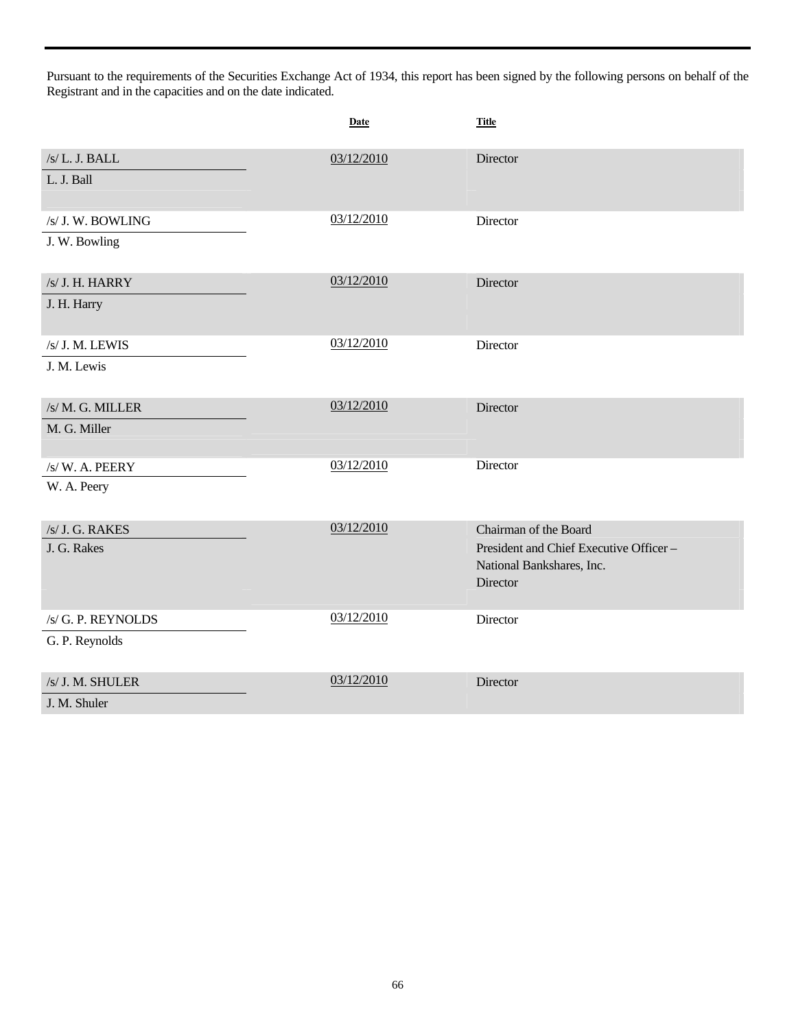Pursuant to the requirements of the Securities Exchange Act of 1934, this report has been signed by the following persons on behalf of the Registrant and in the capacities and on the date indicated.

| | Date | Title |
|---|---|---|
| /s/ L. J. BALL<br>L. J. Ball | 03/12/2010 | Director |
| /s/ J. W. BOWLING<br>J. W. Bowling | 03/12/2010 | Director |
| /s/ J. H. HARRY<br>J. H. Harry | 03/12/2010 | Director |
| /s/ J. M. LEWIS<br>J. M. Lewis | 03/12/2010 | Director |
| /s/ M. G. MILLER<br>M. G. Miller | 03/12/2010 | Director |
| /s/ W. A. PEERY<br>W. A. Peery | 03/12/2010 | Director |
| /s/ J. G. RAKES<br>J. G. Rakes | 03/12/2010 | Chairman of the Board<br>President and Chief Executive Officer – National Bankshares, Inc.<br>Director |
| /s/ G. P. REYNOLDS<br>G. P. Reynolds | 03/12/2010 | Director |
| /s/ J. M. SHULER<br>J. M. Shuler | 03/12/2010 | Director |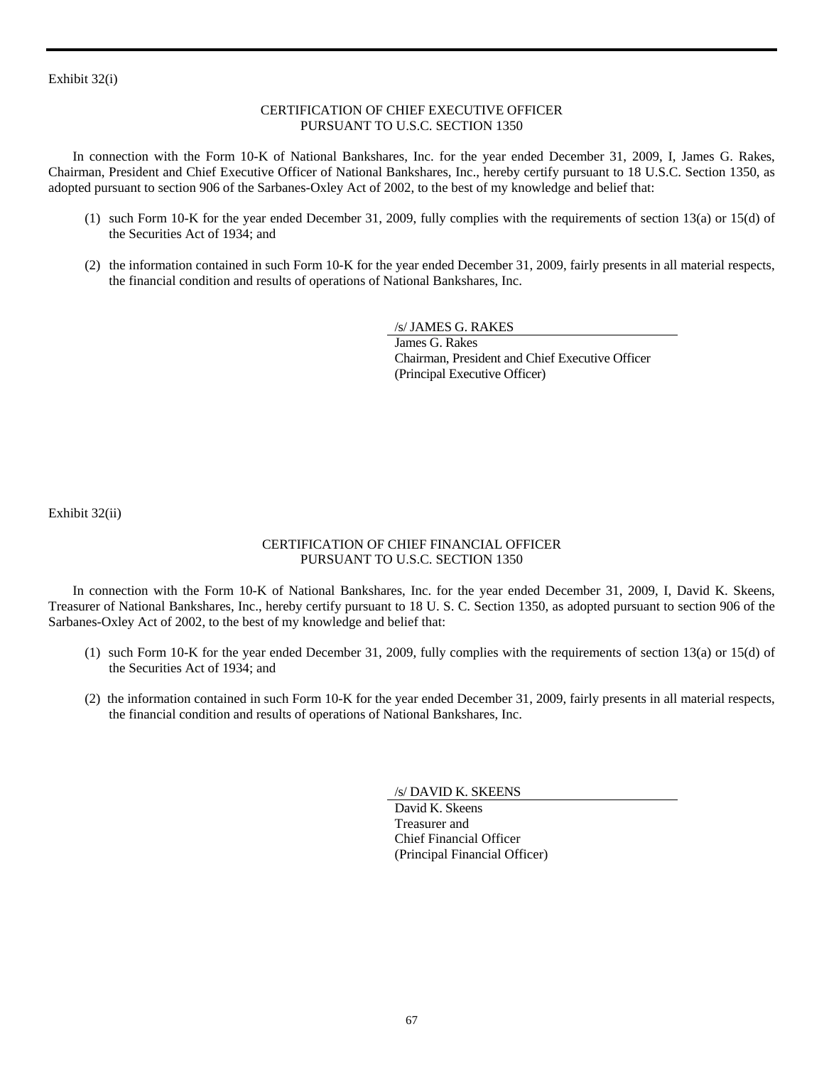Exhibit 32(i)

CERTIFICATION OF CHIEF EXECUTIVE OFFICER
PURSUANT TO U.S.C. SECTION 1350

In connection with the Form 10-K of National Bankshares, Inc. for the year ended December 31, 2009, I, James G. Rakes, Chairman, President and Chief Executive Officer of National Bankshares, Inc., hereby certify pursuant to 18 U.S.C. Section 1350, as adopted pursuant to section 906 of the Sarbanes-Oxley Act of 2002, to the best of my knowledge and belief that:

(1) such Form 10-K for the year ended December 31, 2009, fully complies with the requirements of section 13(a) or 15(d) of the Securities Act of 1934; and

(2) the information contained in such Form 10-K for the year ended December 31, 2009, fairly presents in all material respects, the financial condition and results of operations of National Bankshares, Inc.

/s/ JAMES G. RAKES
James G. Rakes
Chairman, President and Chief Executive Officer
(Principal Executive Officer)

Exhibit 32(ii)

CERTIFICATION OF CHIEF FINANCIAL OFFICER
PURSUANT TO U.S.C. SECTION 1350

In connection with the Form 10-K of National Bankshares, Inc. for the year ended December 31, 2009, I, David K. Skeens, Treasurer of National Bankshares, Inc., hereby certify pursuant to 18 U. S. C. Section 1350, as adopted pursuant to section 906 of the Sarbanes-Oxley Act of 2002, to the best of my knowledge and belief that:

(1) such Form 10-K for the year ended December 31, 2009, fully complies with the requirements of section 13(a) or 15(d) of the Securities Act of 1934; and

(2) the information contained in such Form 10-K for the year ended December 31, 2009, fairly presents in all material respects, the financial condition and results of operations of National Bankshares, Inc.

/s/ DAVID K. SKEENS
David K. Skeens
Treasurer and
Chief Financial Officer
(Principal Financial Officer)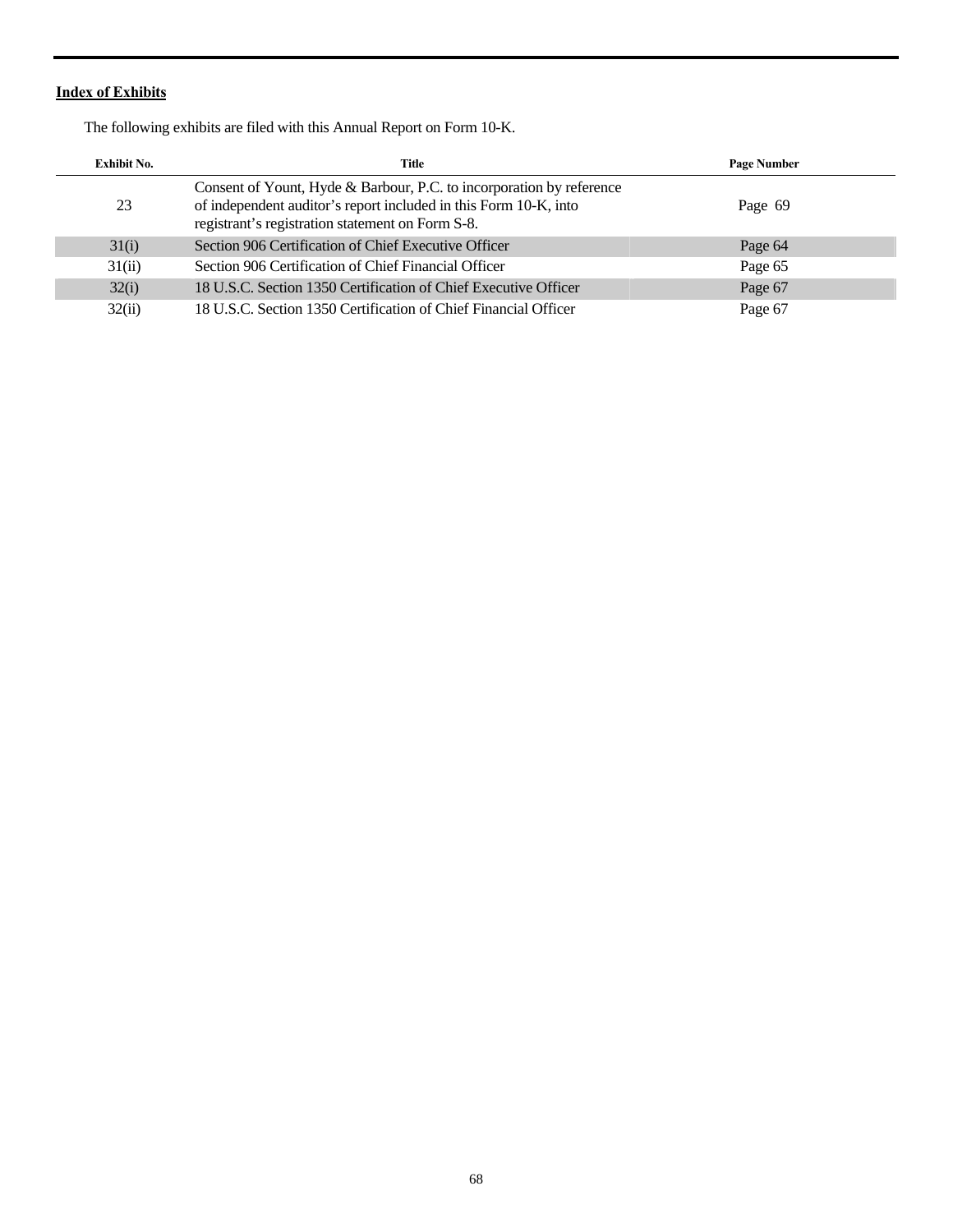**Index of Exhibits**

The following exhibits are filed with this Annual Report on Form 10-K.

| Exhibit No. | Title | Page Number |
| --- | --- | --- |
| 23 | Consent of Yount, Hyde & Barbour, P.C. to incorporation by reference of independent auditor's report included in this Form 10-K, into registrant's registration statement on Form S-8. | Page 69 |
| 31(i) | Section 906 Certification of Chief Executive Officer | Page 64 |
| 31(ii) | Section 906 Certification of Chief Financial Officer | Page 65 |
| 32(i) | 18 U.S.C. Section 1350 Certification of Chief Executive Officer | Page 67 |
| 32(ii) | 18 U.S.C. Section 1350 Certification of Chief Financial Officer | Page 67 |